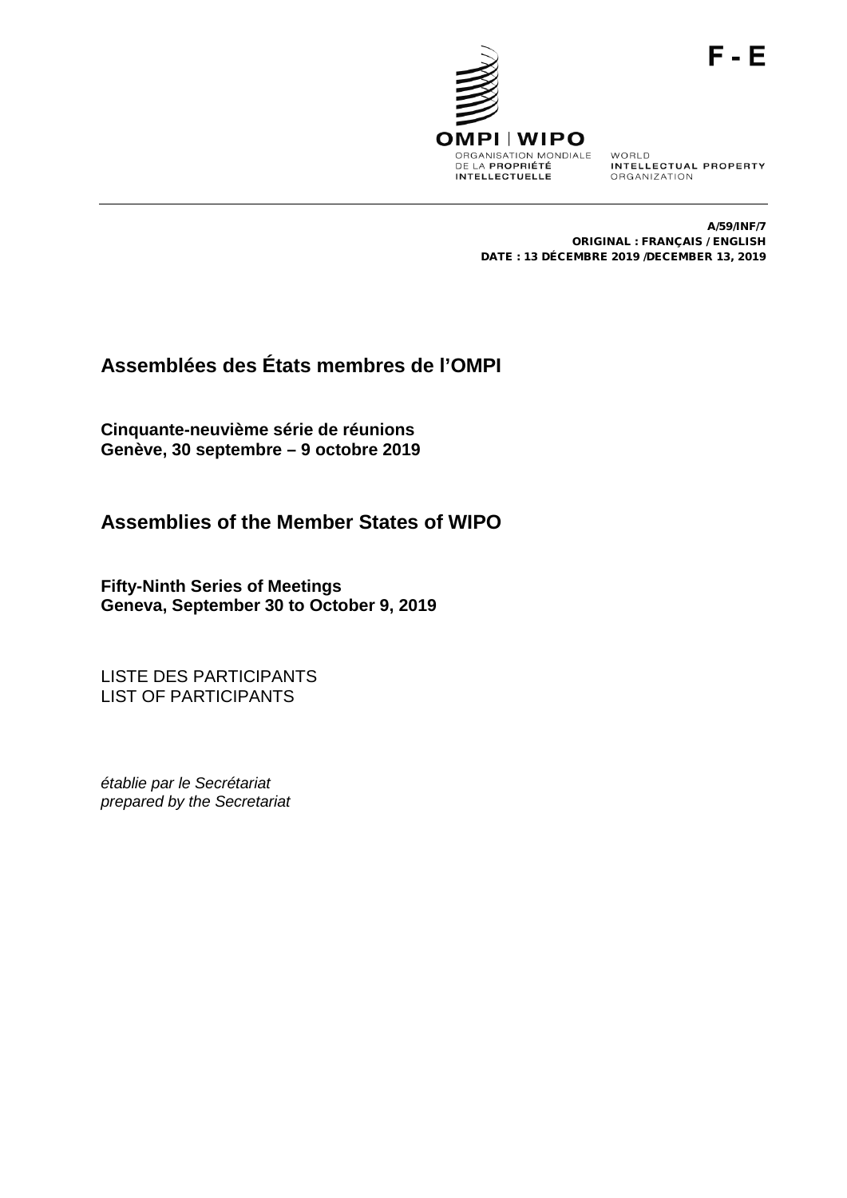F - E

OMPI | WIPO

ORGANISATION MONDIALE DE LA PROPRIÉTÉ INTELLECTUELLE

WORLD INTELLECTUAL PROPERTY ORGANIZATION

A/59/INF/7
ORIGINAL : FRANÇAIS / ENGLISH
DATE : 13 DÉCEMBRE 2019 /DECEMBER 13, 2019

# Assemblées des États membres de l'OMPI

**Cinquante-neuvième série de réunions**
**Genève, 30 septembre – 9 octobre 2019**

# Assemblies of the Member States of WIPO

**Fifty-Ninth Series of Meetings**
**Geneva, September 30 to October 9, 2019**

LISTE DES PARTICIPANTS
LIST OF PARTICIPANTS

*établie par le Secrétariat*
*prepared by the Secretariat*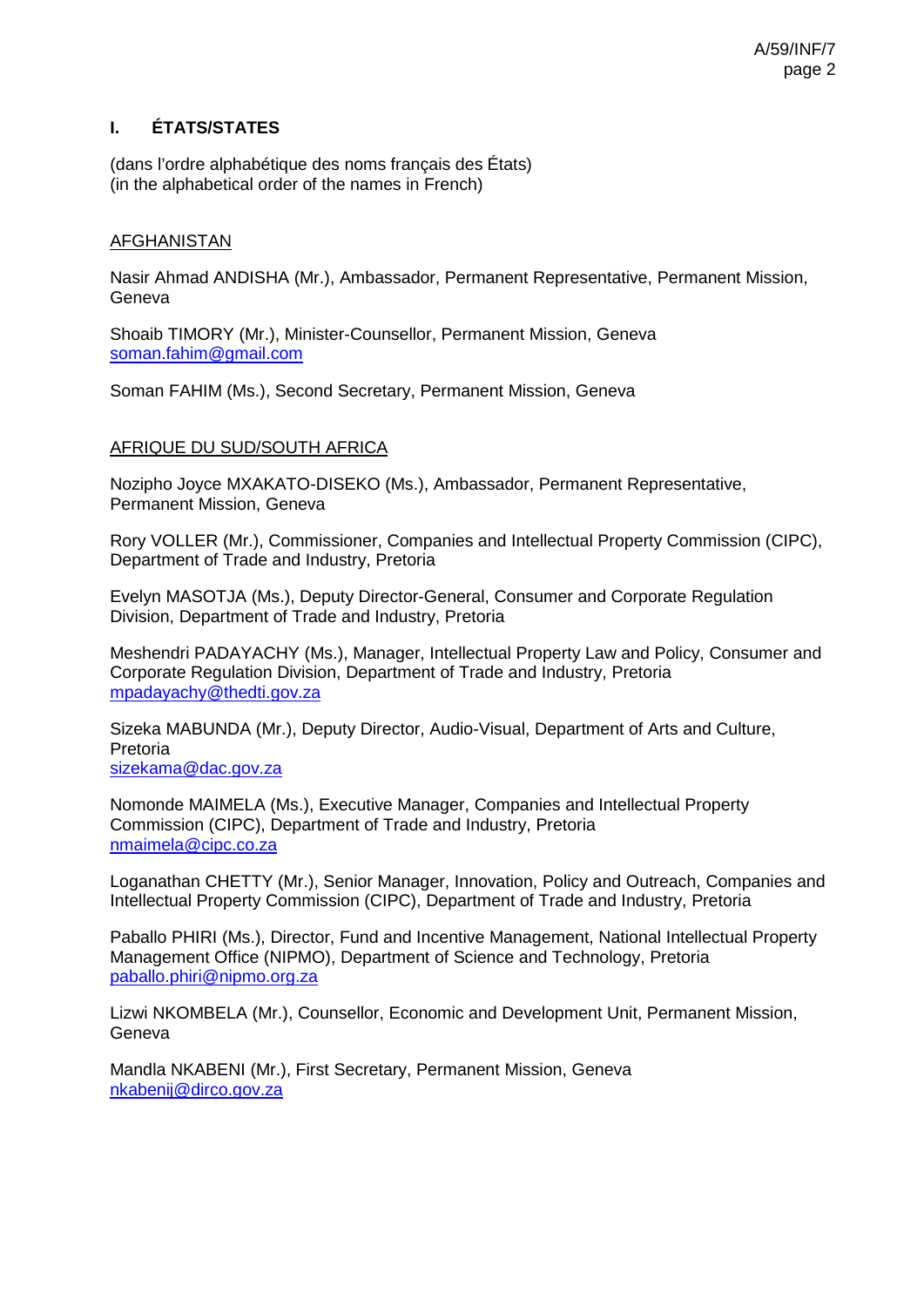## I. ÉTATS/STATES

(dans l'ordre alphabétique des noms français des États)
(in the alphabetical order of the names in French)

AFGHANISTAN

Nasir Ahmad ANDISHA (Mr.), Ambassador, Permanent Representative, Permanent Mission, Geneva

Shoaib TIMORY (Mr.), Minister-Counsellor, Permanent Mission, Geneva
soman.fahim@gmail.com

Soman FAHIM (Ms.), Second Secretary, Permanent Mission, Geneva

AFRIQUE DU SUD/SOUTH AFRICA

Nozipho Joyce MXAKATO-DISEKO (Ms.), Ambassador, Permanent Representative, Permanent Mission, Geneva

Rory VOLLER (Mr.), Commissioner, Companies and Intellectual Property Commission (CIPC), Department of Trade and Industry, Pretoria

Evelyn MASOTJA (Ms.), Deputy Director-General, Consumer and Corporate Regulation Division, Department of Trade and Industry, Pretoria

Meshendri PADAYACHY (Ms.), Manager, Intellectual Property Law and Policy, Consumer and Corporate Regulation Division, Department of Trade and Industry, Pretoria
mpadayachy@thedti.gov.za

Sizeka MABUNDA (Mr.), Deputy Director, Audio-Visual, Department of Arts and Culture, Pretoria
sizekama@dac.gov.za

Nomonde MAIMELA (Ms.), Executive Manager, Companies and Intellectual Property Commission (CIPC), Department of Trade and Industry, Pretoria
nmaimela@cipc.co.za

Loganathan CHETTY (Mr.), Senior Manager, Innovation, Policy and Outreach, Companies and Intellectual Property Commission (CIPC), Department of Trade and Industry, Pretoria

Paballo PHIRI (Ms.), Director, Fund and Incentive Management, National Intellectual Property Management Office (NIPMO), Department of Science and Technology, Pretoria
paballo.phiri@nipmo.org.za

Lizwi NKOMBELA (Mr.), Counsellor, Economic and Development Unit, Permanent Mission, Geneva

Mandla NKABENI (Mr.), First Secretary, Permanent Mission, Geneva
nkabenij@dirco.gov.za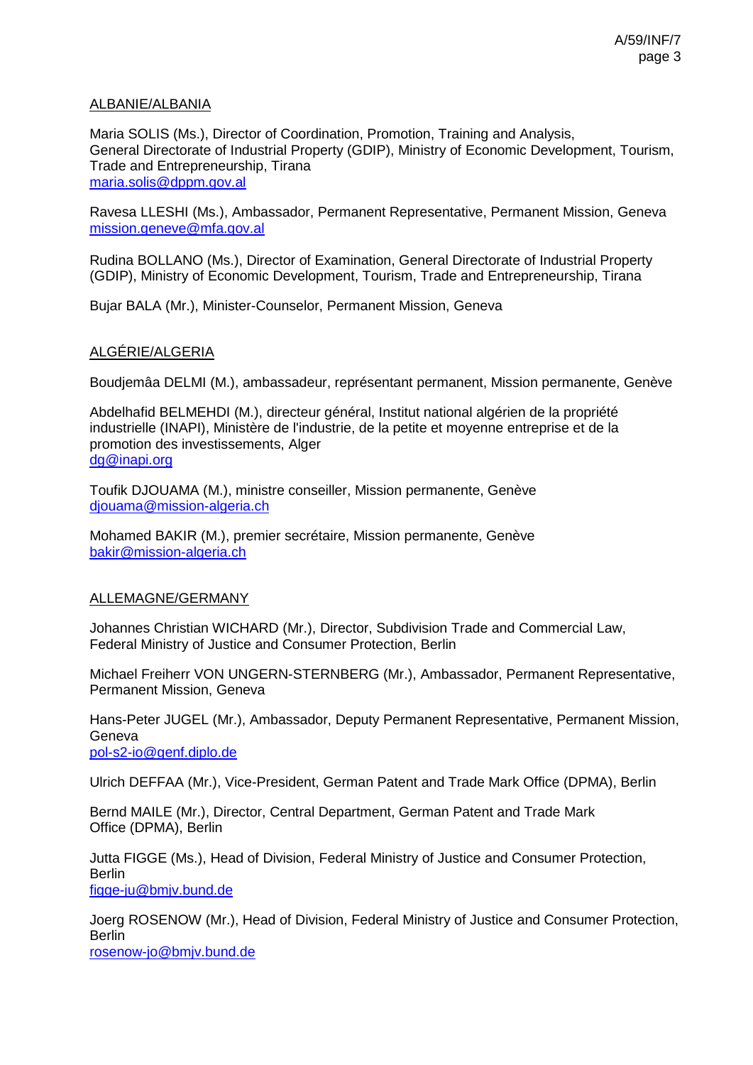ALBANIE/ALBANIA

Maria SOLIS (Ms.), Director of Coordination, Promotion, Training and Analysis, General Directorate of Industrial Property (GDIP), Ministry of Economic Development, Tourism, Trade and Entrepreneurship, Tirana
maria.solis@dppm.gov.al

Ravesa LLESHI (Ms.), Ambassador, Permanent Representative, Permanent Mission, Geneva
mission.geneve@mfa.gov.al

Rudina BOLLANO (Ms.), Director of Examination, General Directorate of Industrial Property (GDIP), Ministry of Economic Development, Tourism, Trade and Entrepreneurship, Tirana

Bujar BALA (Mr.), Minister-Counselor, Permanent Mission, Geneva

ALGÉRIE/ALGERIA

Boudjemâa DELMI (M.), ambassadeur, représentant permanent, Mission permanente, Genève

Abdelhafid BELMEHDI (M.), directeur général, Institut national algérien de la propriété industrielle (INAPI), Ministère de l'industrie, de la petite et moyenne entreprise et de la promotion des investissements, Alger
dg@inapi.org

Toufik DJOUAMA (M.), ministre conseiller, Mission permanente, Genève
djouama@mission-algeria.ch

Mohamed BAKIR (M.), premier secrétaire, Mission permanente, Genève
bakir@mission-algeria.ch

ALLEMAGNE/GERMANY

Johannes Christian WICHARD (Mr.), Director, Subdivision Trade and Commercial Law, Federal Ministry of Justice and Consumer Protection, Berlin

Michael Freiherr VON UNGERN-STERNBERG (Mr.), Ambassador, Permanent Representative, Permanent Mission, Geneva

Hans-Peter JUGEL (Mr.), Ambassador, Deputy Permanent Representative, Permanent Mission, Geneva
pol-s2-io@genf.diplo.de

Ulrich DEFFAA (Mr.), Vice-President, German Patent and Trade Mark Office (DPMA), Berlin

Bernd MAILE (Mr.), Director, Central Department, German Patent and Trade Mark Office (DPMA), Berlin

Jutta FIGGE (Ms.), Head of Division, Federal Ministry of Justice and Consumer Protection, Berlin
figge-ju@bmjv.bund.de

Joerg ROSENOW (Mr.), Head of Division, Federal Ministry of Justice and Consumer Protection, Berlin
rosenow-jo@bmjv.bund.de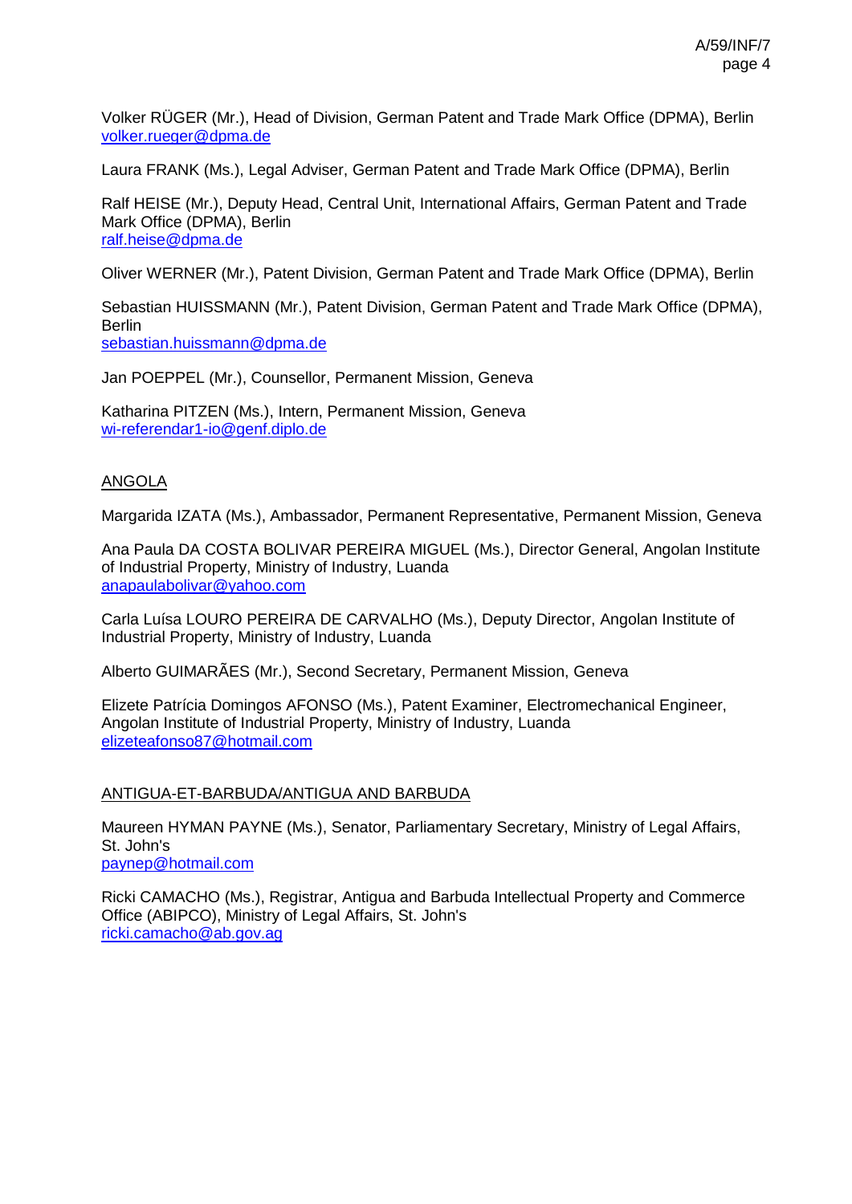Volker RÜGER (Mr.), Head of Division, German Patent and Trade Mark Office (DPMA), Berlin
volker.rueger@dpma.de

Laura FRANK (Ms.), Legal Adviser, German Patent and Trade Mark Office (DPMA), Berlin

Ralf HEISE (Mr.), Deputy Head, Central Unit, International Affairs, German Patent and Trade Mark Office (DPMA), Berlin
ralf.heise@dpma.de

Oliver WERNER (Mr.), Patent Division, German Patent and Trade Mark Office (DPMA), Berlin

Sebastian HUISSMANN (Mr.), Patent Division, German Patent and Trade Mark Office (DPMA), Berlin
sebastian.huissmann@dpma.de

Jan POEPPEL (Mr.), Counsellor, Permanent Mission, Geneva

Katharina PITZEN (Ms.), Intern, Permanent Mission, Geneva
wi-referendar1-io@genf.diplo.de

ANGOLA

Margarida IZATA (Ms.), Ambassador, Permanent Representative, Permanent Mission, Geneva

Ana Paula DA COSTA BOLIVAR PEREIRA MIGUEL (Ms.), Director General, Angolan Institute of Industrial Property, Ministry of Industry, Luanda
anapaulabolivar@yahoo.com

Carla Luísa LOURO PEREIRA DE CARVALHO (Ms.), Deputy Director, Angolan Institute of Industrial Property, Ministry of Industry, Luanda

Alberto GUIMARÃES (Mr.), Second Secretary, Permanent Mission, Geneva

Elizete Patrícia Domingos AFONSO (Ms.), Patent Examiner, Electromechanical Engineer, Angolan Institute of Industrial Property, Ministry of Industry, Luanda
elizeteafonso87@hotmail.com

ANTIGUA-ET-BARBUDA/ANTIGUA AND BARBUDA

Maureen HYMAN PAYNE (Ms.), Senator, Parliamentary Secretary, Ministry of Legal Affairs, St. John's
paynep@hotmail.com

Ricki CAMACHO (Ms.), Registrar, Antigua and Barbuda Intellectual Property and Commerce Office (ABIPCO), Ministry of Legal Affairs, St. John's
ricki.camacho@ab.gov.ag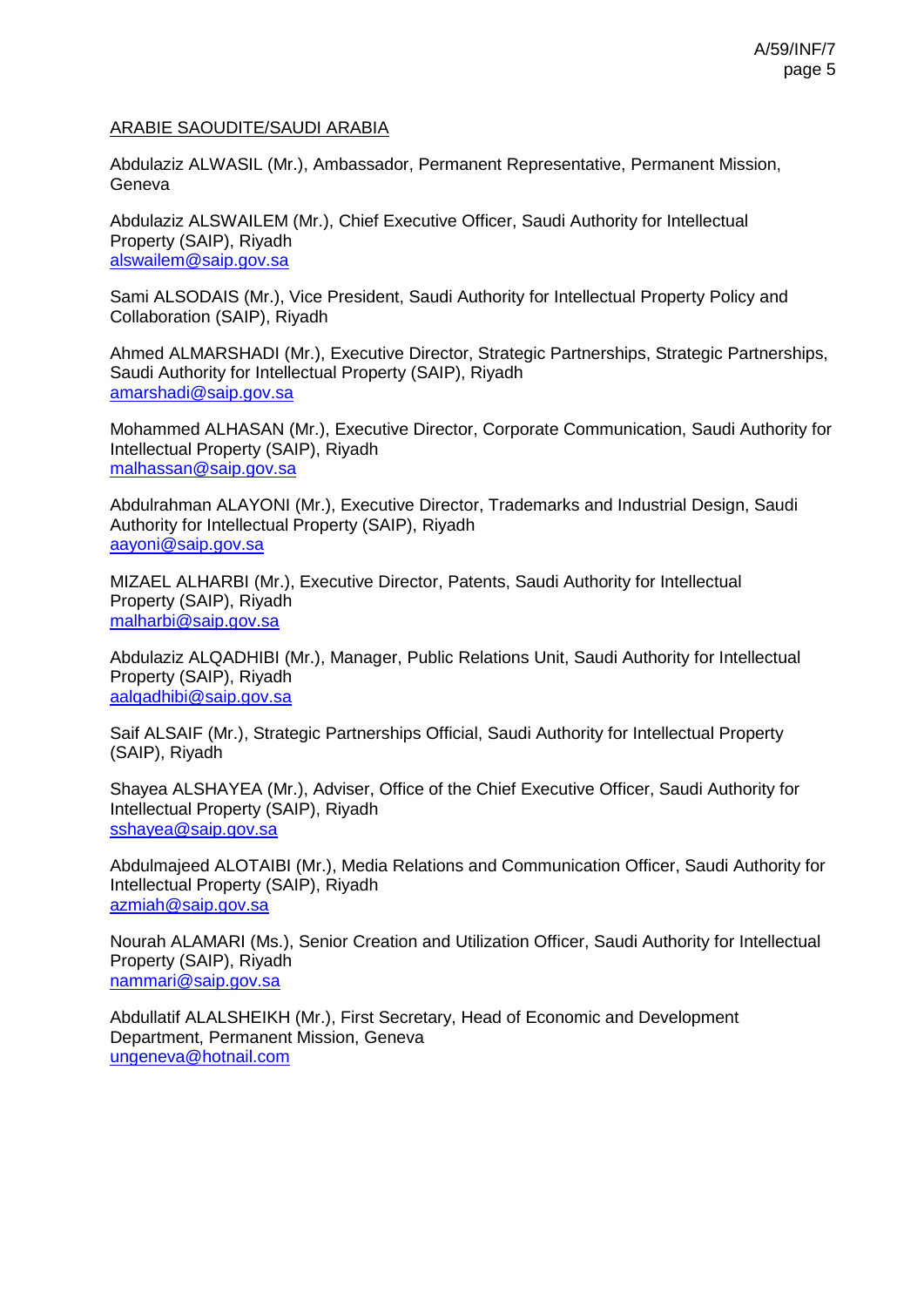ARABIE SAOUDITE/SAUDI ARABIA

Abdulaziz ALWASIL (Mr.), Ambassador, Permanent Representative, Permanent Mission, Geneva

Abdulaziz ALSWAILEM (Mr.), Chief Executive Officer, Saudi Authority for Intellectual Property (SAIP), Riyadh
alswailem@saip.gov.sa

Sami ALSODAIS (Mr.), Vice President, Saudi Authority for Intellectual Property Policy and Collaboration (SAIP), Riyadh

Ahmed ALMARSHADI (Mr.), Executive Director, Strategic Partnerships, Strategic Partnerships, Saudi Authority for Intellectual Property (SAIP), Riyadh
amarshadi@saip.gov.sa

Mohammed ALHASAN (Mr.), Executive Director, Corporate Communication, Saudi Authority for Intellectual Property (SAIP), Riyadh
malhassan@saip.gov.sa

Abdulrahman ALAYONI (Mr.), Executive Director, Trademarks and Industrial Design, Saudi Authority for Intellectual Property (SAIP), Riyadh
aayoni@saip.gov.sa

MIZAEL ALHARBI (Mr.), Executive Director, Patents, Saudi Authority for Intellectual Property (SAIP), Riyadh
malharbi@saip.gov.sa

Abdulaziz ALQADHIBI (Mr.), Manager, Public Relations Unit, Saudi Authority for Intellectual Property (SAIP), Riyadh
aalqadhibi@saip.gov.sa

Saif ALSAIF (Mr.), Strategic Partnerships Official, Saudi Authority for Intellectual Property (SAIP), Riyadh

Shayea ALSHAYEA (Mr.), Adviser, Office of the Chief Executive Officer, Saudi Authority for Intellectual Property (SAIP), Riyadh
sshayea@saip.gov.sa

Abdulmajeed ALOTAIBI (Mr.), Media Relations and Communication Officer, Saudi Authority for Intellectual Property (SAIP), Riyadh
azmiah@saip.gov.sa

Nourah ALAMARI (Ms.), Senior Creation and Utilization Officer, Saudi Authority for Intellectual Property (SAIP), Riyadh
nammari@saip.gov.sa

Abdullatif ALALSHEIKH (Mr.), First Secretary, Head of Economic and Development Department, Permanent Mission, Geneva
ungeneva@hotnail.com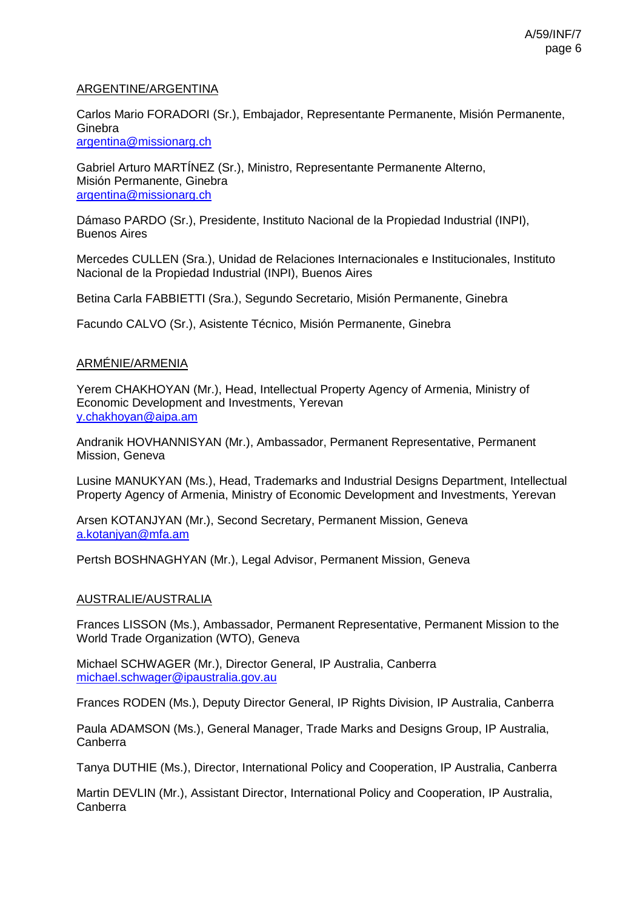ARGENTINE/ARGENTINA

Carlos Mario FORADORI (Sr.), Embajador, Representante Permanente, Misión Permanente, Ginebra
argentina@missionarg.ch

Gabriel Arturo MARTÍNEZ (Sr.), Ministro, Representante Permanente Alterno, Misión Permanente, Ginebra
argentina@missionarg.ch

Dámaso PARDO (Sr.), Presidente, Instituto Nacional de la Propiedad Industrial (INPI), Buenos Aires

Mercedes CULLEN (Sra.), Unidad de Relaciones Internacionales e Institucionales, Instituto Nacional de la Propiedad Industrial (INPI), Buenos Aires

Betina Carla FABBIETTI (Sra.), Segundo Secretario, Misión Permanente, Ginebra

Facundo CALVO (Sr.), Asistente Técnico, Misión Permanente, Ginebra

ARMÉNIE/ARMENIA

Yerem CHAKHOYAN (Mr.), Head, Intellectual Property Agency of Armenia, Ministry of Economic Development and Investments, Yerevan
y.chakhoyan@aipa.am

Andranik HOVHANNISYAN (Mr.), Ambassador, Permanent Representative, Permanent Mission, Geneva

Lusine MANUKYAN (Ms.), Head, Trademarks and Industrial Designs Department, Intellectual Property Agency of Armenia, Ministry of Economic Development and Investments, Yerevan

Arsen KOTANJYAN (Mr.), Second Secretary, Permanent Mission, Geneva
a.kotanjyan@mfa.am

Pertsh BOSHNAGHYAN (Mr.), Legal Advisor, Permanent Mission, Geneva

AUSTRALIE/AUSTRALIA

Frances LISSON (Ms.), Ambassador, Permanent Representative, Permanent Mission to the World Trade Organization (WTO), Geneva

Michael SCHWAGER (Mr.), Director General, IP Australia, Canberra
michael.schwager@ipaustralia.gov.au

Frances RODEN (Ms.), Deputy Director General, IP Rights Division, IP Australia, Canberra

Paula ADAMSON (Ms.), General Manager, Trade Marks and Designs Group, IP Australia, Canberra

Tanya DUTHIE (Ms.), Director, International Policy and Cooperation, IP Australia, Canberra

Martin DEVLIN (Mr.), Assistant Director, International Policy and Cooperation, IP Australia, Canberra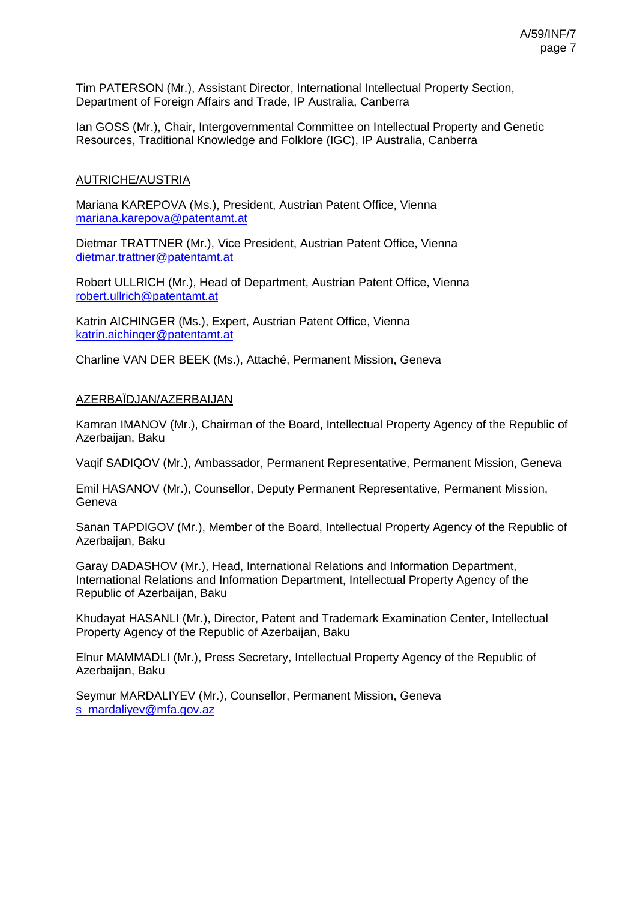Tim PATERSON (Mr.), Assistant Director, International Intellectual Property Section, Department of Foreign Affairs and Trade, IP Australia, Canberra

Ian GOSS (Mr.), Chair, Intergovernmental Committee on Intellectual Property and Genetic Resources, Traditional Knowledge and Folklore (IGC), IP Australia, Canberra

AUTRICHE/AUSTRIA

Mariana KAREPOVA (Ms.), President, Austrian Patent Office, Vienna
mariana.karepova@patentamt.at

Dietmar TRATTNER (Mr.), Vice President, Austrian Patent Office, Vienna
dietmar.trattner@patentamt.at

Robert ULLRICH (Mr.), Head of Department, Austrian Patent Office, Vienna
robert.ullrich@patentamt.at

Katrin AICHINGER (Ms.), Expert, Austrian Patent Office, Vienna
katrin.aichinger@patentamt.at

Charline VAN DER BEEK (Ms.), Attaché, Permanent Mission, Geneva

AZERBAÏDJAN/AZERBAIJAN

Kamran IMANOV (Mr.), Chairman of the Board, Intellectual Property Agency of the Republic of Azerbaijan, Baku

Vaqif SADIQOV (Mr.), Ambassador, Permanent Representative, Permanent Mission, Geneva

Emil HASANOV (Mr.), Counsellor, Deputy Permanent Representative, Permanent Mission, Geneva

Sanan TAPDIGOV (Mr.), Member of the Board, Intellectual Property Agency of the Republic of Azerbaijan, Baku

Garay DADASHOV (Mr.), Head, International Relations and Information Department, International Relations and Information Department, Intellectual Property Agency of the Republic of Azerbaijan, Baku

Khudayat HASANLI (Mr.), Director, Patent and Trademark Examination Center, Intellectual Property Agency of the Republic of Azerbaijan, Baku

Elnur MAMMADLI (Mr.), Press Secretary, Intellectual Property Agency of the Republic of Azerbaijan, Baku

Seymur MARDALIYEV (Mr.), Counsellor, Permanent Mission, Geneva
s_mardaliyev@mfa.gov.az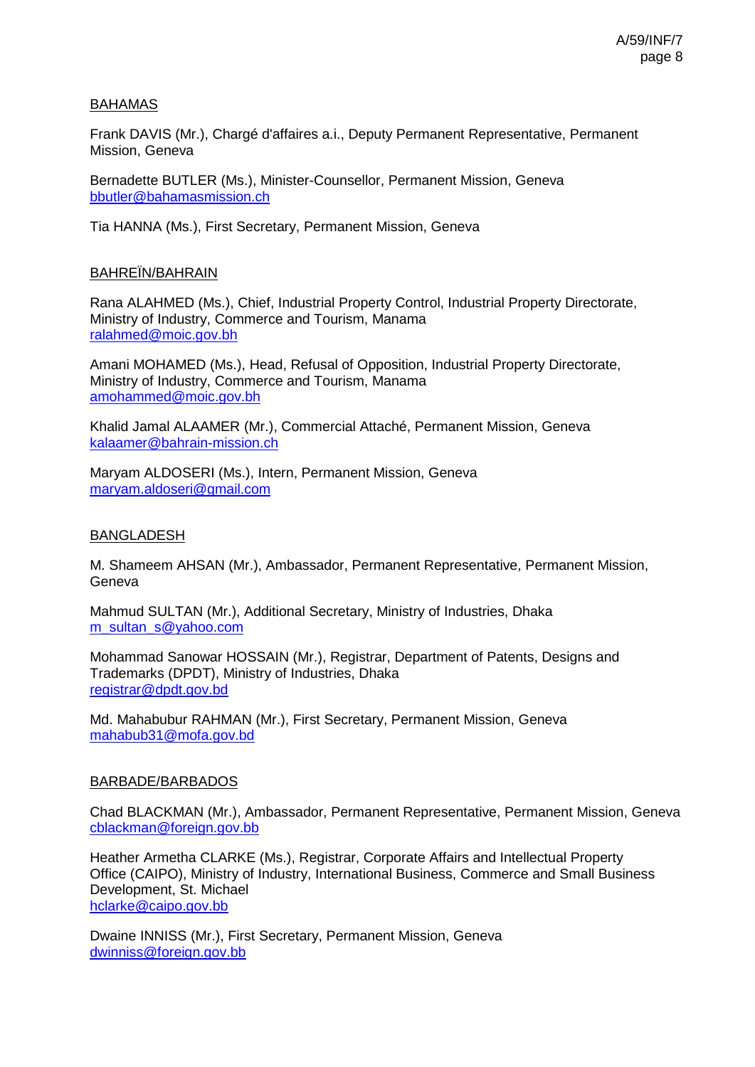BAHAMAS

Frank DAVIS (Mr.), Chargé d'affaires a.i., Deputy Permanent Representative, Permanent Mission, Geneva

Bernadette BUTLER (Ms.), Minister-Counsellor, Permanent Mission, Geneva
bbutler@bahamasmission.ch

Tia HANNA (Ms.), First Secretary, Permanent Mission, Geneva

BAHREÏN/BAHRAIN

Rana ALAHMED (Ms.), Chief, Industrial Property Control, Industrial Property Directorate, Ministry of Industry, Commerce and Tourism, Manama
ralahmed@moic.gov.bh

Amani MOHAMED (Ms.), Head, Refusal of Opposition, Industrial Property Directorate, Ministry of Industry, Commerce and Tourism, Manama
amohammed@moic.gov.bh

Khalid Jamal ALAAMER (Mr.), Commercial Attaché, Permanent Mission, Geneva
kalaamer@bahrain-mission.ch

Maryam ALDOSERI (Ms.), Intern, Permanent Mission, Geneva
maryam.aldoseri@gmail.com

BANGLADESH

M. Shameem AHSAN (Mr.), Ambassador, Permanent Representative, Permanent Mission, Geneva

Mahmud SULTAN (Mr.), Additional Secretary, Ministry of Industries, Dhaka
m_sultan_s@yahoo.com

Mohammad Sanowar HOSSAIN (Mr.), Registrar, Department of Patents, Designs and Trademarks (DPDT), Ministry of Industries, Dhaka
registrar@dpdt.gov.bd

Md. Mahabubur RAHMAN (Mr.), First Secretary, Permanent Mission, Geneva
mahabub31@mofa.gov.bd

BARBADE/BARBADOS

Chad BLACKMAN (Mr.), Ambassador, Permanent Representative, Permanent Mission, Geneva
cblackman@foreign.gov.bb

Heather Armetha CLARKE (Ms.), Registrar, Corporate Affairs and Intellectual Property Office (CAIPO), Ministry of Industry, International Business, Commerce and Small Business Development, St. Michael
hclarke@caipo.gov.bb

Dwaine INNISS (Mr.), First Secretary, Permanent Mission, Geneva
dwinniss@foreign.gov.bb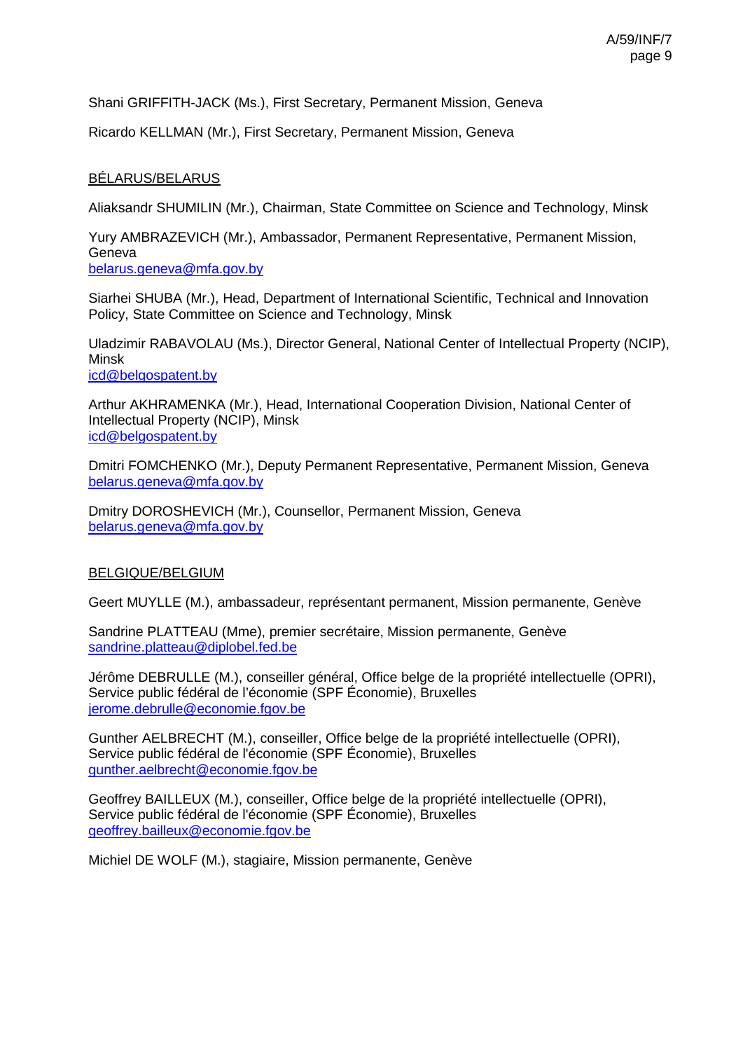Shani GRIFFITH-JACK (Ms.), First Secretary, Permanent Mission, Geneva

Ricardo KELLMAN (Mr.), First Secretary, Permanent Mission, Geneva

<u>BÉLARUS/BELARUS</u>

Aliaksandr SHUMILIN (Mr.), Chairman, State Committee on Science and Technology, Minsk

Yury AMBRAZEVICH (Mr.), Ambassador, Permanent Representative, Permanent Mission, Geneva
belarus.geneva@mfa.gov.by

Siarhei SHUBA (Mr.), Head, Department of International Scientific, Technical and Innovation Policy, State Committee on Science and Technology, Minsk

Uladzimir RABAVOLAU (Ms.), Director General, National Center of Intellectual Property (NCIP), Minsk
icd@belgospatent.by

Arthur AKHRAMENKA (Mr.), Head, International Cooperation Division, National Center of Intellectual Property (NCIP), Minsk
icd@belgospatent.by

Dmitri FOMCHENKO (Mr.), Deputy Permanent Representative, Permanent Mission, Geneva
belarus.geneva@mfa.gov.by

Dmitry DOROSHEVICH (Mr.), Counsellor, Permanent Mission, Geneva
belarus.geneva@mfa.gov.by

<u>BELGIQUE/BELGIUM</u>

Geert MUYLLE (M.), ambassadeur, représentant permanent, Mission permanente, Genève

Sandrine PLATTEAU (Mme), premier secrétaire, Mission permanente, Genève
sandrine.platteau@diplobel.fed.be

Jérôme DEBRULLE (M.), conseiller général, Office belge de la propriété intellectuelle (OPRI), Service public fédéral de l'économie (SPF Économie), Bruxelles
jerome.debrulle@economie.fgov.be

Gunther AELBRECHT (M.), conseiller, Office belge de la propriété intellectuelle (OPRI), Service public fédéral de l'économie (SPF Économie), Bruxelles
gunther.aelbrecht@economie.fgov.be

Geoffrey BAILLEUX (M.), conseiller, Office belge de la propriété intellectuelle (OPRI), Service public fédéral de l'économie (SPF Économie), Bruxelles
geoffrey.bailleux@economie.fgov.be

Michiel DE WOLF (M.), stagiaire, Mission permanente, Genève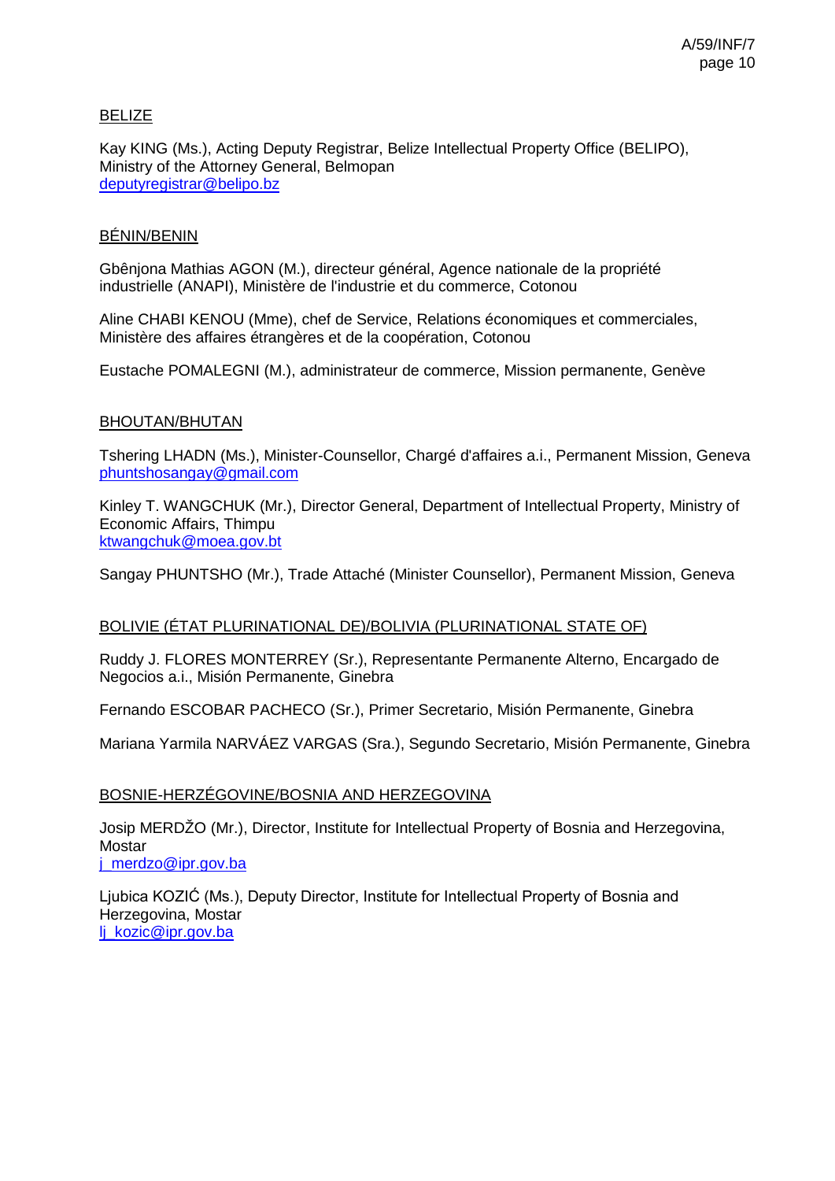BELIZE

Kay KING (Ms.), Acting Deputy Registrar, Belize Intellectual Property Office (BELIPO), Ministry of the Attorney General, Belmopan
deputyregistrar@belipo.bz

BÉNIN/BENIN

Gbênjona Mathias AGON (M.), directeur général, Agence nationale de la propriété industrielle (ANAPI), Ministère de l'industrie et du commerce, Cotonou

Aline CHABI KENOU (Mme), chef de Service, Relations économiques et commerciales, Ministère des affaires étrangères et de la coopération, Cotonou

Eustache POMALEGNI (M.), administrateur de commerce, Mission permanente, Genève

BHOUTAN/BHUTAN

Tshering LHADN (Ms.), Minister-Counsellor, Chargé d'affaires a.i., Permanent Mission, Geneva
phuntshosangay@gmail.com

Kinley T. WANGCHUK (Mr.), Director General, Department of Intellectual Property, Ministry of Economic Affairs, Thimpu
ktwangchuk@moea.gov.bt

Sangay PHUNTSHO (Mr.), Trade Attaché (Minister Counsellor), Permanent Mission, Geneva

BOLIVIE (ÉTAT PLURINATIONAL DE)/BOLIVIA (PLURINATIONAL STATE OF)

Ruddy J. FLORES MONTERREY (Sr.), Representante Permanente Alterno, Encargado de Negocios a.i., Misión Permanente, Ginebra

Fernando ESCOBAR PACHECO (Sr.), Primer Secretario, Misión Permanente, Ginebra

Mariana Yarmila NARVÁEZ VARGAS (Sra.), Segundo Secretario, Misión Permanente, Ginebra

BOSNIE-HERZÉGOVINE/BOSNIA AND HERZEGOVINA

Josip MERDŽO (Mr.), Director, Institute for Intellectual Property of Bosnia and Herzegovina, Mostar
j_merdzo@ipr.gov.ba

Ljubica KOZIĆ (Ms.), Deputy Director, Institute for Intellectual Property of Bosnia and Herzegovina, Mostar
lj_kozic@ipr.gov.ba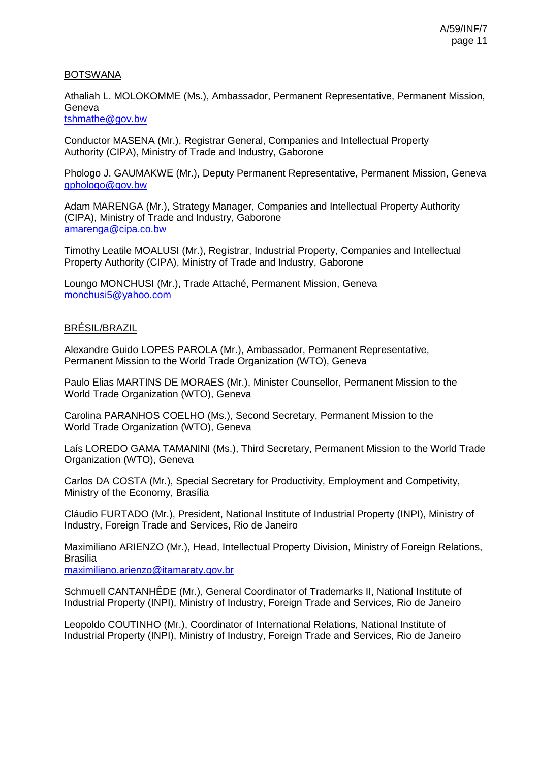BOTSWANA

Athaliah L. MOLOKOMME (Ms.), Ambassador, Permanent Representative, Permanent Mission, Geneva
tshmathe@gov.bw

Conductor MASENA (Mr.), Registrar General, Companies and Intellectual Property Authority (CIPA), Ministry of Trade and Industry, Gaborone

Phologo J. GAUMAKWE (Mr.), Deputy Permanent Representative, Permanent Mission, Geneva
gphologo@gov.bw

Adam MARENGA (Mr.), Strategy Manager, Companies and Intellectual Property Authority (CIPA), Ministry of Trade and Industry, Gaborone
amarenga@cipa.co.bw

Timothy Leatile MOALUSI (Mr.), Registrar, Industrial Property, Companies and Intellectual Property Authority (CIPA), Ministry of Trade and Industry, Gaborone

Loungo MONCHUSI (Mr.), Trade Attaché, Permanent Mission, Geneva
monchusi5@yahoo.com

BRÉSIL/BRAZIL

Alexandre Guido LOPES PAROLA (Mr.), Ambassador, Permanent Representative, Permanent Mission to the World Trade Organization (WTO), Geneva

Paulo Elias MARTINS DE MORAES (Mr.), Minister Counsellor, Permanent Mission to the World Trade Organization (WTO), Geneva

Carolina PARANHOS COELHO (Ms.), Second Secretary, Permanent Mission to the World Trade Organization (WTO), Geneva

Laís LOREDO GAMA TAMANINI (Ms.), Third Secretary, Permanent Mission to the World Trade Organization (WTO), Geneva

Carlos DA COSTA (Mr.), Special Secretary for Productivity, Employment and Competivity, Ministry of the Economy, Brasília

Cláudio FURTADO (Mr.), President, National Institute of Industrial Property (INPI), Ministry of Industry, Foreign Trade and Services, Rio de Janeiro

Maximiliano ARIENZO (Mr.), Head, Intellectual Property Division, Ministry of Foreign Relations, Brasilia
maximiliano.arienzo@itamaraty.gov.br

Schmuell CANTANHÊDE (Mr.), General Coordinator of Trademarks II, National Institute of Industrial Property (INPI), Ministry of Industry, Foreign Trade and Services, Rio de Janeiro

Leopoldo COUTINHO (Mr.), Coordinator of International Relations, National Institute of Industrial Property (INPI), Ministry of Industry, Foreign Trade and Services, Rio de Janeiro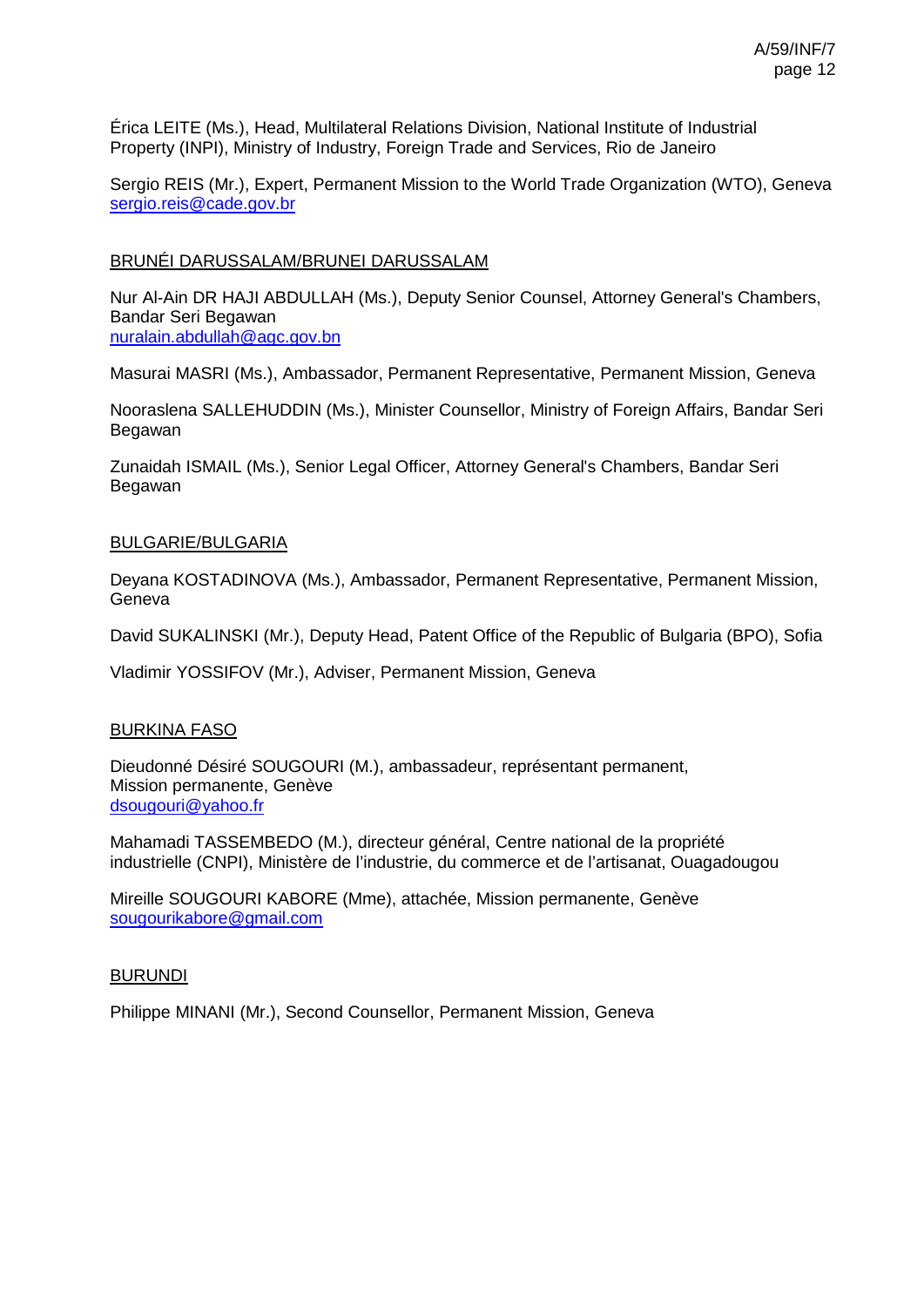Érica LEITE (Ms.), Head, Multilateral Relations Division, National Institute of Industrial Property (INPI), Ministry of Industry, Foreign Trade and Services, Rio de Janeiro

Sergio REIS (Mr.), Expert, Permanent Mission to the World Trade Organization (WTO), Geneva
sergio.reis@cade.gov.br

BRUNÉI DARUSSALAM/BRUNEI DARUSSALAM

Nur Al-Ain DR HAJI ABDULLAH (Ms.), Deputy Senior Counsel, Attorney General's Chambers, Bandar Seri Begawan
nuralain.abdullah@agc.gov.bn

Masurai MASRI (Ms.), Ambassador, Permanent Representative, Permanent Mission, Geneva

Nooraslena SALLEHUDDIN (Ms.), Minister Counsellor, Ministry of Foreign Affairs, Bandar Seri Begawan

Zunaidah ISMAIL (Ms.), Senior Legal Officer, Attorney General's Chambers, Bandar Seri Begawan

BULGARIE/BULGARIA

Deyana KOSTADINOVA (Ms.), Ambassador, Permanent Representative, Permanent Mission, Geneva

David SUKALINSKI (Mr.), Deputy Head, Patent Office of the Republic of Bulgaria (BPO), Sofia

Vladimir YOSSIFOV (Mr.), Adviser, Permanent Mission, Geneva

BURKINA FASO

Dieudonné Désiré SOUGOURI (M.), ambassadeur, représentant permanent, Mission permanente, Genève
dsougouri@yahoo.fr

Mahamadi TASSEMBEDO (M.), directeur général, Centre national de la propriété industrielle (CNPI), Ministère de l'industrie, du commerce et de l'artisanat, Ouagadougou

Mireille SOUGOURI KABORE (Mme), attachée, Mission permanente, Genève
sougourikabore@gmail.com

BURUNDI

Philippe MINANI (Mr.), Second Counsellor, Permanent Mission, Geneva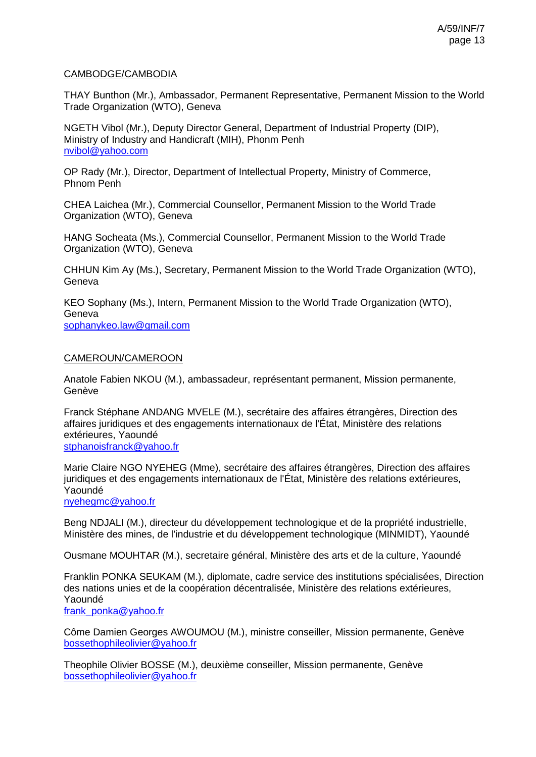CAMBODGE/CAMBODIA

THAY Bunthon (Mr.), Ambassador, Permanent Representative, Permanent Mission to the World Trade Organization (WTO), Geneva

NGETH Vibol (Mr.), Deputy Director General, Department of Industrial Property (DIP), Ministry of Industry and Handicraft (MIH), Phonm Penh
nvibol@yahoo.com

OP Rady (Mr.), Director, Department of Intellectual Property, Ministry of Commerce, Phnom Penh

CHEA Laichea (Mr.), Commercial Counsellor, Permanent Mission to the World Trade Organization (WTO), Geneva

HANG Socheata (Ms.), Commercial Counsellor, Permanent Mission to the World Trade Organization (WTO), Geneva

CHHUN Kim Ay (Ms.), Secretary, Permanent Mission to the World Trade Organization (WTO), Geneva

KEO Sophany (Ms.), Intern, Permanent Mission to the World Trade Organization (WTO), Geneva
sophanykeo.law@gmail.com

CAMEROUN/CAMEROON

Anatole Fabien NKOU (M.), ambassadeur, représentant permanent, Mission permanente, Genève

Franck Stéphane ANDANG MVELE (M.), secrétaire des affaires étrangères, Direction des affaires juridiques et des engagements internationaux de l'État, Ministère des relations extérieures, Yaoundé
stphanoisfranck@yahoo.fr

Marie Claire NGO NYEHEG (Mme), secrétaire des affaires étrangères, Direction des affaires juridiques et des engagements internationaux de l'État, Ministère des relations extérieures, Yaoundé
nyehegmc@yahoo.fr

Beng NDJALI (M.), directeur du développement technologique et de la propriété industrielle, Ministère des mines, de l'industrie et du développement technologique (MINMIDT), Yaoundé

Ousmane MOUHTAR (M.), secretaire général, Ministère des arts et de la culture, Yaoundé

Franklin PONKA SEUKAM (M.), diplomate, cadre service des institutions spécialisées, Direction des nations unies et de la coopération décentralisée, Ministère des relations extérieures, Yaoundé
frank_ponka@yahoo.fr

Côme Damien Georges AWOUMOU (M.), ministre conseiller, Mission permanente, Genève
bossethophileolivier@yahoo.fr

Theophile Olivier BOSSE (M.), deuxième conseiller, Mission permanente, Genève
bossethophileolivier@yahoo.fr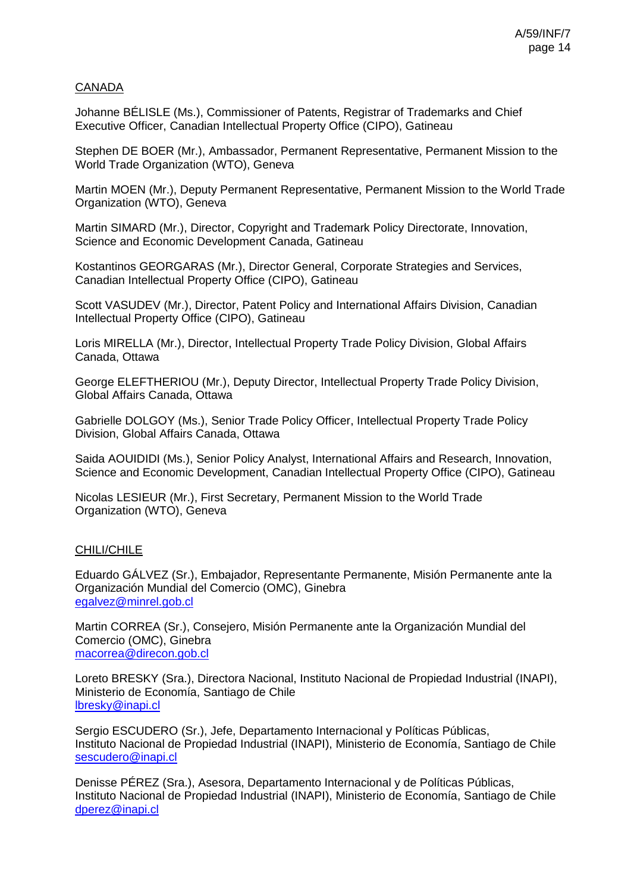CANADA

Johanne BÉLISLE (Ms.), Commissioner of Patents, Registrar of Trademarks and Chief Executive Officer, Canadian Intellectual Property Office (CIPO), Gatineau

Stephen DE BOER (Mr.), Ambassador, Permanent Representative, Permanent Mission to the World Trade Organization (WTO), Geneva

Martin MOEN (Mr.), Deputy Permanent Representative, Permanent Mission to the World Trade Organization (WTO), Geneva

Martin SIMARD (Mr.), Director, Copyright and Trademark Policy Directorate, Innovation, Science and Economic Development Canada, Gatineau

Kostantinos GEORGARAS (Mr.), Director General, Corporate Strategies and Services, Canadian Intellectual Property Office (CIPO), Gatineau

Scott VASUDEV (Mr.), Director, Patent Policy and International Affairs Division, Canadian Intellectual Property Office (CIPO), Gatineau

Loris MIRELLA (Mr.), Director, Intellectual Property Trade Policy Division, Global Affairs Canada, Ottawa

George ELEFTHERIOU (Mr.), Deputy Director, Intellectual Property Trade Policy Division, Global Affairs Canada, Ottawa

Gabrielle DOLGOY (Ms.), Senior Trade Policy Officer, Intellectual Property Trade Policy Division, Global Affairs Canada, Ottawa

Saida AOUIDIDI (Ms.), Senior Policy Analyst, International Affairs and Research, Innovation, Science and Economic Development, Canadian Intellectual Property Office (CIPO), Gatineau

Nicolas LESIEUR (Mr.), First Secretary, Permanent Mission to the World Trade Organization (WTO), Geneva

CHILI/CHILE

Eduardo GÁLVEZ (Sr.), Embajador, Representante Permanente, Misión Permanente ante la Organización Mundial del Comercio (OMC), Ginebra
egalvez@minrel.gob.cl

Martin CORREA (Sr.), Consejero, Misión Permanente ante la Organización Mundial del Comercio (OMC), Ginebra
macorrea@direcon.gob.cl

Loreto BRESKY (Sra.), Directora Nacional, Instituto Nacional de Propiedad Industrial (INAPI), Ministerio de Economía, Santiago de Chile
lbresky@inapi.cl

Sergio ESCUDERO (Sr.), Jefe, Departamento Internacional y Políticas Públicas, Instituto Nacional de Propiedad Industrial (INAPI), Ministerio de Economía, Santiago de Chile
sescudero@inapi.cl

Denisse PÉREZ (Sra.), Asesora, Departamento Internacional y de Políticas Públicas, Instituto Nacional de Propiedad Industrial (INAPI), Ministerio de Economía, Santiago de Chile
dperez@inapi.cl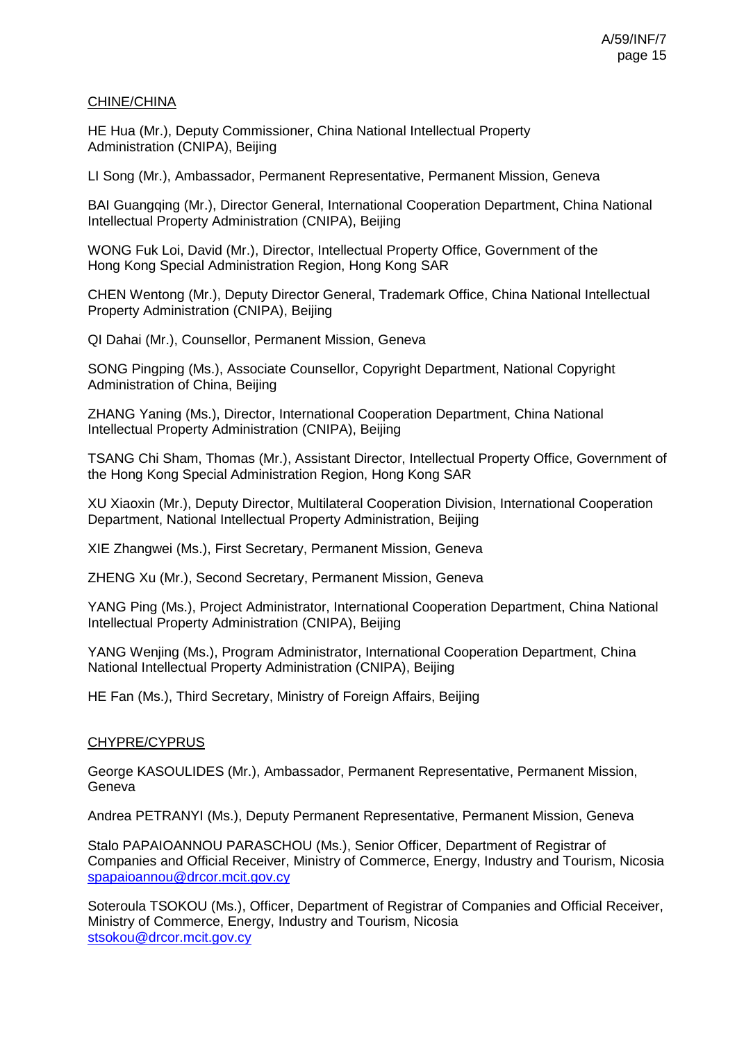CHINE/CHINA

HE Hua (Mr.), Deputy Commissioner, China National Intellectual Property Administration (CNIPA), Beijing

LI Song (Mr.), Ambassador, Permanent Representative, Permanent Mission, Geneva

BAI Guangqing (Mr.), Director General, International Cooperation Department, China National Intellectual Property Administration (CNIPA), Beijing

WONG Fuk Loi, David (Mr.), Director, Intellectual Property Office, Government of the Hong Kong Special Administration Region, Hong Kong SAR

CHEN Wentong (Mr.), Deputy Director General, Trademark Office, China National Intellectual Property Administration (CNIPA), Beijing

QI Dahai (Mr.), Counsellor, Permanent Mission, Geneva

SONG Pingping (Ms.), Associate Counsellor, Copyright Department, National Copyright Administration of China, Beijing

ZHANG Yaning (Ms.), Director, International Cooperation Department, China National Intellectual Property Administration (CNIPA), Beijing

TSANG Chi Sham, Thomas (Mr.), Assistant Director, Intellectual Property Office, Government of the Hong Kong Special Administration Region, Hong Kong SAR

XU Xiaoxin (Mr.), Deputy Director, Multilateral Cooperation Division, International Cooperation Department, National Intellectual Property Administration, Beijing

XIE Zhangwei (Ms.), First Secretary, Permanent Mission, Geneva

ZHENG Xu (Mr.), Second Secretary, Permanent Mission, Geneva

YANG Ping (Ms.), Project Administrator, International Cooperation Department, China National Intellectual Property Administration (CNIPA), Beijing

YANG Wenjing (Ms.), Program Administrator, International Cooperation Department, China National Intellectual Property Administration (CNIPA), Beijing

HE Fan (Ms.), Third Secretary, Ministry of Foreign Affairs, Beijing

CHYPRE/CYPRUS

George KASOULIDES (Mr.), Ambassador, Permanent Representative, Permanent Mission, Geneva

Andrea PETRANYI (Ms.), Deputy Permanent Representative, Permanent Mission, Geneva

Stalo PAPAIOANNOU PARASCHOU (Ms.), Senior Officer, Department of Registrar of Companies and Official Receiver, Ministry of Commerce, Energy, Industry and Tourism, Nicosia
spapaioannou@drcor.mcit.gov.cy

Soteroula TSOKOU (Ms.), Officer, Department of Registrar of Companies and Official Receiver, Ministry of Commerce, Energy, Industry and Tourism, Nicosia
stsokou@drcor.mcit.gov.cy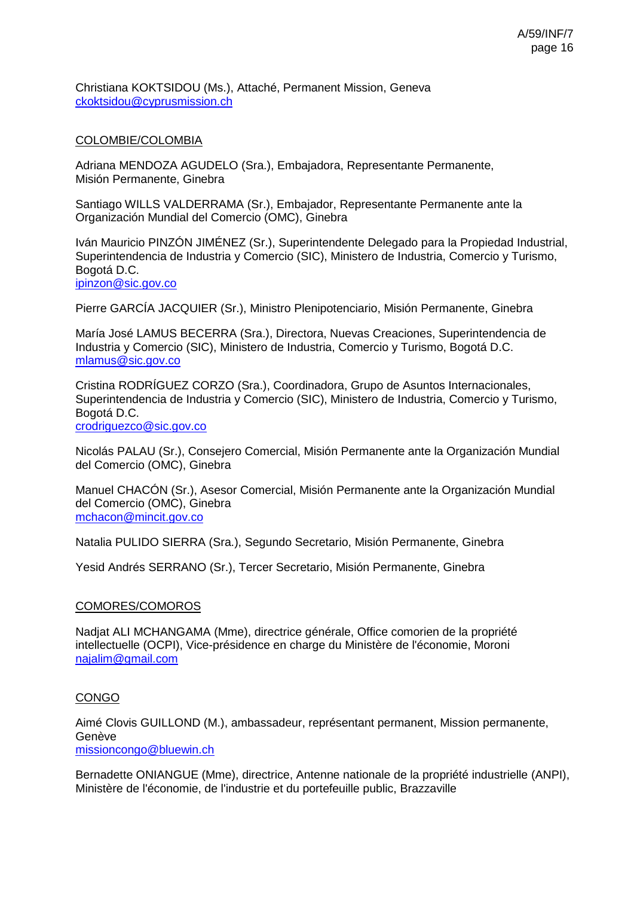Christiana KOKTSIDOU (Ms.), Attaché, Permanent Mission, Geneva
ckoktsidou@cyprusmission.ch

COLOMBIE/COLOMBIA

Adriana MENDOZA AGUDELO (Sra.), Embajadora, Representante Permanente, Misión Permanente, Ginebra

Santiago WILLS VALDERRAMA (Sr.), Embajador, Representante Permanente ante la Organización Mundial del Comercio (OMC), Ginebra

Iván Mauricio PINZÓN JIMÉNEZ (Sr.), Superintendente Delegado para la Propiedad Industrial, Superintendencia de Industria y Comercio (SIC), Ministero de Industria, Comercio y Turismo, Bogotá D.C.
ipinzon@sic.gov.co

Pierre GARCÍA JACQUIER (Sr.), Ministro Plenipotenciario, Misión Permanente, Ginebra

María José LAMUS BECERRA (Sra.), Directora, Nuevas Creaciones, Superintendencia de Industria y Comercio (SIC), Ministero de Industria, Comercio y Turismo, Bogotá D.C.
mlamus@sic.gov.co

Cristina RODRÍGUEZ CORZO (Sra.), Coordinadora, Grupo de Asuntos Internacionales, Superintendencia de Industria y Comercio (SIC), Ministero de Industria, Comercio y Turismo, Bogotá D.C.
crodriguezco@sic.gov.co

Nicolás PALAU (Sr.), Consejero Comercial, Misión Permanente ante la Organización Mundial del Comercio (OMC), Ginebra

Manuel CHACÓN (Sr.), Asesor Comercial, Misión Permanente ante la Organización Mundial del Comercio (OMC), Ginebra
mchacon@mincit.gov.co

Natalia PULIDO SIERRA (Sra.), Segundo Secretario, Misión Permanente, Ginebra

Yesid Andrés SERRANO (Sr.), Tercer Secretario, Misión Permanente, Ginebra

COMORES/COMOROS

Nadjat ALI MCHANGAMA (Mme), directrice générale, Office comorien de la propriété intellectuelle (OCPI), Vice-présidence en charge du Ministère de l'économie, Moroni
najalim@gmail.com

CONGO

Aimé Clovis GUILLOND (M.), ambassadeur, représentant permanent, Mission permanente, Genève
missioncongo@bluewin.ch

Bernadette ONIANGUE (Mme), directrice, Antenne nationale de la propriété industrielle (ANPI), Ministère de l'économie, de l'industrie et du portefeuille public, Brazzaville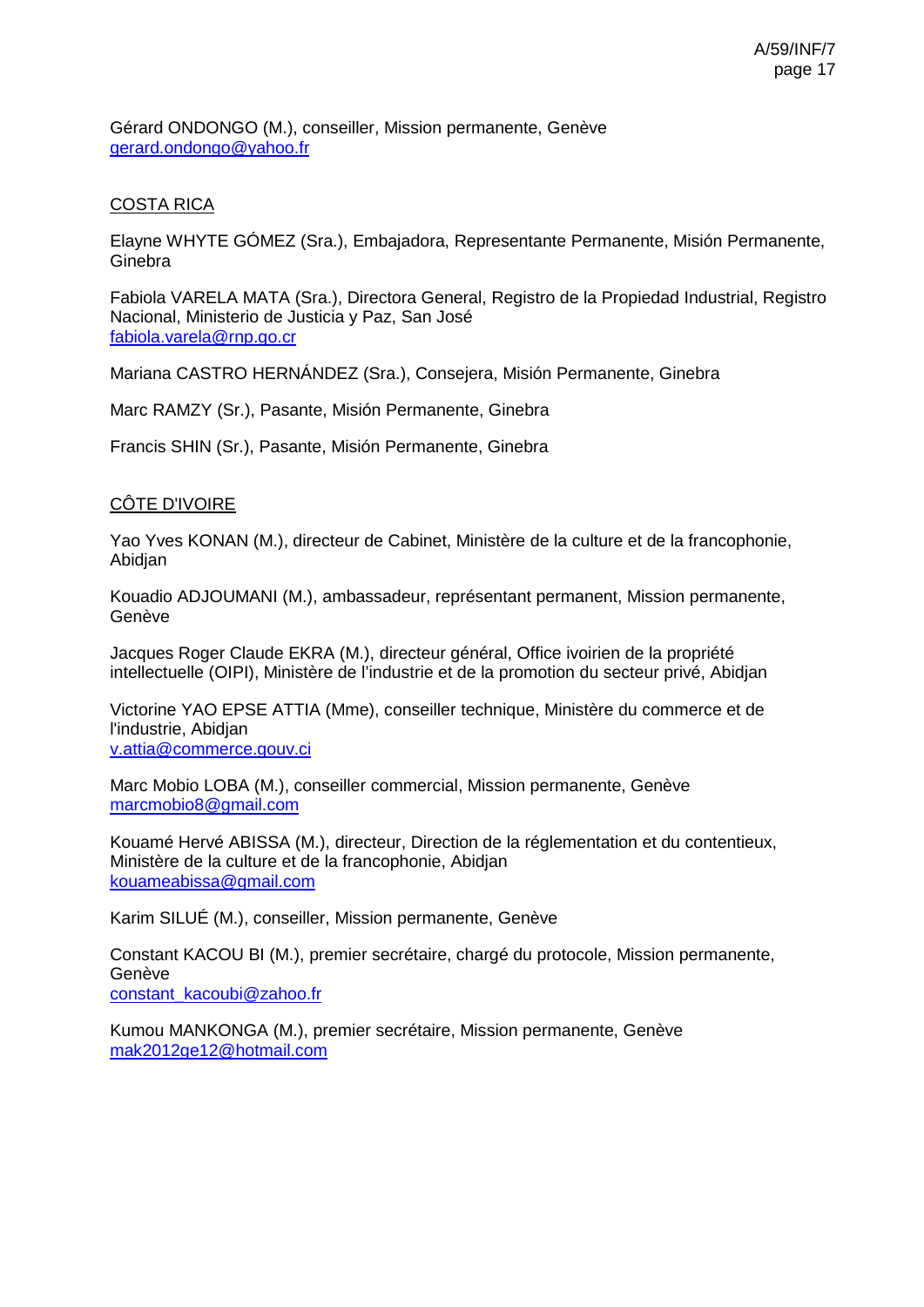Gérard ONDONGO (M.), conseiller, Mission permanente, Genève
gerard.ondongo@yahoo.fr

COSTA RICA

Elayne WHYTE GÓMEZ (Sra.), Embajadora, Representante Permanente, Misión Permanente, Ginebra

Fabiola VARELA MATA (Sra.), Directora General, Registro de la Propiedad Industrial, Registro Nacional, Ministerio de Justicia y Paz, San José
fabiola.varela@rnp.go.cr

Mariana CASTRO HERNÁNDEZ (Sra.), Consejera, Misión Permanente, Ginebra

Marc RAMZY (Sr.), Pasante, Misión Permanente, Ginebra

Francis SHIN (Sr.), Pasante, Misión Permanente, Ginebra

CÔTE D'IVOIRE

Yao Yves KONAN (M.), directeur de Cabinet, Ministère de la culture et de la francophonie, Abidjan

Kouadio ADJOUMANI (M.), ambassadeur, représentant permanent, Mission permanente, Genève

Jacques Roger Claude EKRA (M.), directeur général, Office ivoirien de la propriété intellectuelle (OIPI), Ministère de l'industrie et de la promotion du secteur privé, Abidjan

Victorine YAO EPSE ATTIA (Mme), conseiller technique, Ministère du commerce et de l'industrie, Abidjan
v.attia@commerce.gouv.ci

Marc Mobio LOBA (M.), conseiller commercial, Mission permanente, Genève
marcmobio8@gmail.com

Kouamé Hervé ABISSA (M.), directeur, Direction de la réglementation et du contentieux, Ministère de la culture et de la francophonie, Abidjan
kouameabissa@gmail.com

Karim SILUÉ (M.), conseiller, Mission permanente, Genève

Constant KACOU BI (M.), premier secrétaire, chargé du protocole, Mission permanente, Genève
constant_kacoubi@zahoo.fr

Kumou MANKONGA (M.), premier secrétaire, Mission permanente, Genève
mak2012ge12@hotmail.com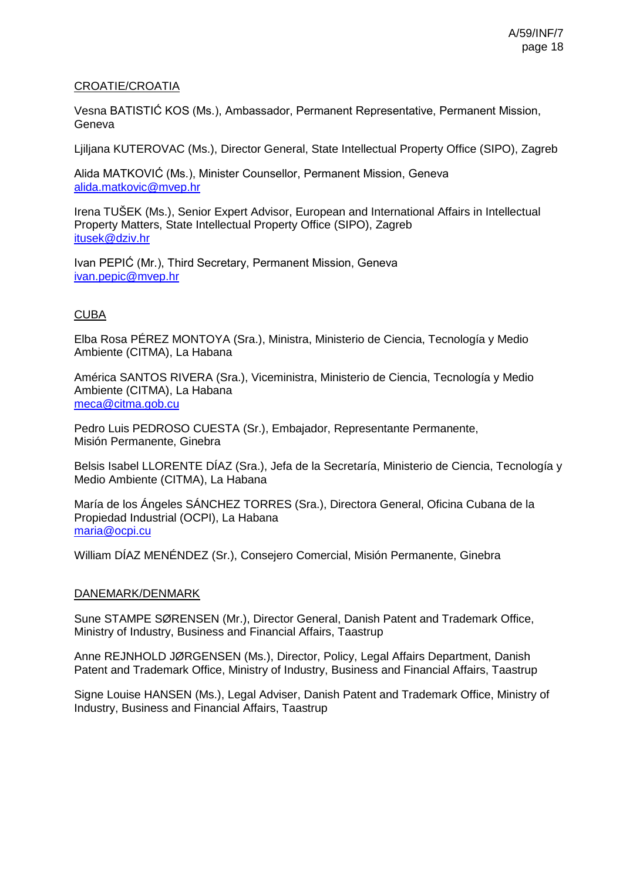CROATIE/CROATIA

Vesna BATISTIĆ KOS (Ms.), Ambassador, Permanent Representative, Permanent Mission, Geneva

Ljiljana KUTEROVAC (Ms.), Director General, State Intellectual Property Office (SIPO), Zagreb

Alida MATKOVIĆ (Ms.), Minister Counsellor, Permanent Mission, Geneva
alida.matkovic@mvep.hr

Irena TUŠEK (Ms.), Senior Expert Advisor, European and International Affairs in Intellectual Property Matters, State Intellectual Property Office (SIPO), Zagreb
itusek@dziv.hr

Ivan PEPIĆ (Mr.), Third Secretary, Permanent Mission, Geneva
ivan.pepic@mvep.hr

CUBA

Elba Rosa PÉREZ MONTOYA (Sra.), Ministra, Ministerio de Ciencia, Tecnología y Medio Ambiente (CITMA), La Habana

América SANTOS RIVERA (Sra.), Viceministra, Ministerio de Ciencia, Tecnología y Medio Ambiente (CITMA), La Habana
meca@citma.gob.cu

Pedro Luis PEDROSO CUESTA (Sr.), Embajador, Representante Permanente, Misión Permanente, Ginebra

Belsis Isabel LLORENTE DÍAZ (Sra.), Jefa de la Secretaría, Ministerio de Ciencia, Tecnología y Medio Ambiente (CITMA), La Habana

María de los Ángeles SÁNCHEZ TORRES (Sra.), Directora General, Oficina Cubana de la Propiedad Industrial (OCPI), La Habana
maria@ocpi.cu

William DÍAZ MENÉNDEZ (Sr.), Consejero Comercial, Misión Permanente, Ginebra

DANEMARK/DENMARK

Sune STAMPE SØRENSEN (Mr.), Director General, Danish Patent and Trademark Office, Ministry of Industry, Business and Financial Affairs, Taastrup

Anne REJNHOLD JØRGENSEN (Ms.), Director, Policy, Legal Affairs Department, Danish Patent and Trademark Office, Ministry of Industry, Business and Financial Affairs, Taastrup

Signe Louise HANSEN (Ms.), Legal Adviser, Danish Patent and Trademark Office, Ministry of Industry, Business and Financial Affairs, Taastrup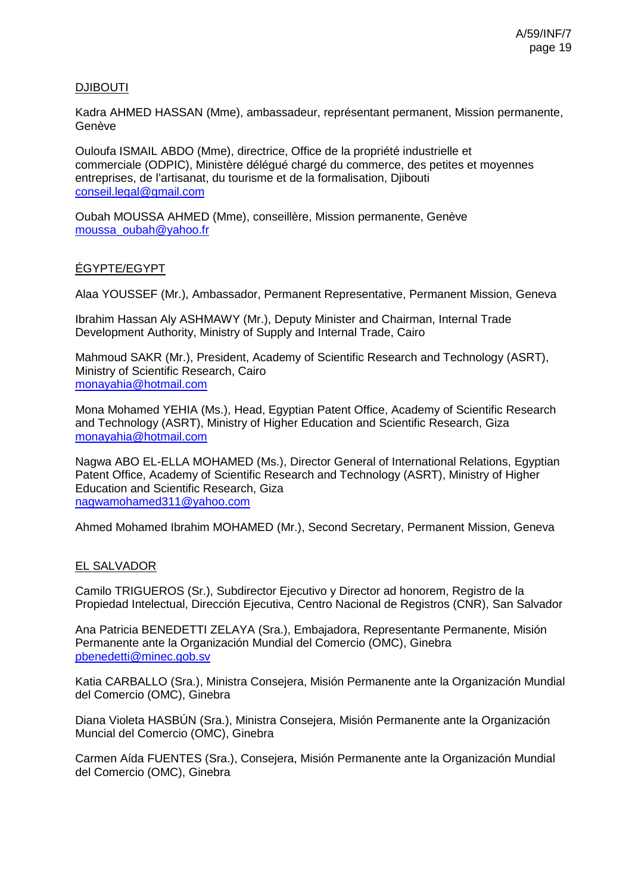<u>DJIBOUTI</u>

Kadra AHMED HASSAN (Mme), ambassadeur, représentant permanent, Mission permanente, Genève

Ouloufa ISMAIL ABDO (Mme), directrice, Office de la propriété industrielle et commerciale (ODPIC), Ministère délégué chargé du commerce, des petites et moyennes entreprises, de l'artisanat, du tourisme et de la formalisation, Djibouti
conseil.legal@gmail.com

Oubah MOUSSA AHMED (Mme), conseillère, Mission permanente, Genève
moussa_oubah@yahoo.fr

<u>ÉGYPTE/EGYPT</u>

Alaa YOUSSEF (Mr.), Ambassador, Permanent Representative, Permanent Mission, Geneva

Ibrahim Hassan Aly ASHMAWY (Mr.), Deputy Minister and Chairman, Internal Trade Development Authority, Ministry of Supply and Internal Trade, Cairo

Mahmoud SAKR (Mr.), President, Academy of Scientific Research and Technology (ASRT), Ministry of Scientific Research, Cairo
monayahia@hotmail.com

Mona Mohamed YEHIA (Ms.), Head, Egyptian Patent Office, Academy of Scientific Research and Technology (ASRT), Ministry of Higher Education and Scientific Research, Giza
monayahia@hotmail.com

Nagwa ABO EL-ELLA MOHAMED (Ms.), Director General of International Relations, Egyptian Patent Office, Academy of Scientific Research and Technology (ASRT), Ministry of Higher Education and Scientific Research, Giza
nagwamohamed311@yahoo.com

Ahmed Mohamed Ibrahim MOHAMED (Mr.), Second Secretary, Permanent Mission, Geneva

<u>EL SALVADOR</u>

Camilo TRIGUEROS (Sr.), Subdirector Ejecutivo y Director ad honorem, Registro de la Propiedad Intelectual, Dirección Ejecutiva, Centro Nacional de Registros (CNR), San Salvador

Ana Patricia BENEDETTI ZELAYA (Sra.), Embajadora, Representante Permanente, Misión Permanente ante la Organización Mundial del Comercio (OMC), Ginebra
pbenedetti@minec.gob.sv

Katia CARBALLO (Sra.), Ministra Consejera, Misión Permanente ante la Organización Mundial del Comercio (OMC), Ginebra

Diana Violeta HASBÚN (Sra.), Ministra Consejera, Misión Permanente ante la Organización Muncial del Comercio (OMC), Ginebra

Carmen Aída FUENTES (Sra.), Consejera, Misión Permanente ante la Organización Mundial del Comercio (OMC), Ginebra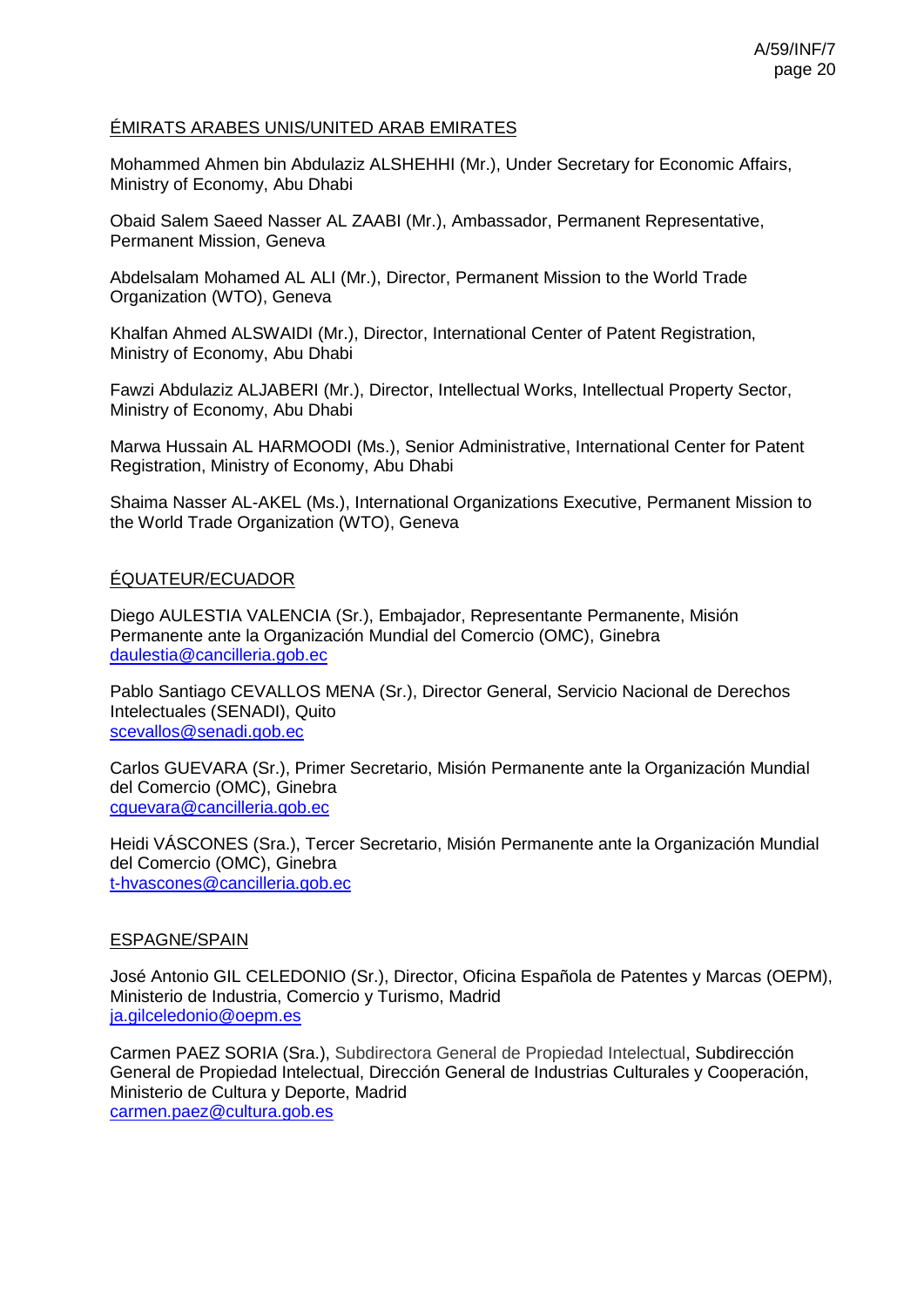ÉMIRATS ARABES UNIS/UNITED ARAB EMIRATES

Mohammed Ahmen bin Abdulaziz ALSHEHHI (Mr.), Under Secretary for Economic Affairs, Ministry of Economy, Abu Dhabi

Obaid Salem Saeed Nasser AL ZAABI (Mr.), Ambassador, Permanent Representative, Permanent Mission, Geneva

Abdelsalam Mohamed AL ALI (Mr.), Director, Permanent Mission to the World Trade Organization (WTO), Geneva

Khalfan Ahmed ALSWAIDI (Mr.), Director, International Center of Patent Registration, Ministry of Economy, Abu Dhabi

Fawzi Abdulaziz ALJABERI (Mr.), Director, Intellectual Works, Intellectual Property Sector, Ministry of Economy, Abu Dhabi

Marwa Hussain AL HARMOODI (Ms.), Senior Administrative, International Center for Patent Registration, Ministry of Economy, Abu Dhabi

Shaima Nasser AL-AKEL (Ms.), International Organizations Executive, Permanent Mission to the World Trade Organization (WTO), Geneva

ÉQUATEUR/ECUADOR

Diego AULESTIA VALENCIA (Sr.), Embajador, Representante Permanente, Misión Permanente ante la Organización Mundial del Comercio (OMC), Ginebra
daulestia@cancilleria.gob.ec

Pablo Santiago CEVALLOS MENA (Sr.), Director General, Servicio Nacional de Derechos Intelectuales (SENADI), Quito
scevallos@senadi.gob.ec

Carlos GUEVARA (Sr.), Primer Secretario, Misión Permanente ante la Organización Mundial del Comercio (OMC), Ginebra
cguevara@cancilleria.gob.ec

Heidi VÁSCONES (Sra.), Tercer Secretario, Misión Permanente ante la Organización Mundial del Comercio (OMC), Ginebra
t-hvascones@cancilleria.gob.ec

ESPAGNE/SPAIN

José Antonio GIL CELEDONIO (Sr.), Director, Oficina Española de Patentes y Marcas (OEPM), Ministerio de Industria, Comercio y Turismo, Madrid
ja.gilceledonio@oepm.es

Carmen PAEZ SORIA (Sra.), Subdirectora General de Propiedad Intelectual, Subdirección General de Propiedad Intelectual, Dirección General de Industrias Culturales y Cooperación, Ministerio de Cultura y Deporte, Madrid
carmen.paez@cultura.gob.es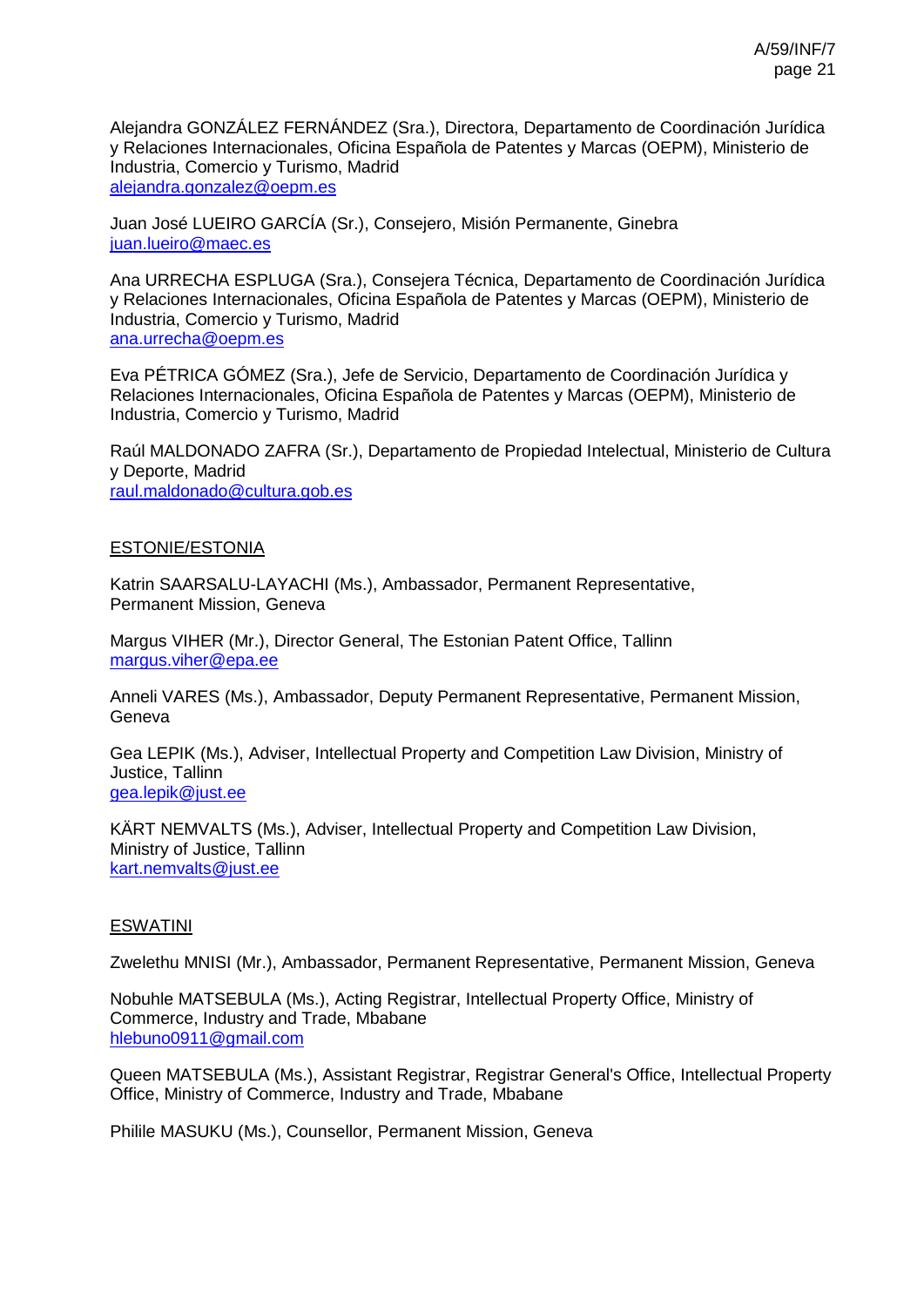Alejandra GONZÁLEZ FERNÁNDEZ (Sra.), Directora, Departamento de Coordinación Jurídica y Relaciones Internacionales, Oficina Española de Patentes y Marcas (OEPM), Ministerio de Industria, Comercio y Turismo, Madrid
alejandra.gonzalez@oepm.es

Juan José LUEIRO GARCÍA (Sr.), Consejero, Misión Permanente, Ginebra
juan.lueiro@maec.es

Ana URRECHA ESPLUGA (Sra.), Consejera Técnica, Departamento de Coordinación Jurídica y Relaciones Internacionales, Oficina Española de Patentes y Marcas (OEPM), Ministerio de Industria, Comercio y Turismo, Madrid
ana.urrecha@oepm.es

Eva PÉTRICA GÓMEZ (Sra.), Jefe de Servicio, Departamento de Coordinación Jurídica y Relaciones Internacionales, Oficina Española de Patentes y Marcas (OEPM), Ministerio de Industria, Comercio y Turismo, Madrid

Raúl MALDONADO ZAFRA (Sr.), Departamento de Propiedad Intelectual, Ministerio de Cultura y Deporte, Madrid
raul.maldonado@cultura.gob.es

ESTONIE/ESTONIA

Katrin SAARSALU-LAYACHI (Ms.), Ambassador, Permanent Representative, Permanent Mission, Geneva

Margus VIHER (Mr.), Director General, The Estonian Patent Office, Tallinn
margus.viher@epa.ee

Anneli VARES (Ms.), Ambassador, Deputy Permanent Representative, Permanent Mission, Geneva

Gea LEPIK (Ms.), Adviser, Intellectual Property and Competition Law Division, Ministry of Justice, Tallinn
gea.lepik@just.ee

KÄRT NEMVALTS (Ms.), Adviser, Intellectual Property and Competition Law Division, Ministry of Justice, Tallinn
kart.nemvalts@just.ee

ESWATINI

Zwelethu MNISI (Mr.), Ambassador, Permanent Representative, Permanent Mission, Geneva

Nobuhle MATSEBULA (Ms.), Acting Registrar, Intellectual Property Office, Ministry of Commerce, Industry and Trade, Mbabane
hlebuno0911@gmail.com

Queen MATSEBULA (Ms.), Assistant Registrar, Registrar General's Office, Intellectual Property Office, Ministry of Commerce, Industry and Trade, Mbabane

Philile MASUKU (Ms.), Counsellor, Permanent Mission, Geneva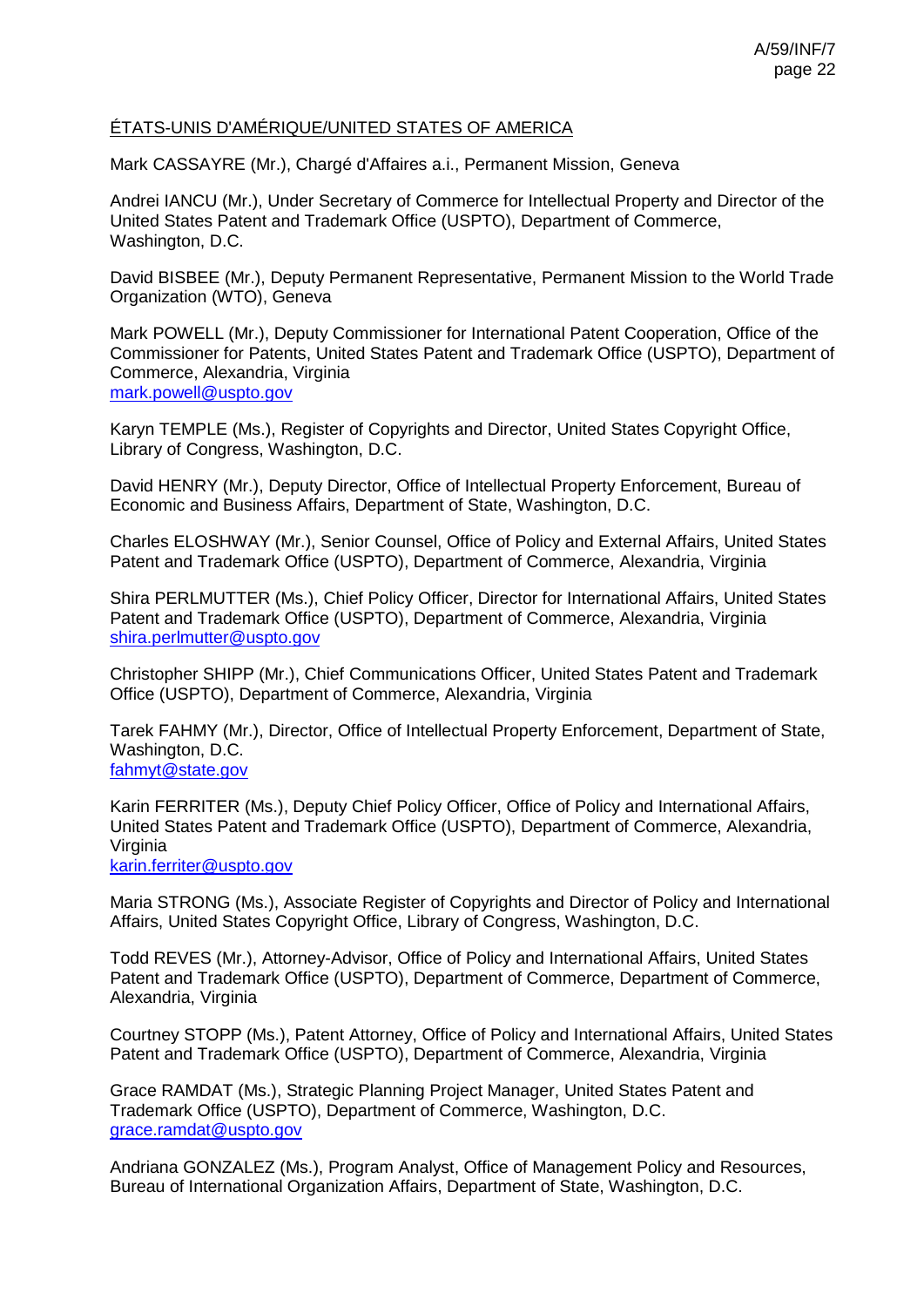ÉTATS-UNIS D'AMÉRIQUE/UNITED STATES OF AMERICA

Mark CASSAYRE (Mr.), Chargé d'Affaires a.i., Permanent Mission, Geneva

Andrei IANCU (Mr.), Under Secretary of Commerce for Intellectual Property and Director of the United States Patent and Trademark Office (USPTO), Department of Commerce, Washington, D.C.

David BISBEE (Mr.), Deputy Permanent Representative, Permanent Mission to the World Trade Organization (WTO), Geneva

Mark POWELL (Mr.), Deputy Commissioner for International Patent Cooperation, Office of the Commissioner for Patents, United States Patent and Trademark Office (USPTO), Department of Commerce, Alexandria, Virginia
mark.powell@uspto.gov

Karyn TEMPLE (Ms.), Register of Copyrights and Director, United States Copyright Office, Library of Congress, Washington, D.C.

David HENRY (Mr.), Deputy Director, Office of Intellectual Property Enforcement, Bureau of Economic and Business Affairs, Department of State, Washington, D.C.

Charles ELOSHWAY (Mr.), Senior Counsel, Office of Policy and External Affairs, United States Patent and Trademark Office (USPTO), Department of Commerce, Alexandria, Virginia

Shira PERLMUTTER (Ms.), Chief Policy Officer, Director for International Affairs, United States Patent and Trademark Office (USPTO), Department of Commerce, Alexandria, Virginia
shira.perlmutter@uspto.gov

Christopher SHIPP (Mr.), Chief Communications Officer, United States Patent and Trademark Office (USPTO), Department of Commerce, Alexandria, Virginia

Tarek FAHMY (Mr.), Director, Office of Intellectual Property Enforcement, Department of State, Washington, D.C.
fahmyt@state.gov

Karin FERRITER (Ms.), Deputy Chief Policy Officer, Office of Policy and International Affairs, United States Patent and Trademark Office (USPTO), Department of Commerce, Alexandria, Virginia
karin.ferriter@uspto.gov

Maria STRONG (Ms.), Associate Register of Copyrights and Director of Policy and International Affairs, United States Copyright Office, Library of Congress, Washington, D.C.

Todd REVES (Mr.), Attorney-Advisor, Office of Policy and International Affairs, United States Patent and Trademark Office (USPTO), Department of Commerce, Department of Commerce, Alexandria, Virginia

Courtney STOPP (Ms.), Patent Attorney, Office of Policy and International Affairs, United States Patent and Trademark Office (USPTO), Department of Commerce, Alexandria, Virginia

Grace RAMDAT (Ms.), Strategic Planning Project Manager, United States Patent and Trademark Office (USPTO), Department of Commerce, Washington, D.C.
grace.ramdat@uspto.gov

Andriana GONZALEZ (Ms.), Program Analyst, Office of Management Policy and Resources, Bureau of International Organization Affairs, Department of State, Washington, D.C.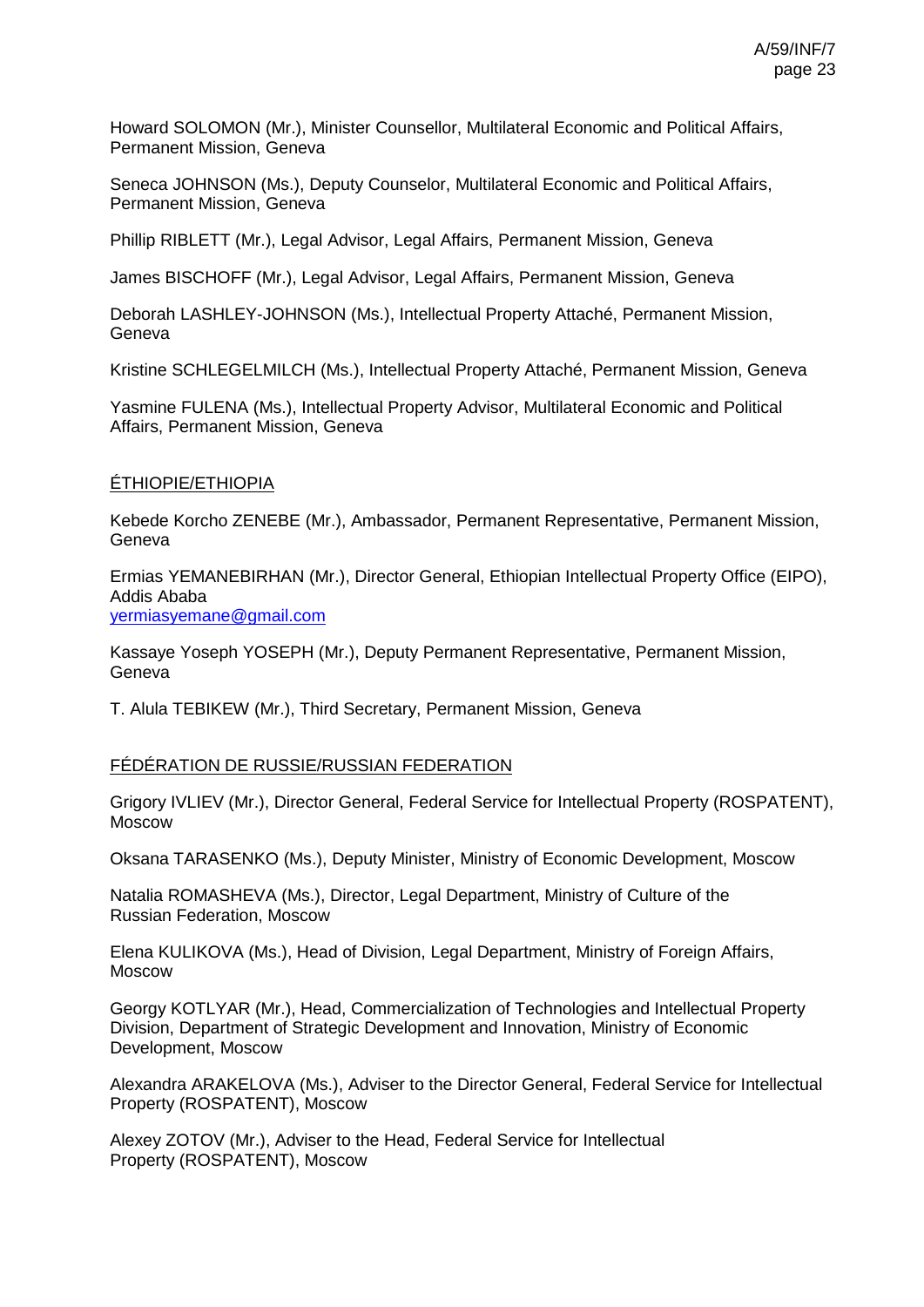Howard SOLOMON (Mr.), Minister Counsellor, Multilateral Economic and Political Affairs, Permanent Mission, Geneva

Seneca JOHNSON (Ms.), Deputy Counselor, Multilateral Economic and Political Affairs, Permanent Mission, Geneva

Phillip RIBLETT (Mr.), Legal Advisor, Legal Affairs, Permanent Mission, Geneva

James BISCHOFF (Mr.), Legal Advisor, Legal Affairs, Permanent Mission, Geneva

Deborah LASHLEY-JOHNSON (Ms.), Intellectual Property Attaché, Permanent Mission, Geneva

Kristine SCHLEGELMILCH (Ms.), Intellectual Property Attaché, Permanent Mission, Geneva

Yasmine FULENA (Ms.), Intellectual Property Advisor, Multilateral Economic and Political Affairs, Permanent Mission, Geneva

ÉTHIOPIE/ETHIOPIA

Kebede Korcho ZENEBE (Mr.), Ambassador, Permanent Representative, Permanent Mission, Geneva

Ermias YEMANEBIRHAN (Mr.), Director General, Ethiopian Intellectual Property Office (EIPO), Addis Ababa
yermiasyemane@gmail.com

Kassaye Yoseph YOSEPH (Mr.), Deputy Permanent Representative, Permanent Mission, Geneva

T. Alula TEBIKEW (Mr.), Third Secretary, Permanent Mission, Geneva

FÉDÉRATION DE RUSSIE/RUSSIAN FEDERATION

Grigory IVLIEV (Mr.), Director General, Federal Service for Intellectual Property (ROSPATENT), Moscow

Oksana TARASENKO (Ms.), Deputy Minister, Ministry of Economic Development, Moscow

Natalia ROMASHEVA (Ms.), Director, Legal Department, Ministry of Culture of the Russian Federation, Moscow

Elena KULIKOVA (Ms.), Head of Division, Legal Department, Ministry of Foreign Affairs, Moscow

Georgy KOTLYAR (Mr.), Head, Commercialization of Technologies and Intellectual Property Division, Department of Strategic Development and Innovation, Ministry of Economic Development, Moscow

Alexandra ARAKELOVA (Ms.), Adviser to the Director General, Federal Service for Intellectual Property (ROSPATENT), Moscow

Alexey ZOTOV (Mr.), Adviser to the Head, Federal Service for Intellectual Property (ROSPATENT), Moscow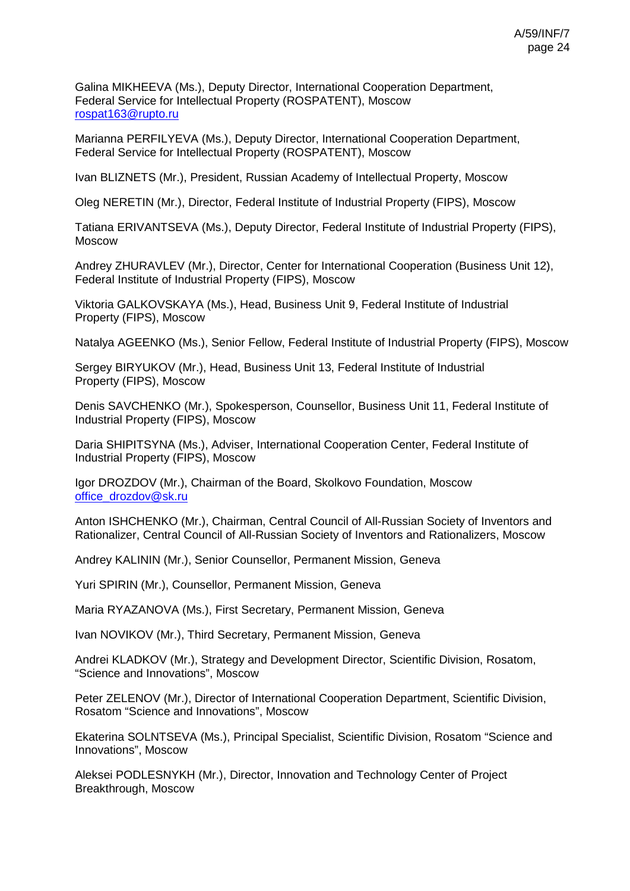Galina MIKHEEVA (Ms.), Deputy Director, International Cooperation Department, Federal Service for Intellectual Property (ROSPATENT), Moscow
rospat163@rupto.ru

Marianna PERFILYEVA (Ms.), Deputy Director, International Cooperation Department, Federal Service for Intellectual Property (ROSPATENT), Moscow

Ivan BLIZNETS (Mr.), President, Russian Academy of Intellectual Property, Moscow

Oleg NERETIN (Mr.), Director, Federal Institute of Industrial Property (FIPS), Moscow

Tatiana ERIVANTSEVA (Ms.), Deputy Director, Federal Institute of Industrial Property (FIPS), Moscow

Andrey ZHURAVLEV (Mr.), Director, Center for International Cooperation (Business Unit 12), Federal Institute of Industrial Property (FIPS), Moscow

Viktoria GALKOVSKAYA (Ms.), Head, Business Unit 9, Federal Institute of Industrial Property (FIPS), Moscow

Natalya AGEENKO (Ms.), Senior Fellow, Federal Institute of Industrial Property (FIPS), Moscow

Sergey BIRYUKOV (Mr.), Head, Business Unit 13, Federal Institute of Industrial Property (FIPS), Moscow

Denis SAVCHENKO (Mr.), Spokesperson, Counsellor, Business Unit 11, Federal Institute of Industrial Property (FIPS), Moscow

Daria SHIPITSYNA (Ms.), Adviser, International Cooperation Center, Federal Institute of Industrial Property (FIPS), Moscow

Igor DROZDOV (Mr.), Chairman of the Board, Skolkovo Foundation, Moscow
office_drozdov@sk.ru

Anton ISHCHENKO (Mr.), Chairman, Central Council of All-Russian Society of Inventors and Rationalizer, Central Council of All-Russian Society of Inventors and Rationalizers, Moscow

Andrey KALININ (Mr.), Senior Counsellor, Permanent Mission, Geneva

Yuri SPIRIN (Mr.), Counsellor, Permanent Mission, Geneva

Maria RYAZANOVA (Ms.), First Secretary, Permanent Mission, Geneva

Ivan NOVIKOV (Mr.), Third Secretary, Permanent Mission, Geneva

Andrei KLADKOV (Mr.), Strategy and Development Director, Scientific Division, Rosatom, “Science and Innovations”, Moscow

Peter ZELENOV (Mr.), Director of International Cooperation Department, Scientific Division, Rosatom “Science and Innovations”, Moscow

Ekaterina SOLNTSEVA (Ms.), Principal Specialist, Scientific Division, Rosatom “Science and Innovations”, Moscow

Aleksei PODLESNYKH (Mr.), Director, Innovation and Technology Center of Project Breakthrough, Moscow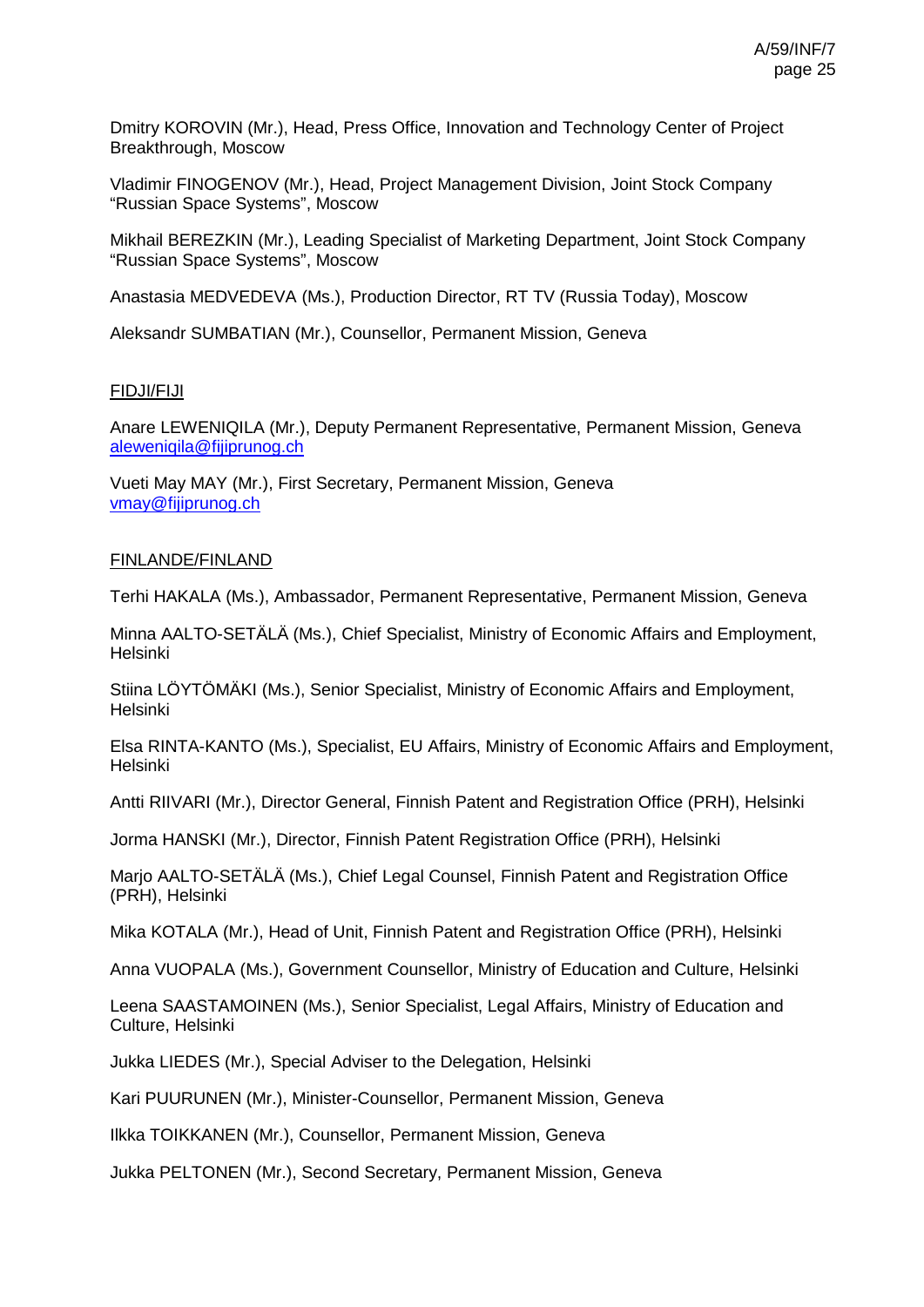Dmitry KOROVIN (Mr.), Head, Press Office, Innovation and Technology Center of Project Breakthrough, Moscow

Vladimir FINOGENOV (Mr.), Head, Project Management Division, Joint Stock Company "Russian Space Systems", Moscow

Mikhail BEREZKIN (Mr.), Leading Specialist of Marketing Department, Joint Stock Company "Russian Space Systems", Moscow

Anastasia MEDVEDEVA (Ms.), Production Director, RT TV (Russia Today), Moscow

Aleksandr SUMBATIAN (Mr.), Counsellor, Permanent Mission, Geneva

FIDJI/FIJI

Anare LEWENIQILA (Mr.), Deputy Permanent Representative, Permanent Mission, Geneva
aleweniqila@fijiprunog.ch

Vueti May MAY (Mr.), First Secretary, Permanent Mission, Geneva
vmay@fijiprunog.ch

FINLANDE/FINLAND

Terhi HAKALA (Ms.), Ambassador, Permanent Representative, Permanent Mission, Geneva

Minna AALTO-SETÄLÄ (Ms.), Chief Specialist, Ministry of Economic Affairs and Employment, Helsinki

Stiina LÖYTÖMÄKI (Ms.), Senior Specialist, Ministry of Economic Affairs and Employment, Helsinki

Elsa RINTA-KANTO (Ms.), Specialist, EU Affairs, Ministry of Economic Affairs and Employment, Helsinki

Antti RIIVARI (Mr.), Director General, Finnish Patent and Registration Office (PRH), Helsinki

Jorma HANSKI (Mr.), Director, Finnish Patent Registration Office (PRH), Helsinki

Marjo AALTO-SETÄLÄ (Ms.), Chief Legal Counsel, Finnish Patent and Registration Office (PRH), Helsinki

Mika KOTALA (Mr.), Head of Unit, Finnish Patent and Registration Office (PRH), Helsinki

Anna VUOPALA (Ms.), Government Counsellor, Ministry of Education and Culture, Helsinki

Leena SAASTAMOINEN (Ms.), Senior Specialist, Legal Affairs, Ministry of Education and Culture, Helsinki

Jukka LIEDES (Mr.), Special Adviser to the Delegation, Helsinki

Kari PUURUNEN (Mr.), Minister-Counsellor, Permanent Mission, Geneva

Ilkka TOIKKANEN (Mr.), Counsellor, Permanent Mission, Geneva

Jukka PELTONEN (Mr.), Second Secretary, Permanent Mission, Geneva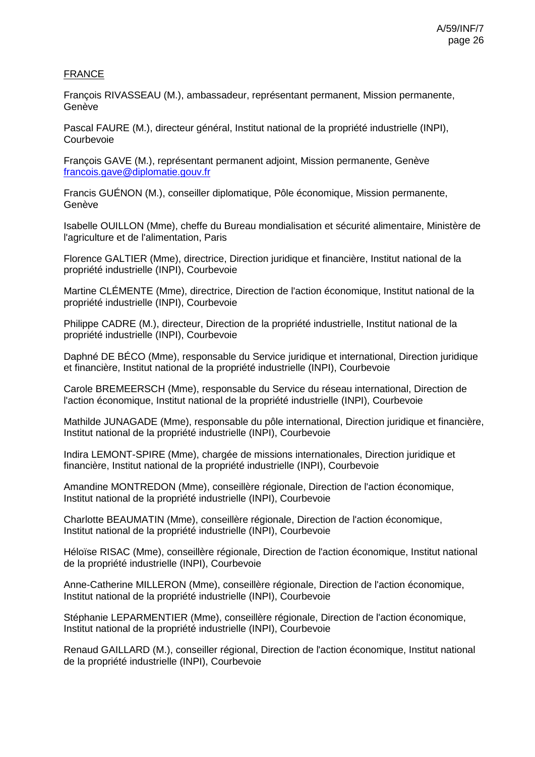FRANCE

François RIVASSEAU (M.), ambassadeur, représentant permanent, Mission permanente, Genève

Pascal FAURE (M.), directeur général, Institut national de la propriété industrielle (INPI), Courbevoie

François GAVE (M.), représentant permanent adjoint, Mission permanente, Genève
francois.gave@diplomatie.gouv.fr

Francis GUÉNON (M.), conseiller diplomatique, Pôle économique, Mission permanente, Genève

Isabelle OUILLON (Mme), cheffe du Bureau mondialisation et sécurité alimentaire, Ministère de l'agriculture et de l'alimentation, Paris

Florence GALTIER (Mme), directrice, Direction juridique et financière, Institut national de la propriété industrielle (INPI), Courbevoie

Martine CLÉMENTE (Mme), directrice, Direction de l'action économique, Institut national de la propriété industrielle (INPI), Courbevoie

Philippe CADRE (M.), directeur, Direction de la propriété industrielle, Institut national de la propriété industrielle (INPI), Courbevoie

Daphné DE BÉCO (Mme), responsable du Service juridique et international, Direction juridique et financière, Institut national de la propriété industrielle (INPI), Courbevoie

Carole BREMEERSCH (Mme), responsable du Service du réseau international, Direction de l'action économique, Institut national de la propriété industrielle (INPI), Courbevoie

Mathilde JUNAGADE (Mme), responsable du pôle international, Direction juridique et financière, Institut national de la propriété industrielle (INPI), Courbevoie

Indira LEMONT-SPIRE (Mme), chargée de missions internationales, Direction juridique et financière, Institut national de la propriété industrielle (INPI), Courbevoie

Amandine MONTREDON (Mme), conseillère régionale, Direction de l'action économique, Institut national de la propriété industrielle (INPI), Courbevoie

Charlotte BEAUMATIN (Mme), conseillère régionale, Direction de l'action économique, Institut national de la propriété industrielle (INPI), Courbevoie

Héloïse RISAC (Mme), conseillère régionale, Direction de l'action économique, Institut national de la propriété industrielle (INPI), Courbevoie

Anne-Catherine MILLERON (Mme), conseillère régionale, Direction de l'action économique, Institut national de la propriété industrielle (INPI), Courbevoie

Stéphanie LEPARMENTIER (Mme), conseillère régionale, Direction de l'action économique, Institut national de la propriété industrielle (INPI), Courbevoie

Renaud GAILLARD (M.), conseiller régional, Direction de l'action économique, Institut national de la propriété industrielle (INPI), Courbevoie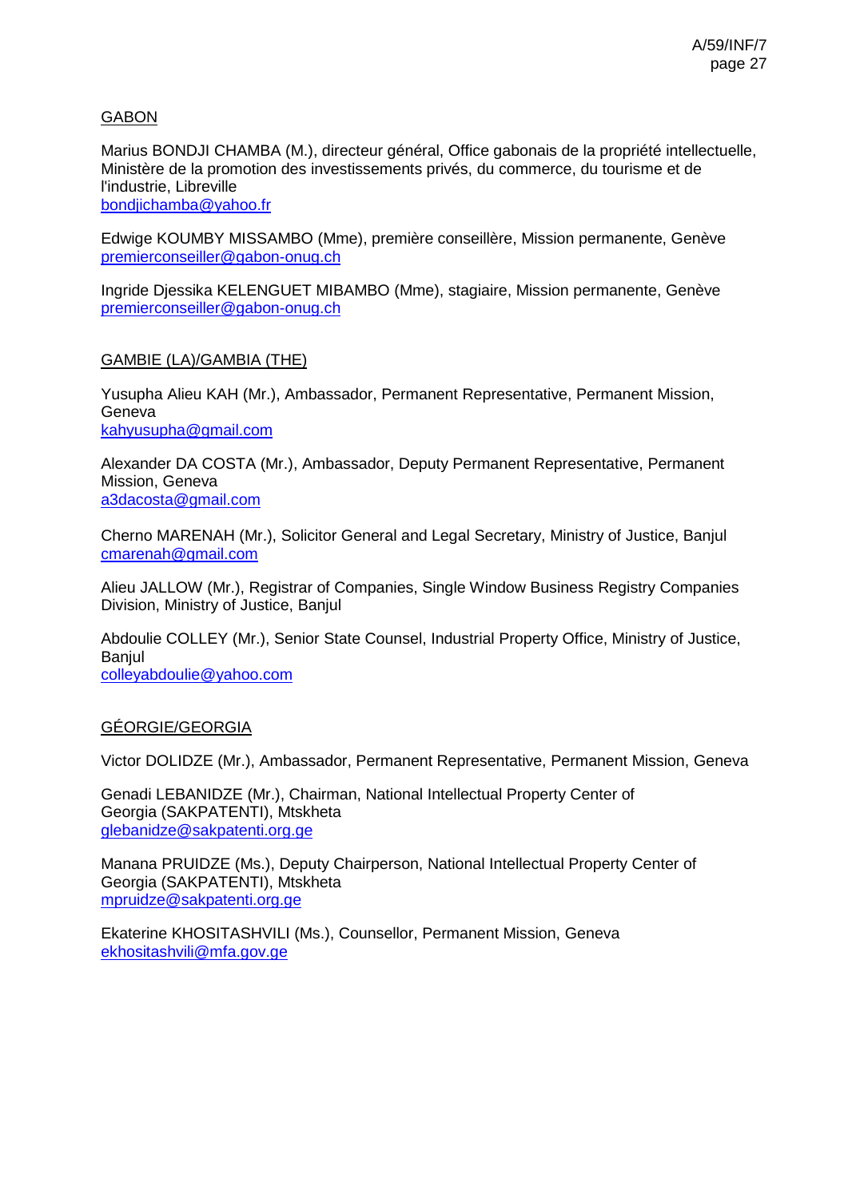GABON

Marius BONDJI CHAMBA (M.), directeur général, Office gabonais de la propriété intellectuelle, Ministère de la promotion des investissements privés, du commerce, du tourisme et de l'industrie, Libreville
bondjichamba@yahoo.fr

Edwige KOUMBY MISSAMBO (Mme), première conseillère, Mission permanente, Genève
premierconseiller@gabon-onug.ch

Ingride Djessika KELENGUET MIBAMBO (Mme), stagiaire, Mission permanente, Genève
premierconseiller@gabon-onug.ch

GAMBIE (LA)/GAMBIA (THE)

Yusupha Alieu KAH (Mr.), Ambassador, Permanent Representative, Permanent Mission, Geneva
kahyusupha@gmail.com

Alexander DA COSTA (Mr.), Ambassador, Deputy Permanent Representative, Permanent Mission, Geneva
a3dacosta@gmail.com

Cherno MARENAH (Mr.), Solicitor General and Legal Secretary, Ministry of Justice, Banjul
cmarenah@gmail.com

Alieu JALLOW (Mr.), Registrar of Companies, Single Window Business Registry Companies Division, Ministry of Justice, Banjul

Abdoulie COLLEY (Mr.), Senior State Counsel, Industrial Property Office, Ministry of Justice, Banjul
colleyabdoulie@yahoo.com

GÉORGIE/GEORGIA

Victor DOLIDZE (Mr.), Ambassador, Permanent Representative, Permanent Mission, Geneva

Genadi LEBANIDZE (Mr.), Chairman, National Intellectual Property Center of Georgia (SAKPATENTI), Mtskheta
glebanidze@sakpatenti.org.ge

Manana PRUIDZE (Ms.), Deputy Chairperson, National Intellectual Property Center of Georgia (SAKPATENTI), Mtskheta
mpruidze@sakpatenti.org.ge

Ekaterine KHOSITASHVILI (Ms.), Counsellor, Permanent Mission, Geneva
ekhositashvili@mfa.gov.ge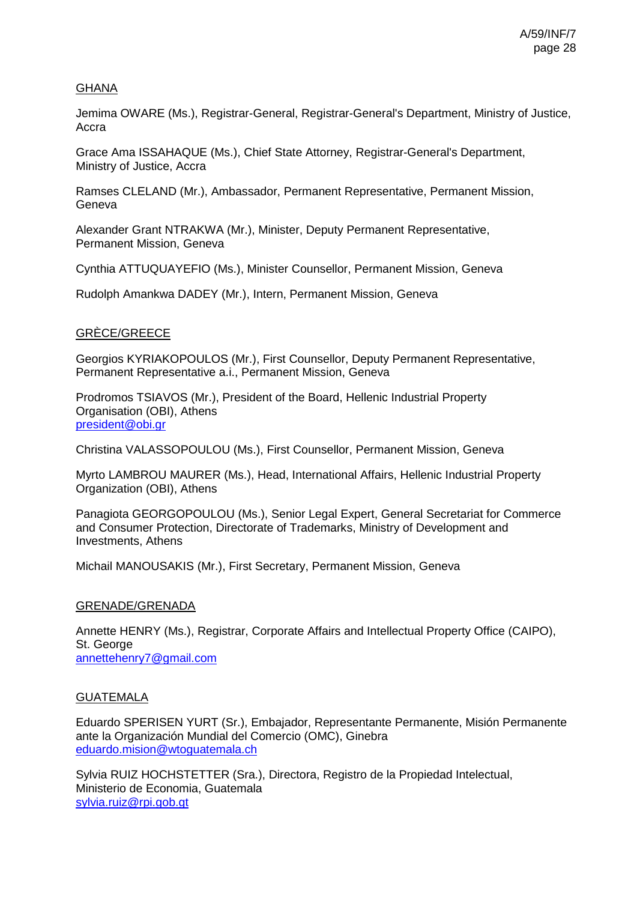<u>GHANA</u>

Jemima OWARE (Ms.), Registrar-General, Registrar-General's Department, Ministry of Justice, Accra

Grace Ama ISSAHAQUE (Ms.), Chief State Attorney, Registrar-General's Department, Ministry of Justice, Accra

Ramses CLELAND (Mr.), Ambassador, Permanent Representative, Permanent Mission, Geneva

Alexander Grant NTRAKWA (Mr.), Minister, Deputy Permanent Representative, Permanent Mission, Geneva

Cynthia ATTUQUAYEFIO (Ms.), Minister Counsellor, Permanent Mission, Geneva

Rudolph Amankwa DADEY (Mr.), Intern, Permanent Mission, Geneva

<u>GRÈCE/GREECE</u>

Georgios KYRIAKOPOULOS (Mr.), First Counsellor, Deputy Permanent Representative, Permanent Representative a.i., Permanent Mission, Geneva

Prodromos TSIAVOS (Mr.), President of the Board, Hellenic Industrial Property Organisation (OBI), Athens
president@obi.gr

Christina VALASSOPOULOU (Ms.), First Counsellor, Permanent Mission, Geneva

Myrto LAMBROU MAURER (Ms.), Head, International Affairs, Hellenic Industrial Property Organization (OBI), Athens

Panagiota GEORGOPOULOU (Ms.), Senior Legal Expert, General Secretariat for Commerce and Consumer Protection, Directorate of Trademarks, Ministry of Development and Investments, Athens

Michail MANOUSAKIS (Mr.), First Secretary, Permanent Mission, Geneva

<u>GRENADE/GRENADA</u>

Annette HENRY (Ms.), Registrar, Corporate Affairs and Intellectual Property Office (CAIPO), St. George
annettehenry7@gmail.com

<u>GUATEMALA</u>

Eduardo SPERISEN YURT (Sr.), Embajador, Representante Permanente, Misión Permanente ante la Organización Mundial del Comercio (OMC), Ginebra
eduardo.mision@wtoguatemala.ch

Sylvia RUIZ HOCHSTETTER (Sra.), Directora, Registro de la Propiedad Intelectual, Ministerio de Economia, Guatemala
sylvia.ruiz@rpi.gob.gt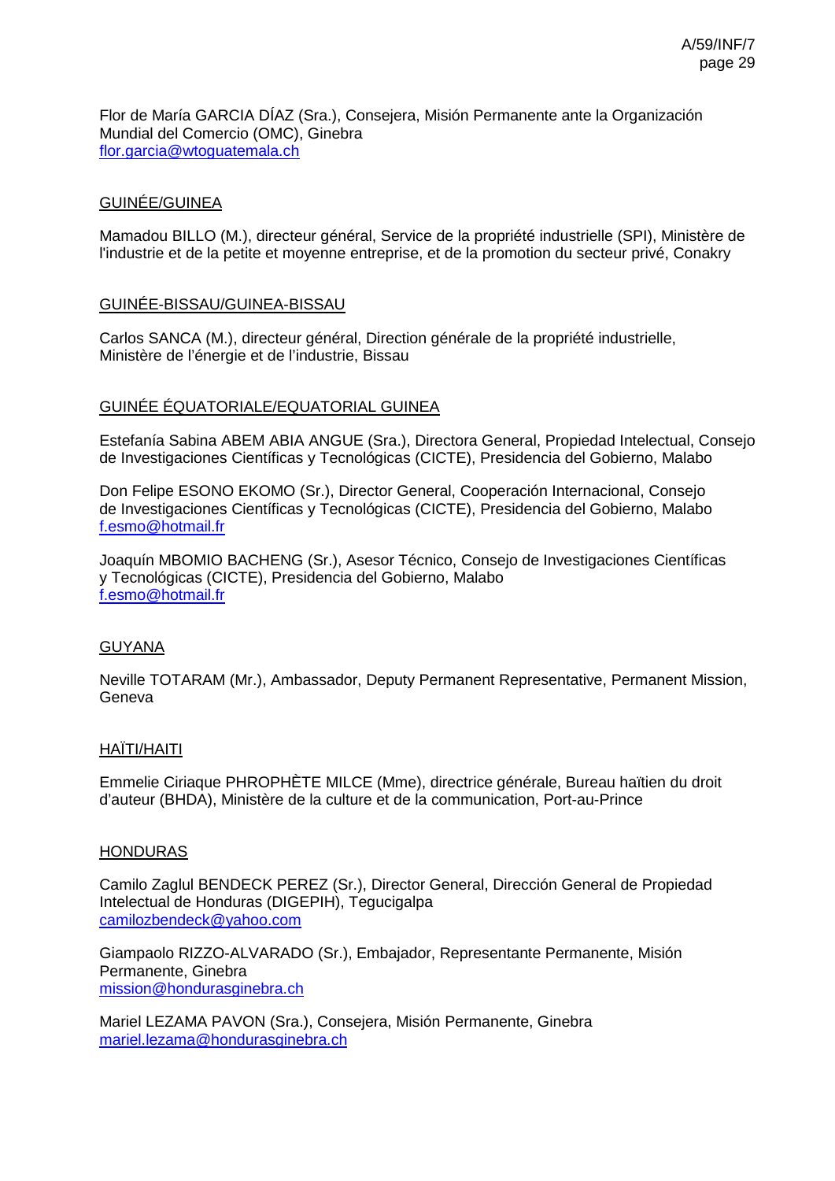Flor de María GARCIA DÍAZ (Sra.), Consejera, Misión Permanente ante la Organización Mundial del Comercio (OMC), Ginebra
flor.garcia@wtoguatemala.ch

<u>GUINÉE/GUINEA</u>

Mamadou BILLO (M.), directeur général, Service de la propriété industrielle (SPI), Ministère de l'industrie et de la petite et moyenne entreprise, et de la promotion du secteur privé, Conakry

<u>GUINÉE-BISSAU/GUINEA-BISSAU</u>

Carlos SANCA (M.), directeur général, Direction générale de la propriété industrielle, Ministère de l'énergie et de l'industrie, Bissau

<u>GUINÉE ÉQUATORIALE/EQUATORIAL GUINEA</u>

Estefanía Sabina ABEM ABIA ANGUE (Sra.), Directora General, Propiedad Intelectual, Consejo de Investigaciones Científicas y Tecnológicas (CICTE), Presidencia del Gobierno, Malabo

Don Felipe ESONO EKOMO (Sr.), Director General, Cooperación Internacional, Consejo de Investigaciones Científicas y Tecnológicas (CICTE), Presidencia del Gobierno, Malabo
f.esmo@hotmail.fr

Joaquín MBOMIO BACHENG (Sr.), Asesor Técnico, Consejo de Investigaciones Científicas y Tecnológicas (CICTE), Presidencia del Gobierno, Malabo
f.esmo@hotmail.fr

<u>GUYANA</u>

Neville TOTARAM (Mr.), Ambassador, Deputy Permanent Representative, Permanent Mission, Geneva

<u>HAÏTI/HAITI</u>

Emmelie Ciriaque PHROPHÈTE MILCE (Mme), directrice générale, Bureau haïtien du droit d'auteur (BHDA), Ministère de la culture et de la communication, Port-au-Prince

<u>HONDURAS</u>

Camilo Zaglul BENDECK PEREZ (Sr.), Director General, Dirección General de Propiedad Intelectual de Honduras (DIGEPIH), Tegucigalpa
camilozbendeck@yahoo.com

Giampaolo RIZZO-ALVARADO (Sr.), Embajador, Representante Permanente, Misión Permanente, Ginebra
mission@hondurasginebra.ch

Mariel LEZAMA PAVON (Sra.), Consejera, Misión Permanente, Ginebra
mariel.lezama@hondurasginebra.ch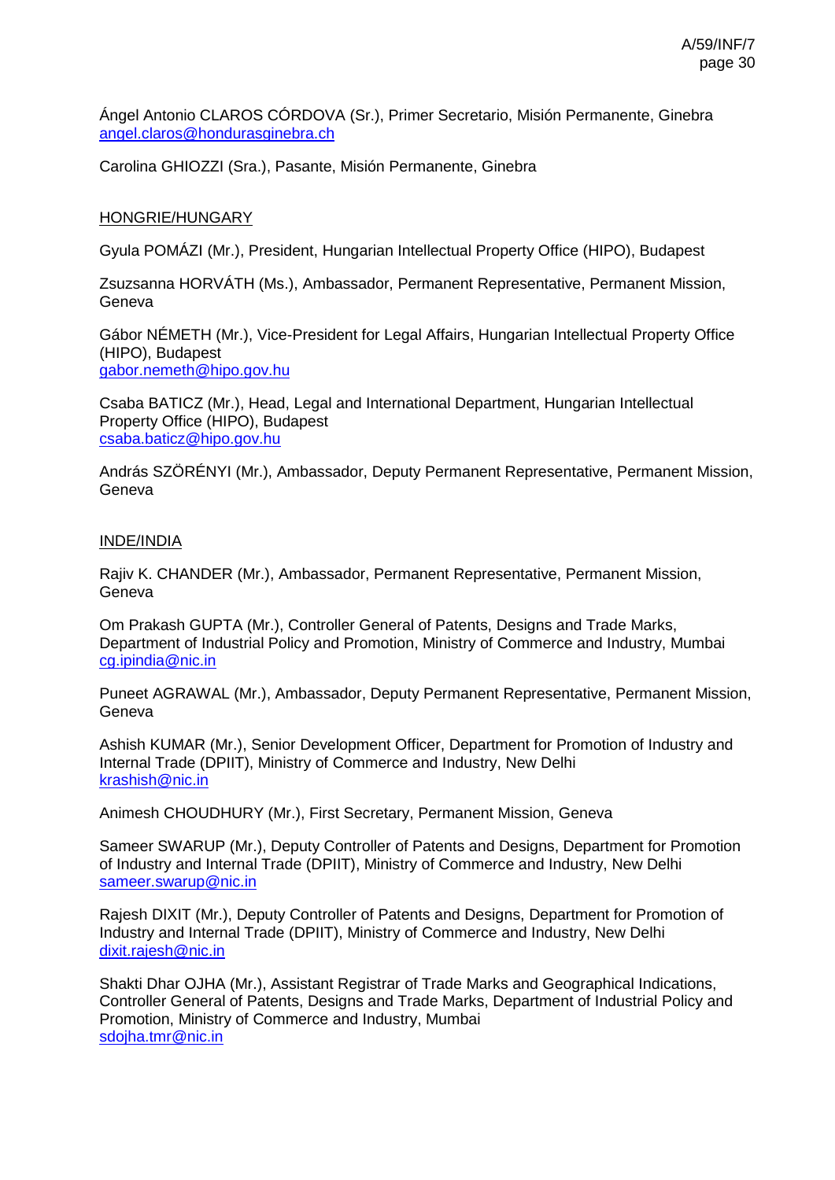Ángel Antonio CLAROS CÓRDOVA (Sr.), Primer Secretario, Misión Permanente, Ginebra
angel.claros@hondurasginebra.ch

Carolina GHIOZZI (Sra.), Pasante, Misión Permanente, Ginebra

HONGRIE/HUNGARY

Gyula POMÁZI (Mr.), President, Hungarian Intellectual Property Office (HIPO), Budapest

Zsuzsanna HORVÁTH (Ms.), Ambassador, Permanent Representative, Permanent Mission, Geneva

Gábor NÉMETH (Mr.), Vice-President for Legal Affairs, Hungarian Intellectual Property Office (HIPO), Budapest
gabor.nemeth@hipo.gov.hu

Csaba BATICZ (Mr.), Head, Legal and International Department, Hungarian Intellectual Property Office (HIPO), Budapest
csaba.baticz@hipo.gov.hu

András SZÖRÉNYI (Mr.), Ambassador, Deputy Permanent Representative, Permanent Mission, Geneva

INDE/INDIA

Rajiv K. CHANDER (Mr.), Ambassador, Permanent Representative, Permanent Mission, Geneva

Om Prakash GUPTA (Mr.), Controller General of Patents, Designs and Trade Marks, Department of Industrial Policy and Promotion, Ministry of Commerce and Industry, Mumbai
cg.ipindia@nic.in

Puneet AGRAWAL (Mr.), Ambassador, Deputy Permanent Representative, Permanent Mission, Geneva

Ashish KUMAR (Mr.), Senior Development Officer, Department for Promotion of Industry and Internal Trade (DPIIT), Ministry of Commerce and Industry, New Delhi
krashish@nic.in

Animesh CHOUDHURY (Mr.), First Secretary, Permanent Mission, Geneva

Sameer SWARUP (Mr.), Deputy Controller of Patents and Designs, Department for Promotion of Industry and Internal Trade (DPIIT), Ministry of Commerce and Industry, New Delhi
sameer.swarup@nic.in

Rajesh DIXIT (Mr.), Deputy Controller of Patents and Designs, Department for Promotion of Industry and Internal Trade (DPIIT), Ministry of Commerce and Industry, New Delhi
dixit.rajesh@nic.in

Shakti Dhar OJHA (Mr.), Assistant Registrar of Trade Marks and Geographical Indications, Controller General of Patents, Designs and Trade Marks, Department of Industrial Policy and Promotion, Ministry of Commerce and Industry, Mumbai
sdojha.tmr@nic.in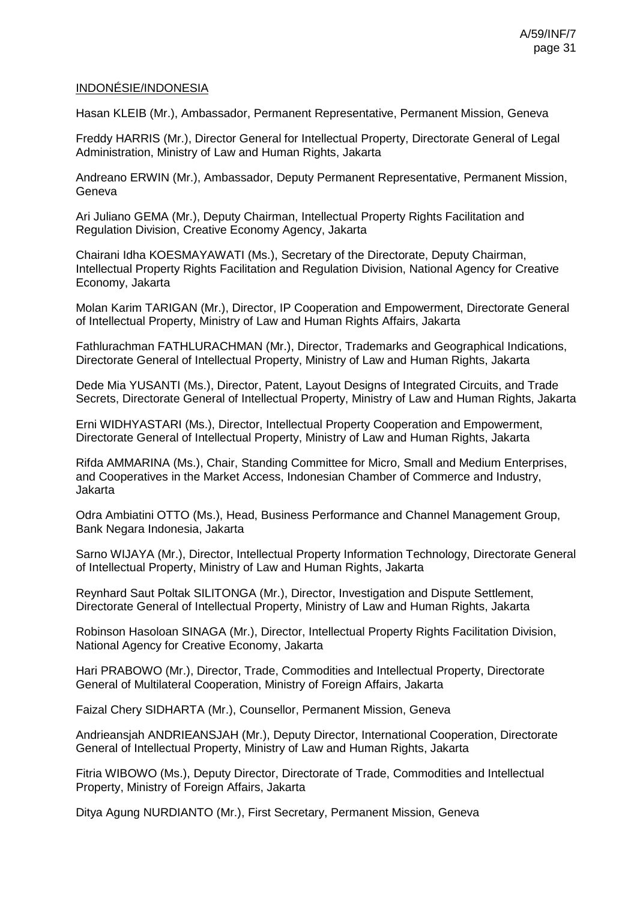INDONÉSIE/INDONESIA

Hasan KLEIB (Mr.), Ambassador, Permanent Representative, Permanent Mission, Geneva

Freddy HARRIS (Mr.), Director General for Intellectual Property, Directorate General of Legal Administration, Ministry of Law and Human Rights, Jakarta

Andreano ERWIN (Mr.), Ambassador, Deputy Permanent Representative, Permanent Mission, Geneva

Ari Juliano GEMA (Mr.), Deputy Chairman, Intellectual Property Rights Facilitation and Regulation Division, Creative Economy Agency, Jakarta

Chairani Idha KOESMAYAWATI (Ms.), Secretary of the Directorate, Deputy Chairman, Intellectual Property Rights Facilitation and Regulation Division, National Agency for Creative Economy, Jakarta

Molan Karim TARIGAN (Mr.), Director, IP Cooperation and Empowerment, Directorate General of Intellectual Property, Ministry of Law and Human Rights Affairs, Jakarta

Fathlurachman FATHLURACHMAN (Mr.), Director, Trademarks and Geographical Indications, Directorate General of Intellectual Property, Ministry of Law and Human Rights, Jakarta

Dede Mia YUSANTI (Ms.), Director, Patent, Layout Designs of Integrated Circuits, and Trade Secrets, Directorate General of Intellectual Property, Ministry of Law and Human Rights, Jakarta

Erni WIDHYASTARI (Ms.), Director, Intellectual Property Cooperation and Empowerment, Directorate General of Intellectual Property, Ministry of Law and Human Rights, Jakarta

Rifda AMMARINA (Ms.), Chair, Standing Committee for Micro, Small and Medium Enterprises, and Cooperatives in the Market Access, Indonesian Chamber of Commerce and Industry, Jakarta

Odra Ambiatini OTTO (Ms.), Head, Business Performance and Channel Management Group, Bank Negara Indonesia, Jakarta

Sarno WIJAYA (Mr.), Director, Intellectual Property Information Technology, Directorate General of Intellectual Property, Ministry of Law and Human Rights, Jakarta

Reynhard Saut Poltak SILITONGA (Mr.), Director, Investigation and Dispute Settlement, Directorate General of Intellectual Property, Ministry of Law and Human Rights, Jakarta

Robinson Hasoloan SINAGA (Mr.), Director, Intellectual Property Rights Facilitation Division, National Agency for Creative Economy, Jakarta

Hari PRABOWO (Mr.), Director, Trade, Commodities and Intellectual Property, Directorate General of Multilateral Cooperation, Ministry of Foreign Affairs, Jakarta

Faizal Chery SIDHARTA (Mr.), Counsellor, Permanent Mission, Geneva

Andrieansjah ANDRIEANSJAH (Mr.), Deputy Director, International Cooperation, Directorate General of Intellectual Property, Ministry of Law and Human Rights, Jakarta

Fitria WIBOWO (Ms.), Deputy Director, Directorate of Trade, Commodities and Intellectual Property, Ministry of Foreign Affairs, Jakarta

Ditya Agung NURDIANTO (Mr.), First Secretary, Permanent Mission, Geneva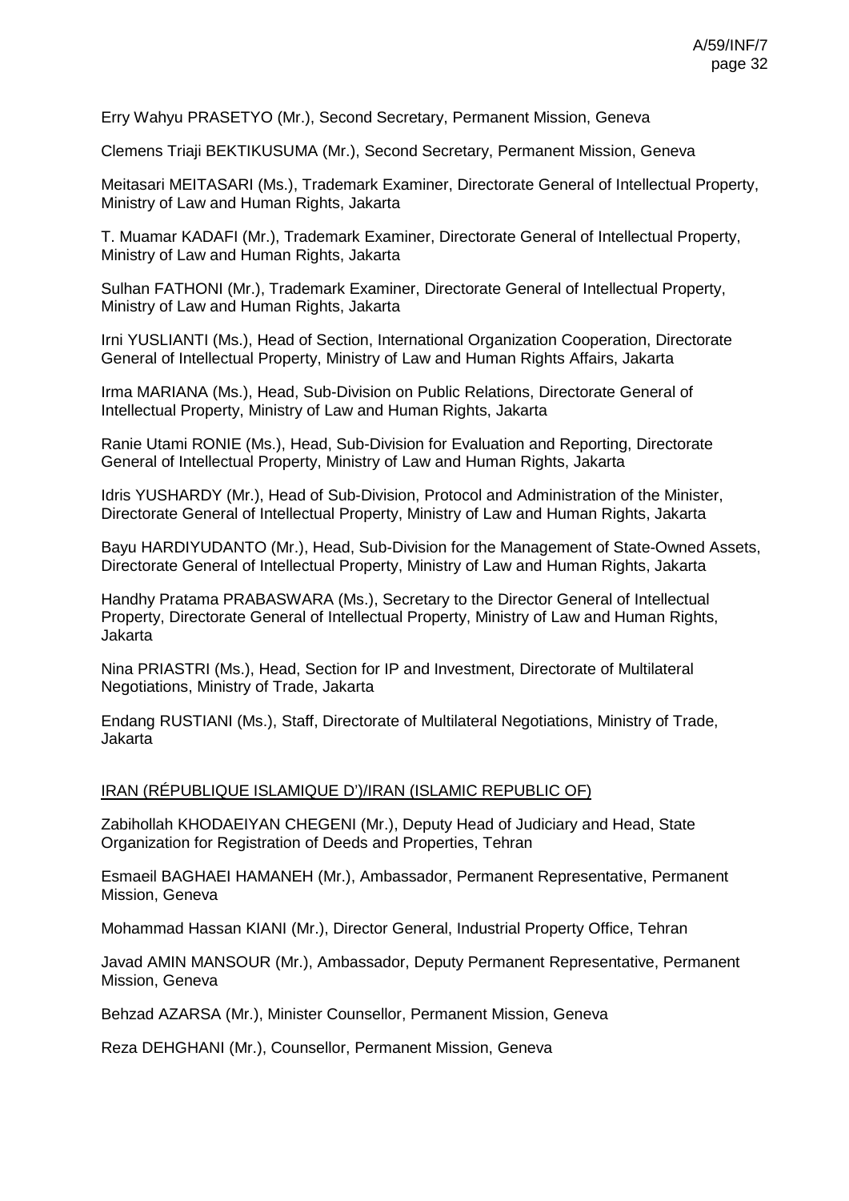Erry Wahyu PRASETYO (Mr.), Second Secretary, Permanent Mission, Geneva

Clemens Triaji BEKTIKUSUMA (Mr.), Second Secretary, Permanent Mission, Geneva

Meitasari MEITASARI (Ms.), Trademark Examiner, Directorate General of Intellectual Property, Ministry of Law and Human Rights, Jakarta

T. Muamar KADAFI (Mr.), Trademark Examiner, Directorate General of Intellectual Property, Ministry of Law and Human Rights, Jakarta

Sulhan FATHONI (Mr.), Trademark Examiner, Directorate General of Intellectual Property, Ministry of Law and Human Rights, Jakarta

Irni YUSLIANTI (Ms.), Head of Section, International Organization Cooperation, Directorate General of Intellectual Property, Ministry of Law and Human Rights Affairs, Jakarta

Irma MARIANA (Ms.), Head, Sub-Division on Public Relations, Directorate General of Intellectual Property, Ministry of Law and Human Rights, Jakarta

Ranie Utami RONIE (Ms.), Head, Sub-Division for Evaluation and Reporting, Directorate General of Intellectual Property, Ministry of Law and Human Rights, Jakarta

Idris YUSHARDY (Mr.), Head of Sub-Division, Protocol and Administration of the Minister, Directorate General of Intellectual Property, Ministry of Law and Human Rights, Jakarta

Bayu HARDIYUDANTO (Mr.), Head, Sub-Division for the Management of State-Owned Assets, Directorate General of Intellectual Property, Ministry of Law and Human Rights, Jakarta

Handhy Pratama PRABASWARA (Ms.), Secretary to the Director General of Intellectual Property, Directorate General of Intellectual Property, Ministry of Law and Human Rights, Jakarta

Nina PRIASTRI (Ms.), Head, Section for IP and Investment, Directorate of Multilateral Negotiations, Ministry of Trade, Jakarta

Endang RUSTIANI (Ms.), Staff, Directorate of Multilateral Negotiations, Ministry of Trade, Jakarta

<u>IRAN (RÉPUBLIQUE ISLAMIQUE D')/IRAN (ISLAMIC REPUBLIC OF)</u>

Zabihollah KHODAEIYAN CHEGENI (Mr.), Deputy Head of Judiciary and Head, State Organization for Registration of Deeds and Properties, Tehran

Esmaeil BAGHAEI HAMANEH (Mr.), Ambassador, Permanent Representative, Permanent Mission, Geneva

Mohammad Hassan KIANI (Mr.), Director General, Industrial Property Office, Tehran

Javad AMIN MANSOUR (Mr.), Ambassador, Deputy Permanent Representative, Permanent Mission, Geneva

Behzad AZARSA (Mr.), Minister Counsellor, Permanent Mission, Geneva

Reza DEHGHANI (Mr.), Counsellor, Permanent Mission, Geneva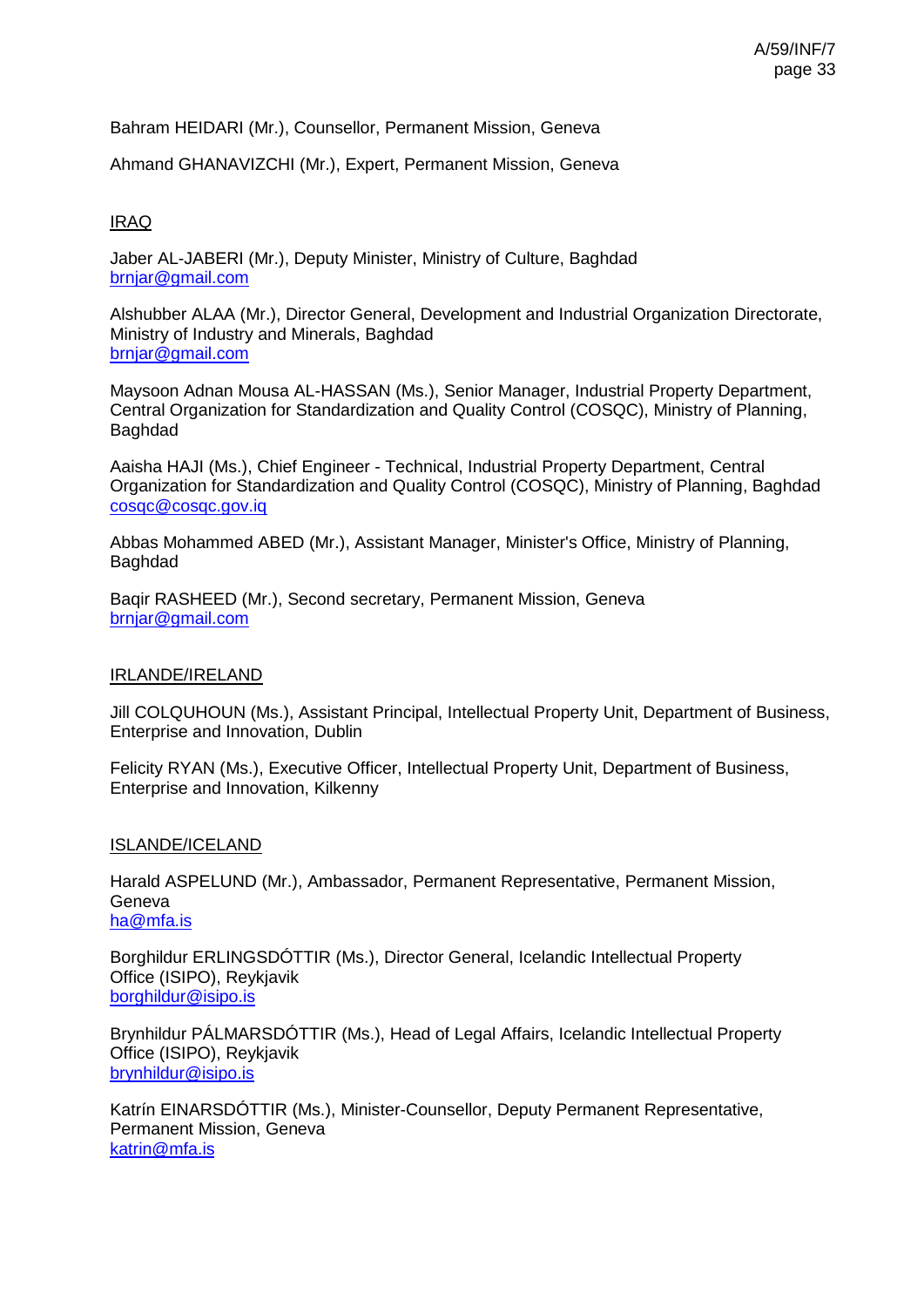Bahram HEIDARI (Mr.), Counsellor, Permanent Mission, Geneva

Ahmand GHANAVIZCHI (Mr.), Expert, Permanent Mission, Geneva

IRAQ

Jaber AL-JABERI (Mr.), Deputy Minister, Ministry of Culture, Baghdad
brnjar@gmail.com

Alshubber ALAA (Mr.), Director General, Development and Industrial Organization Directorate, Ministry of Industry and Minerals, Baghdad
brnjar@gmail.com

Maysoon Adnan Mousa AL-HASSAN (Ms.), Senior Manager, Industrial Property Department, Central Organization for Standardization and Quality Control (COSQC), Ministry of Planning, Baghdad

Aaisha HAJI (Ms.), Chief Engineer - Technical, Industrial Property Department, Central Organization for Standardization and Quality Control (COSQC), Ministry of Planning, Baghdad
cosqc@cosqc.gov.iq

Abbas Mohammed ABED (Mr.), Assistant Manager, Minister's Office, Ministry of Planning, Baghdad

Baqir RASHEED (Mr.), Second secretary, Permanent Mission, Geneva
brnjar@gmail.com

IRLANDE/IRELAND

Jill COLQUHOUN (Ms.), Assistant Principal, Intellectual Property Unit, Department of Business, Enterprise and Innovation, Dublin

Felicity RYAN (Ms.), Executive Officer, Intellectual Property Unit, Department of Business, Enterprise and Innovation, Kilkenny

ISLANDE/ICELAND

Harald ASPELUND (Mr.), Ambassador, Permanent Representative, Permanent Mission, Geneva
ha@mfa.is

Borghildur ERLINGSDÓTTIR (Ms.), Director General, Icelandic Intellectual Property Office (ISIPO), Reykjavik
borghildur@isipo.is

Brynhildur PÁLMARSDÓTTIR (Ms.), Head of Legal Affairs, Icelandic Intellectual Property Office (ISIPO), Reykjavik
brynhildur@isipo.is

Katrín EINARSDÓTTIR (Ms.), Minister-Counsellor, Deputy Permanent Representative, Permanent Mission, Geneva
katrin@mfa.is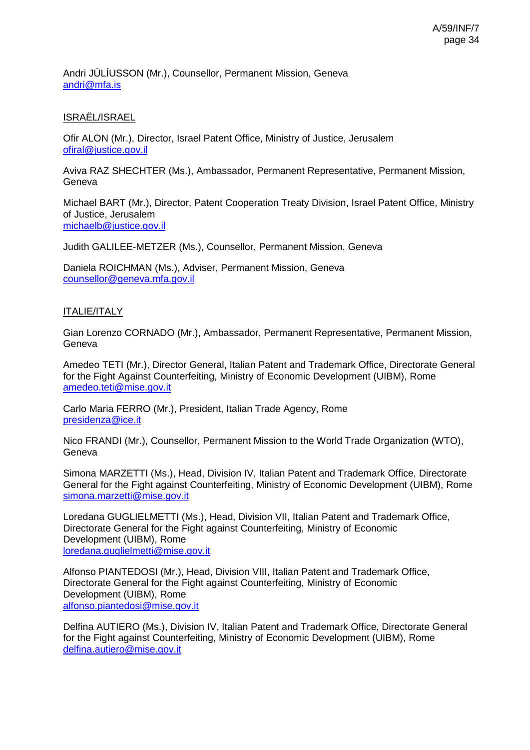Andri JÚLÍUSSON (Mr.), Counsellor, Permanent Mission, Geneva
andri@mfa.is

ISRAËL/ISRAEL

Ofir ALON (Mr.), Director, Israel Patent Office, Ministry of Justice, Jerusalem
ofiral@justice.gov.il

Aviva RAZ SHECHTER (Ms.), Ambassador, Permanent Representative, Permanent Mission, Geneva

Michael BART (Mr.), Director, Patent Cooperation Treaty Division, Israel Patent Office, Ministry of Justice, Jerusalem
michaelb@justice.gov.il

Judith GALILEE-METZER (Ms.), Counsellor, Permanent Mission, Geneva

Daniela ROICHMAN (Ms.), Adviser, Permanent Mission, Geneva
counsellor@geneva.mfa.gov.il

ITALIE/ITALY

Gian Lorenzo CORNADO (Mr.), Ambassador, Permanent Representative, Permanent Mission, Geneva

Amedeo TETI (Mr.), Director General, Italian Patent and Trademark Office, Directorate General for the Fight Against Counterfeiting, Ministry of Economic Development (UIBM), Rome
amedeo.teti@mise.gov.it

Carlo Maria FERRO (Mr.), President, Italian Trade Agency, Rome
presidenza@ice.it

Nico FRANDI (Mr.), Counsellor, Permanent Mission to the World Trade Organization (WTO), Geneva

Simona MARZETTI (Ms.), Head, Division IV, Italian Patent and Trademark Office, Directorate General for the Fight against Counterfeiting, Ministry of Economic Development (UIBM), Rome
simona.marzetti@mise.gov.it

Loredana GUGLIELMETTI (Ms.), Head, Division VII, Italian Patent and Trademark Office, Directorate General for the Fight against Counterfeiting, Ministry of Economic Development (UIBM), Rome
loredana.guglielmetti@mise.gov.it

Alfonso PIANTEDOSI (Mr.), Head, Division VIII, Italian Patent and Trademark Office, Directorate General for the Fight against Counterfeiting, Ministry of Economic Development (UIBM), Rome
alfonso.piantedosi@mise.gov.it

Delfina AUTIERO (Ms.), Division IV, Italian Patent and Trademark Office, Directorate General for the Fight against Counterfeiting, Ministry of Economic Development (UIBM), Rome
delfina.autiero@mise.gov.it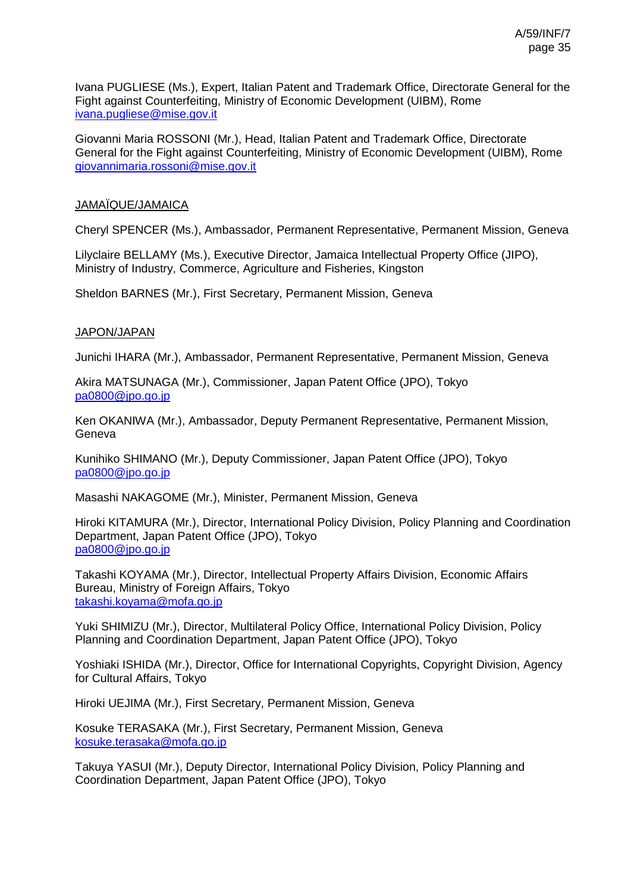Ivana PUGLIESE (Ms.), Expert, Italian Patent and Trademark Office, Directorate General for the Fight against Counterfeiting, Ministry of Economic Development (UIBM), Rome
ivana.pugliese@mise.gov.it

Giovanni Maria ROSSONI (Mr.), Head, Italian Patent and Trademark Office, Directorate General for the Fight against Counterfeiting, Ministry of Economic Development (UIBM), Rome
giovannimaria.rossoni@mise.gov.it

JAMAÏQUE/JAMAICA

Cheryl SPENCER (Ms.), Ambassador, Permanent Representative, Permanent Mission, Geneva

Lilyclaire BELLAMY (Ms.), Executive Director, Jamaica Intellectual Property Office (JIPO), Ministry of Industry, Commerce, Agriculture and Fisheries, Kingston

Sheldon BARNES (Mr.), First Secretary, Permanent Mission, Geneva

JAPON/JAPAN

Junichi IHARA (Mr.), Ambassador, Permanent Representative, Permanent Mission, Geneva

Akira MATSUNAGA (Mr.), Commissioner, Japan Patent Office (JPO), Tokyo
pa0800@jpo.go.jp

Ken OKANIWA (Mr.), Ambassador, Deputy Permanent Representative, Permanent Mission, Geneva

Kunihiko SHIMANO (Mr.), Deputy Commissioner, Japan Patent Office (JPO), Tokyo
pa0800@jpo.go.jp

Masashi NAKAGOME (Mr.), Minister, Permanent Mission, Geneva

Hiroki KITAMURA (Mr.), Director, International Policy Division, Policy Planning and Coordination Department, Japan Patent Office (JPO), Tokyo
pa0800@jpo.go.jp

Takashi KOYAMA (Mr.), Director, Intellectual Property Affairs Division, Economic Affairs Bureau, Ministry of Foreign Affairs, Tokyo
takashi.koyama@mofa.go.jp

Yuki SHIMIZU (Mr.), Director, Multilateral Policy Office, International Policy Division, Policy Planning and Coordination Department, Japan Patent Office (JPO), Tokyo

Yoshiaki ISHIDA (Mr.), Director, Office for International Copyrights, Copyright Division, Agency for Cultural Affairs, Tokyo

Hiroki UEJIMA (Mr.), First Secretary, Permanent Mission, Geneva

Kosuke TERASAKA (Mr.), First Secretary, Permanent Mission, Geneva
kosuke.terasaka@mofa.go.jp

Takuya YASUI (Mr.), Deputy Director, International Policy Division, Policy Planning and Coordination Department, Japan Patent Office (JPO), Tokyo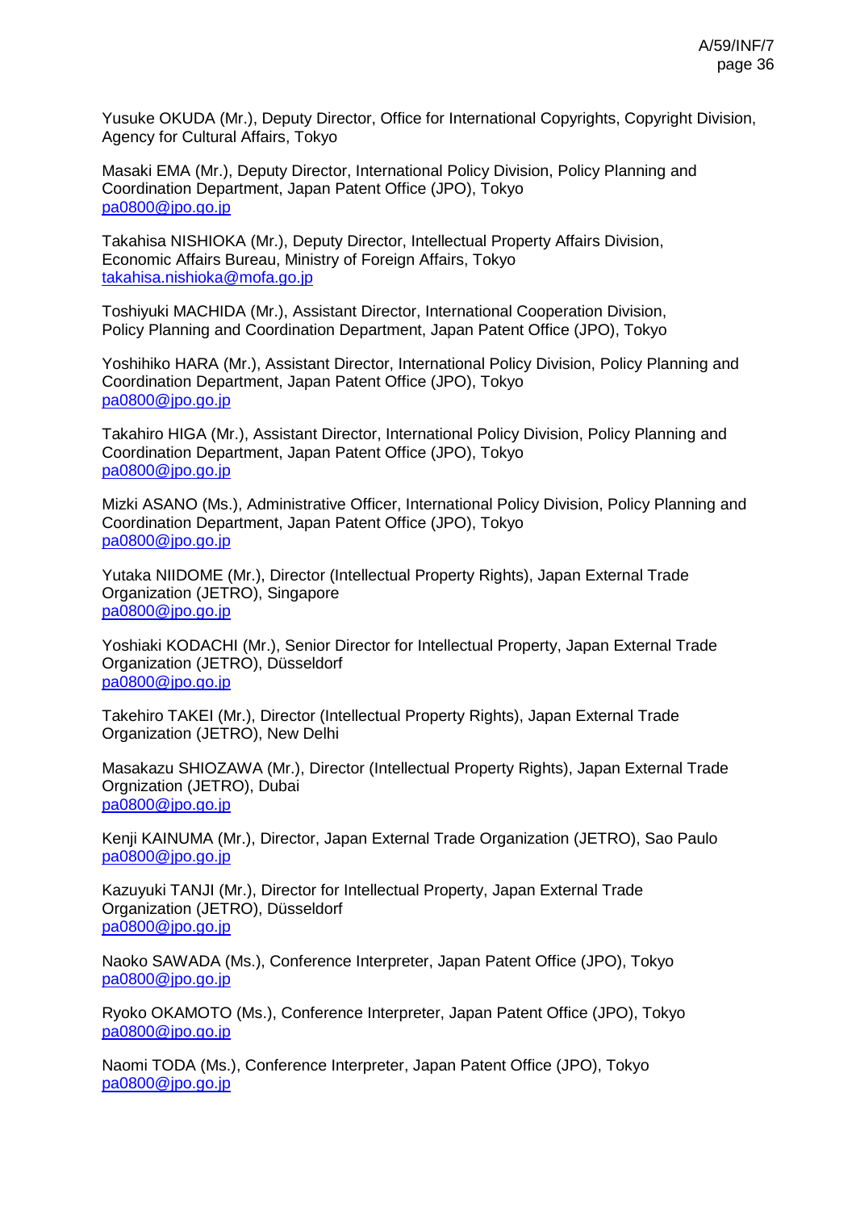Yusuke OKUDA (Mr.), Deputy Director, Office for International Copyrights, Copyright Division, Agency for Cultural Affairs, Tokyo

Masaki EMA (Mr.), Deputy Director, International Policy Division, Policy Planning and Coordination Department, Japan Patent Office (JPO), Tokyo
pa0800@jpo.go.jp

Takahisa NISHIOKA (Mr.), Deputy Director, Intellectual Property Affairs Division, Economic Affairs Bureau, Ministry of Foreign Affairs, Tokyo
takahisa.nishioka@mofa.go.jp

Toshiyuki MACHIDA (Mr.), Assistant Director, International Cooperation Division, Policy Planning and Coordination Department, Japan Patent Office (JPO), Tokyo

Yoshihiko HARA (Mr.), Assistant Director, International Policy Division, Policy Planning and Coordination Department, Japan Patent Office (JPO), Tokyo
pa0800@jpo.go.jp

Takahiro HIGA (Mr.), Assistant Director, International Policy Division, Policy Planning and Coordination Department, Japan Patent Office (JPO), Tokyo
pa0800@jpo.go.jp

Mizki ASANO (Ms.), Administrative Officer, International Policy Division, Policy Planning and Coordination Department, Japan Patent Office (JPO), Tokyo
pa0800@jpo.go.jp

Yutaka NIIDOME (Mr.), Director (Intellectual Property Rights), Japan External Trade Organization (JETRO), Singapore
pa0800@jpo.go.jp

Yoshiaki KODACHI (Mr.), Senior Director for Intellectual Property, Japan External Trade Organization (JETRO), Düsseldorf
pa0800@jpo.go.jp

Takehiro TAKEI (Mr.), Director (Intellectual Property Rights), Japan External Trade Organization (JETRO), New Delhi

Masakazu SHIOZAWA (Mr.), Director (Intellectual Property Rights), Japan External Trade Orgnization (JETRO), Dubai
pa0800@jpo.go.jp

Kenji KAINUMA (Mr.), Director, Japan External Trade Organization (JETRO), Sao Paulo
pa0800@jpo.go.jp

Kazuyuki TANJI (Mr.), Director for Intellectual Property, Japan External Trade Organization (JETRO), Düsseldorf
pa0800@jpo.go.jp

Naoko SAWADA (Ms.), Conference Interpreter, Japan Patent Office (JPO), Tokyo
pa0800@jpo.go.jp

Ryoko OKAMOTO (Ms.), Conference Interpreter, Japan Patent Office (JPO), Tokyo
pa0800@jpo.go.jp

Naomi TODA (Ms.), Conference Interpreter, Japan Patent Office (JPO), Tokyo
pa0800@jpo.go.jp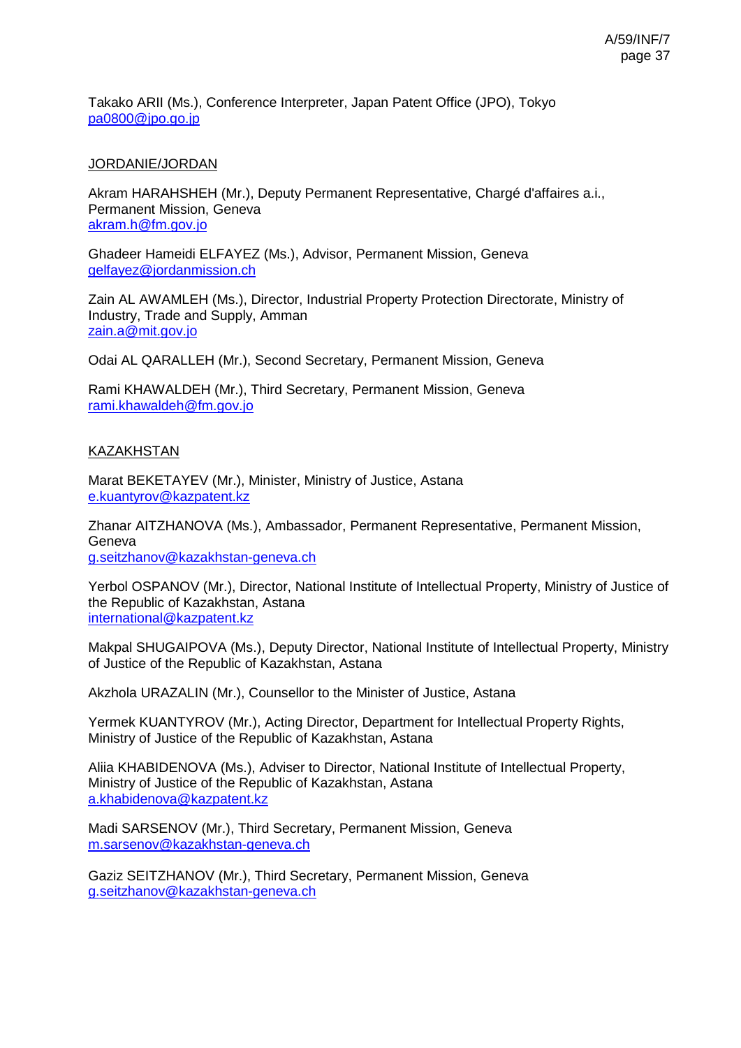Takako ARII (Ms.), Conference Interpreter, Japan Patent Office (JPO), Tokyo
pa0800@jpo.go.jp

JORDANIE/JORDAN

Akram HARAHSHEH (Mr.), Deputy Permanent Representative, Chargé d'affaires a.i., Permanent Mission, Geneva
akram.h@fm.gov.jo

Ghadeer Hameidi ELFAYEZ (Ms.), Advisor, Permanent Mission, Geneva
gelfayez@jordanmission.ch

Zain AL AWAMLEH (Ms.), Director, Industrial Property Protection Directorate, Ministry of Industry, Trade and Supply, Amman
zain.a@mit.gov.jo

Odai AL QARALLEH (Mr.), Second Secretary, Permanent Mission, Geneva

Rami KHAWALDEH (Mr.), Third Secretary, Permanent Mission, Geneva
rami.khawaldeh@fm.gov.jo

KAZAKHSTAN

Marat BEKETAYEV (Mr.), Minister, Ministry of Justice, Astana
e.kuantyrov@kazpatent.kz

Zhanar AITZHANOVA (Ms.), Ambassador, Permanent Representative, Permanent Mission, Geneva
g.seitzhanov@kazakhstan-geneva.ch

Yerbol OSPANOV (Mr.), Director, National Institute of Intellectual Property, Ministry of Justice of the Republic of Kazakhstan, Astana
international@kazpatent.kz

Makpal SHUGAIPOVA (Ms.), Deputy Director, National Institute of Intellectual Property, Ministry of Justice of the Republic of Kazakhstan, Astana

Akzhola URAZALIN (Mr.), Counsellor to the Minister of Justice, Astana

Yermek KUANTYROV (Mr.), Acting Director, Department for Intellectual Property Rights, Ministry of Justice of the Republic of Kazakhstan, Astana

Aliia KHABIDENOVA (Ms.), Adviser to Director, National Institute of Intellectual Property, Ministry of Justice of the Republic of Kazakhstan, Astana
a.khabidenova@kazpatent.kz

Madi SARSENOV (Mr.), Third Secretary, Permanent Mission, Geneva
m.sarsenov@kazakhstan-geneva.ch

Gaziz SEITZHANOV (Mr.), Third Secretary, Permanent Mission, Geneva
g.seitzhanov@kazakhstan-geneva.ch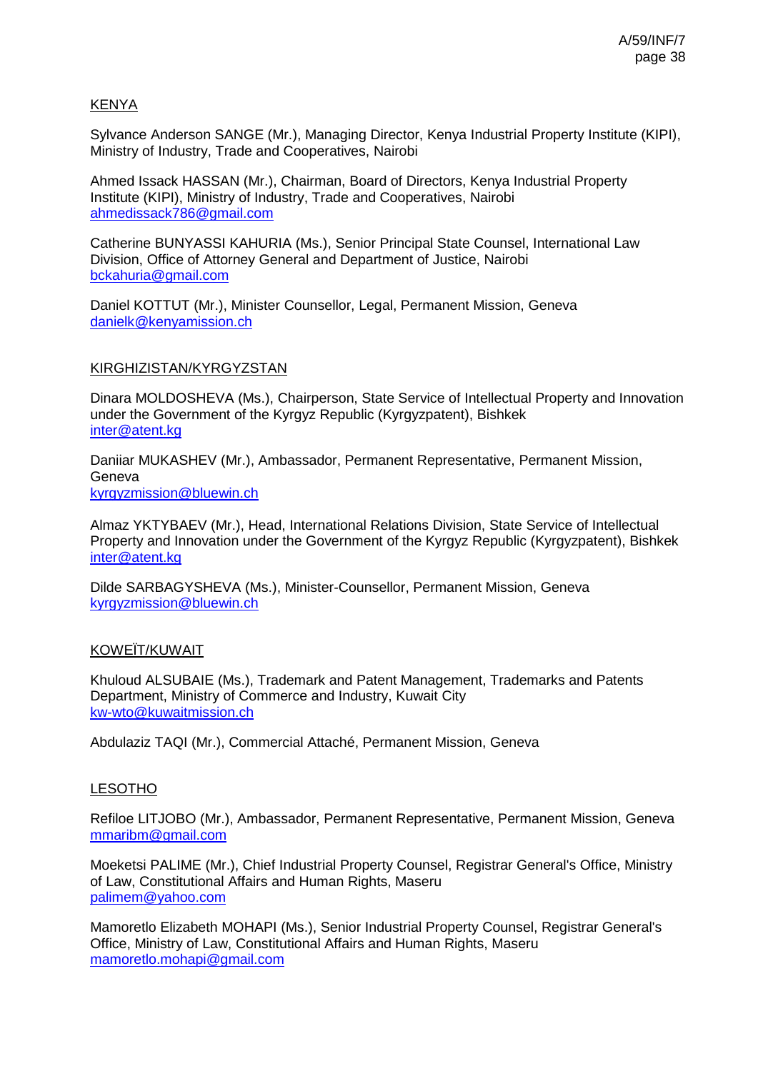KENYA

Sylvance Anderson SANGE (Mr.), Managing Director, Kenya Industrial Property Institute (KIPI), Ministry of Industry, Trade and Cooperatives, Nairobi

Ahmed Issack HASSAN (Mr.), Chairman, Board of Directors, Kenya Industrial Property Institute (KIPI), Ministry of Industry, Trade and Cooperatives, Nairobi
ahmedissack786@gmail.com

Catherine BUNYASSI KAHURIA (Ms.), Senior Principal State Counsel, International Law Division, Office of Attorney General and Department of Justice, Nairobi
bckahuria@gmail.com

Daniel KOTTUT (Mr.), Minister Counsellor, Legal, Permanent Mission, Geneva
danielk@kenyamission.ch

KIRGHIZISTAN/KYRGYZSTAN

Dinara MOLDOSHEVA (Ms.), Chairperson, State Service of Intellectual Property and Innovation under the Government of the Kyrgyz Republic (Kyrgyzpatent), Bishkek
inter@atent.kg

Daniiar MUKASHEV (Mr.), Ambassador, Permanent Representative, Permanent Mission, Geneva
kyrgyzmission@bluewin.ch

Almaz YKTYBAEV (Mr.), Head, International Relations Division, State Service of Intellectual Property and Innovation under the Government of the Kyrgyz Republic (Kyrgyzpatent), Bishkek
inter@atent.kg

Dilde SARBAGYSHEVA (Ms.), Minister-Counsellor, Permanent Mission, Geneva
kyrgyzmission@bluewin.ch

KOWEÏT/KUWAIT

Khuloud ALSUBAIE (Ms.), Trademark and Patent Management, Trademarks and Patents Department, Ministry of Commerce and Industry, Kuwait City
kw-wto@kuwaitmission.ch

Abdulaziz TAQI (Mr.), Commercial Attaché, Permanent Mission, Geneva

LESOTHO

Refiloe LITJOBO (Mr.), Ambassador, Permanent Representative, Permanent Mission, Geneva
mmaribm@gmail.com

Moeketsi PALIME (Mr.), Chief Industrial Property Counsel, Registrar General's Office, Ministry of Law, Constitutional Affairs and Human Rights, Maseru
palimem@yahoo.com

Mamoretlo Elizabeth MOHAPI (Ms.), Senior Industrial Property Counsel, Registrar General's Office, Ministry of Law, Constitutional Affairs and Human Rights, Maseru
mamoretlo.mohapi@gmail.com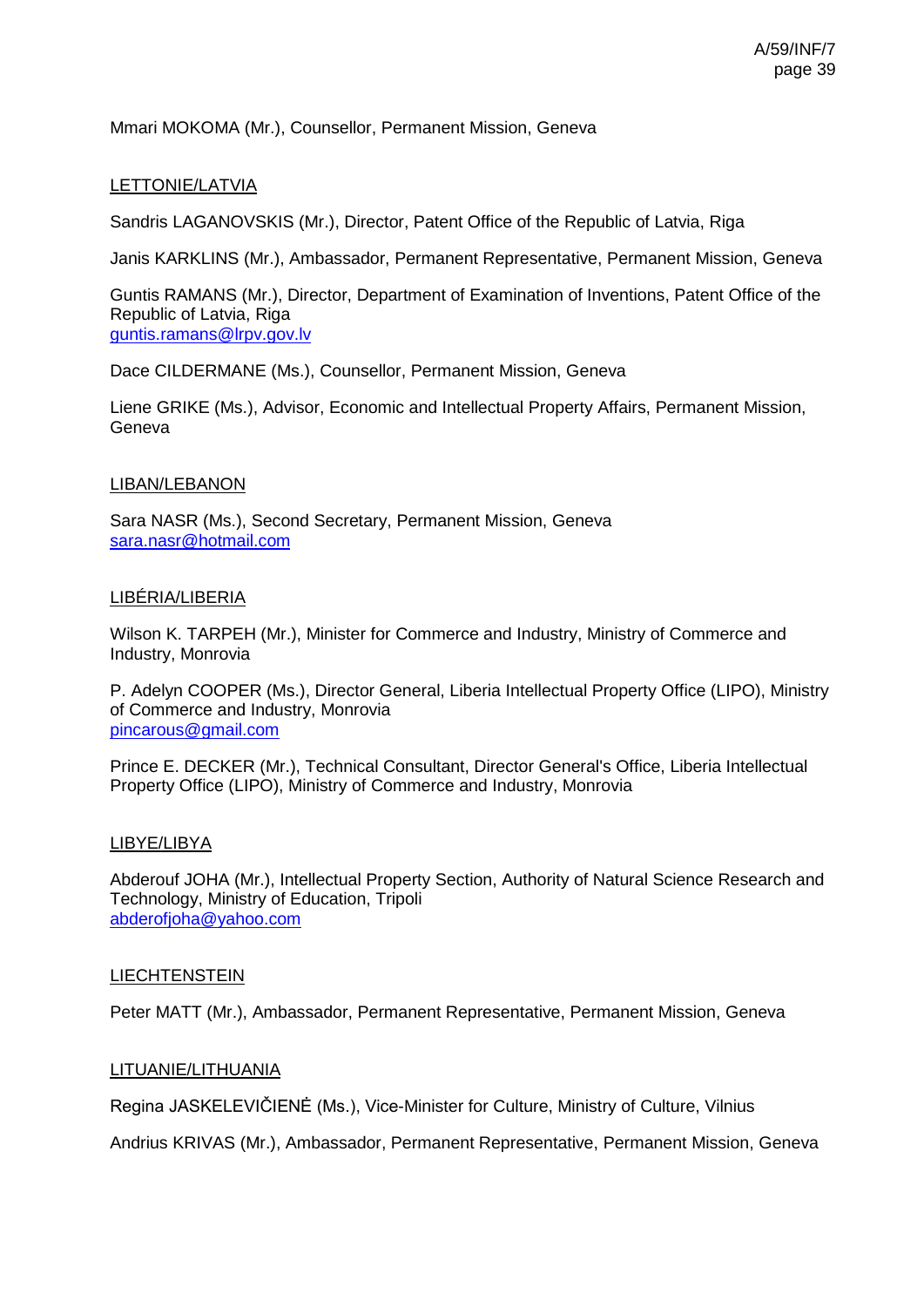Mmari MOKOMA (Mr.), Counsellor, Permanent Mission, Geneva

LETTONIE/LATVIA

Sandris LAGANOVSKIS (Mr.), Director, Patent Office of the Republic of Latvia, Riga

Janis KARKLINS (Mr.), Ambassador, Permanent Representative, Permanent Mission, Geneva

Guntis RAMANS (Mr.), Director, Department of Examination of Inventions, Patent Office of the Republic of Latvia, Riga
guntis.ramans@lrpv.gov.lv

Dace CILDERMANE (Ms.), Counsellor, Permanent Mission, Geneva

Liene GRIKE (Ms.), Advisor, Economic and Intellectual Property Affairs, Permanent Mission, Geneva

LIBAN/LEBANON

Sara NASR (Ms.), Second Secretary, Permanent Mission, Geneva
sara.nasr@hotmail.com

LIBÉRIA/LIBERIA

Wilson K. TARPEH (Mr.), Minister for Commerce and Industry, Ministry of Commerce and Industry, Monrovia

P. Adelyn COOPER (Ms.), Director General, Liberia Intellectual Property Office (LIPO), Ministry of Commerce and Industry, Monrovia
pincarous@gmail.com

Prince E. DECKER (Mr.), Technical Consultant, Director General's Office, Liberia Intellectual Property Office (LIPO), Ministry of Commerce and Industry, Monrovia

LIBYE/LIBYA

Abderouf JOHA (Mr.), Intellectual Property Section, Authority of Natural Science Research and Technology, Ministry of Education, Tripoli
abderofjoha@yahoo.com

LIECHTENSTEIN

Peter MATT (Mr.), Ambassador, Permanent Representative, Permanent Mission, Geneva

LITUANIE/LITHUANIA

Regina JASKELEVIČIENĖ (Ms.), Vice-Minister for Culture, Ministry of Culture, Vilnius

Andrius KRIVAS (Mr.), Ambassador, Permanent Representative, Permanent Mission, Geneva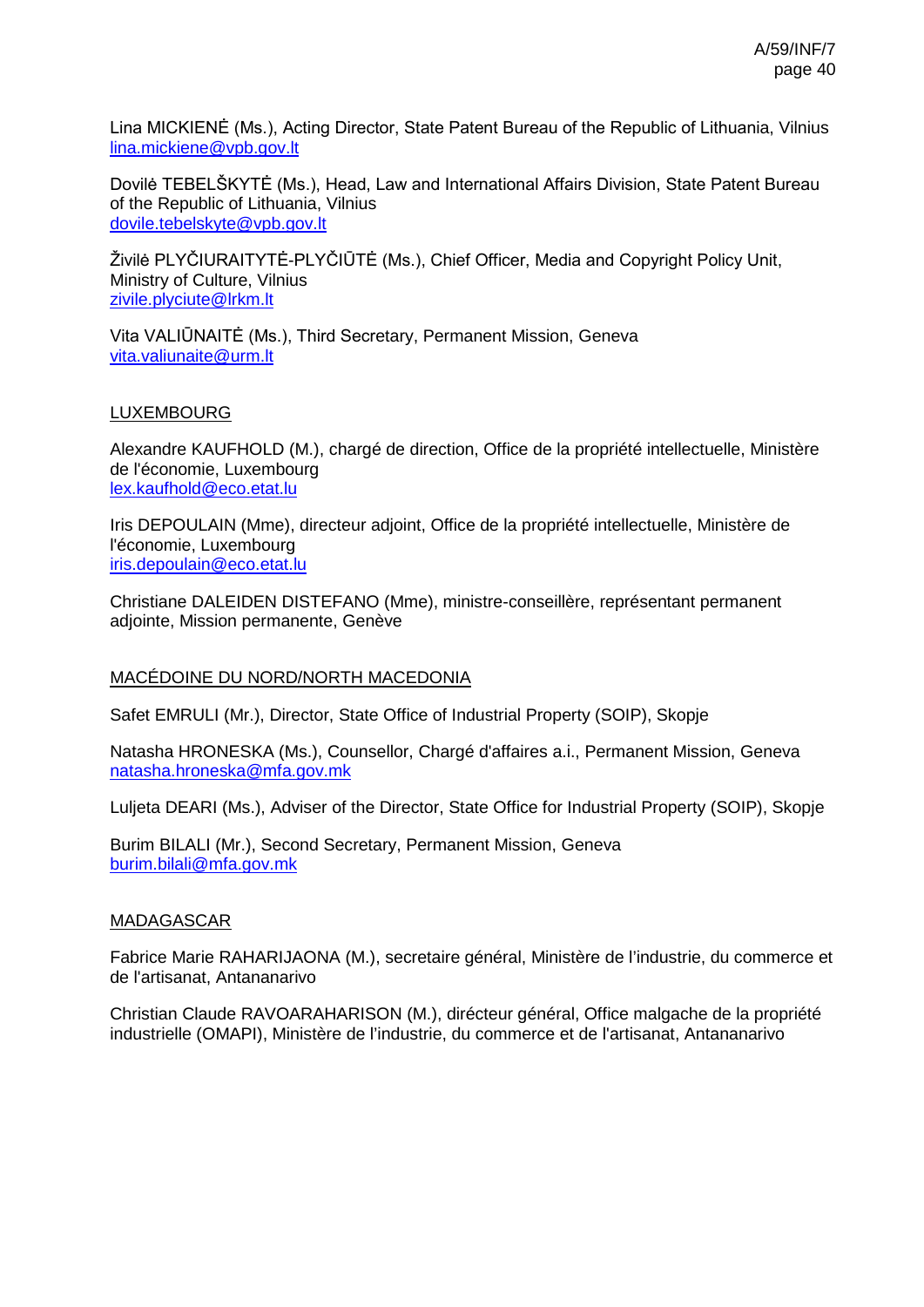Lina MICKIENĖ (Ms.), Acting Director, State Patent Bureau of the Republic of Lithuania, Vilnius
lina.mickiene@vpb.gov.lt

Dovilė TEBELŠKYTĖ (Ms.), Head, Law and International Affairs Division, State Patent Bureau of the Republic of Lithuania, Vilnius
dovile.tebelskyte@vpb.gov.lt

Živilė PLYČIURAITYTĖ-PLYČIŪTĖ (Ms.), Chief Officer, Media and Copyright Policy Unit, Ministry of Culture, Vilnius
zivile.plyciute@lrkm.lt

Vita VALIŪNAITĖ (Ms.), Third Secretary, Permanent Mission, Geneva
vita.valiunaite@urm.lt

LUXEMBOURG

Alexandre KAUFHOLD (M.), chargé de direction, Office de la propriété intellectuelle, Ministère de l'économie, Luxembourg
lex.kaufhold@eco.etat.lu

Iris DEPOULAIN (Mme), directeur adjoint, Office de la propriété intellectuelle, Ministère de l'économie, Luxembourg
iris.depoulain@eco.etat.lu

Christiane DALEIDEN DISTEFANO (Mme), ministre-conseillère, représentant permanent adjointe, Mission permanente, Genève

MACÉDOINE DU NORD/NORTH MACEDONIA

Safet EMRULI (Mr.), Director, State Office of Industrial Property (SOIP), Skopje

Natasha HRONESKA (Ms.), Counsellor, Chargé d'affaires a.i., Permanent Mission, Geneva
natasha.hroneska@mfa.gov.mk

Luljeta DEARI (Ms.), Adviser of the Director, State Office for Industrial Property (SOIP), Skopje

Burim BILALI (Mr.), Second Secretary, Permanent Mission, Geneva
burim.bilali@mfa.gov.mk

MADAGASCAR

Fabrice Marie RAHARIJAONA (M.), secretaire général, Ministère de l'industrie, du commerce et de l'artisanat, Antananarivo

Christian Claude RAVOARAHARISON (M.), dirécteur général, Office malgache de la propriété industrielle (OMAPI), Ministère de l'industrie, du commerce et de l'artisanat, Antananarivo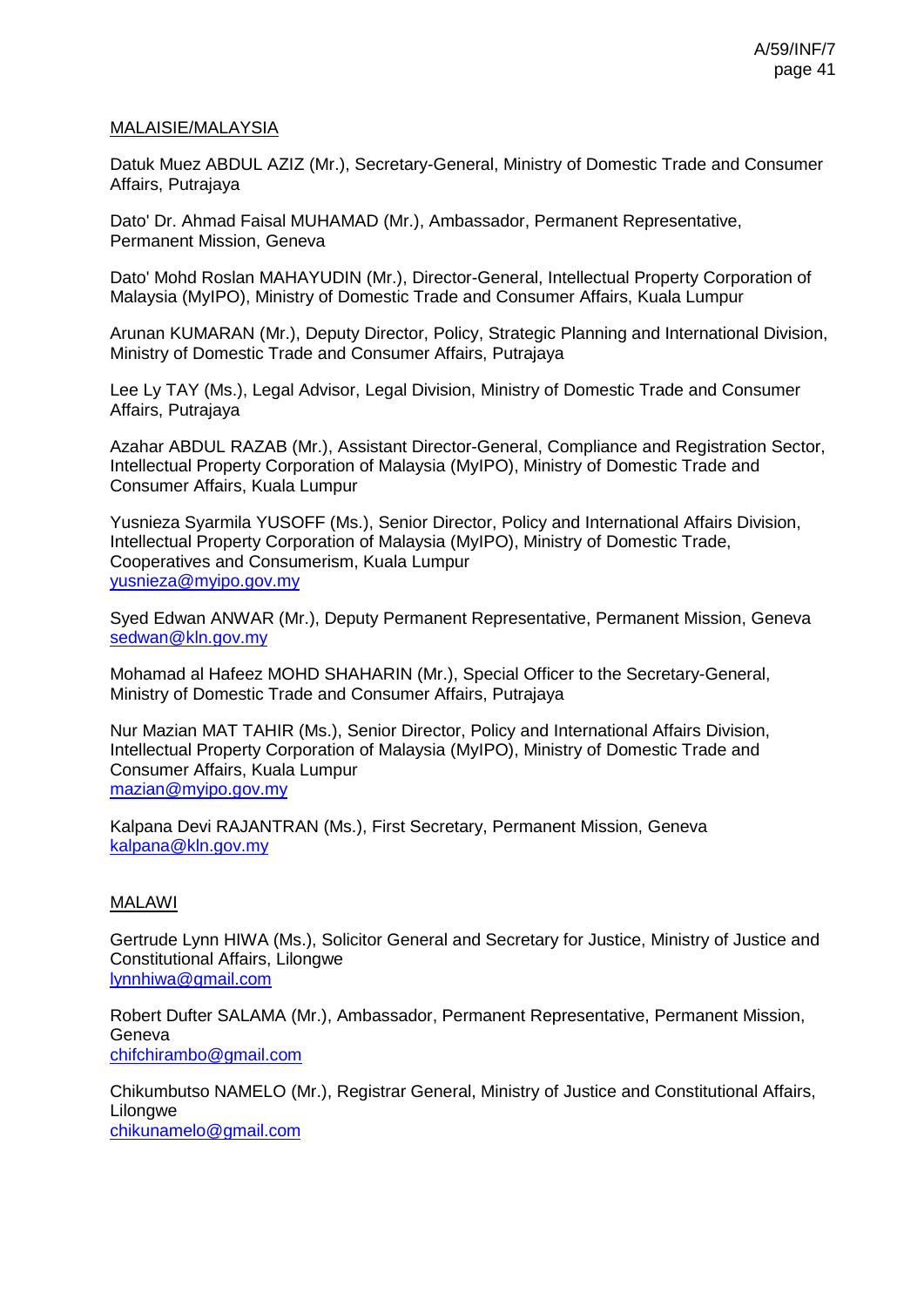MALAISIE/MALAYSIA

Datuk Muez ABDUL AZIZ (Mr.), Secretary-General, Ministry of Domestic Trade and Consumer Affairs, Putrajaya

Dato' Dr. Ahmad Faisal MUHAMAD (Mr.), Ambassador, Permanent Representative, Permanent Mission, Geneva

Dato' Mohd Roslan MAHAYUDIN (Mr.), Director-General, Intellectual Property Corporation of Malaysia (MyIPO), Ministry of Domestic Trade and Consumer Affairs, Kuala Lumpur

Arunan KUMARAN (Mr.), Deputy Director, Policy, Strategic Planning and International Division, Ministry of Domestic Trade and Consumer Affairs, Putrajaya

Lee Ly TAY (Ms.), Legal Advisor, Legal Division, Ministry of Domestic Trade and Consumer Affairs, Putrajaya

Azahar ABDUL RAZAB (Mr.), Assistant Director-General, Compliance and Registration Sector, Intellectual Property Corporation of Malaysia (MyIPO), Ministry of Domestic Trade and Consumer Affairs, Kuala Lumpur

Yusnieza Syarmila YUSOFF (Ms.), Senior Director, Policy and International Affairs Division, Intellectual Property Corporation of Malaysia (MyIPO), Ministry of Domestic Trade, Cooperatives and Consumerism, Kuala Lumpur
yusnieza@myipo.gov.my

Syed Edwan ANWAR (Mr.), Deputy Permanent Representative, Permanent Mission, Geneva
sedwan@kln.gov.my

Mohamad al Hafeez MOHD SHAHARIN (Mr.), Special Officer to the Secretary-General, Ministry of Domestic Trade and Consumer Affairs, Putrajaya

Nur Mazian MAT TAHIR (Ms.), Senior Director, Policy and International Affairs Division, Intellectual Property Corporation of Malaysia (MyIPO), Ministry of Domestic Trade and Consumer Affairs, Kuala Lumpur
mazian@myipo.gov.my

Kalpana Devi RAJANTRAN (Ms.), First Secretary, Permanent Mission, Geneva
kalpana@kln.gov.my

MALAWI

Gertrude Lynn HIWA (Ms.), Solicitor General and Secretary for Justice, Ministry of Justice and Constitutional Affairs, Lilongwe
lynnhiwa@gmail.com

Robert Dufter SALAMA (Mr.), Ambassador, Permanent Representative, Permanent Mission, Geneva
chifchirambo@gmail.com

Chikumbutso NAMELO (Mr.), Registrar General, Ministry of Justice and Constitutional Affairs, Lilongwe
chikunamelo@gmail.com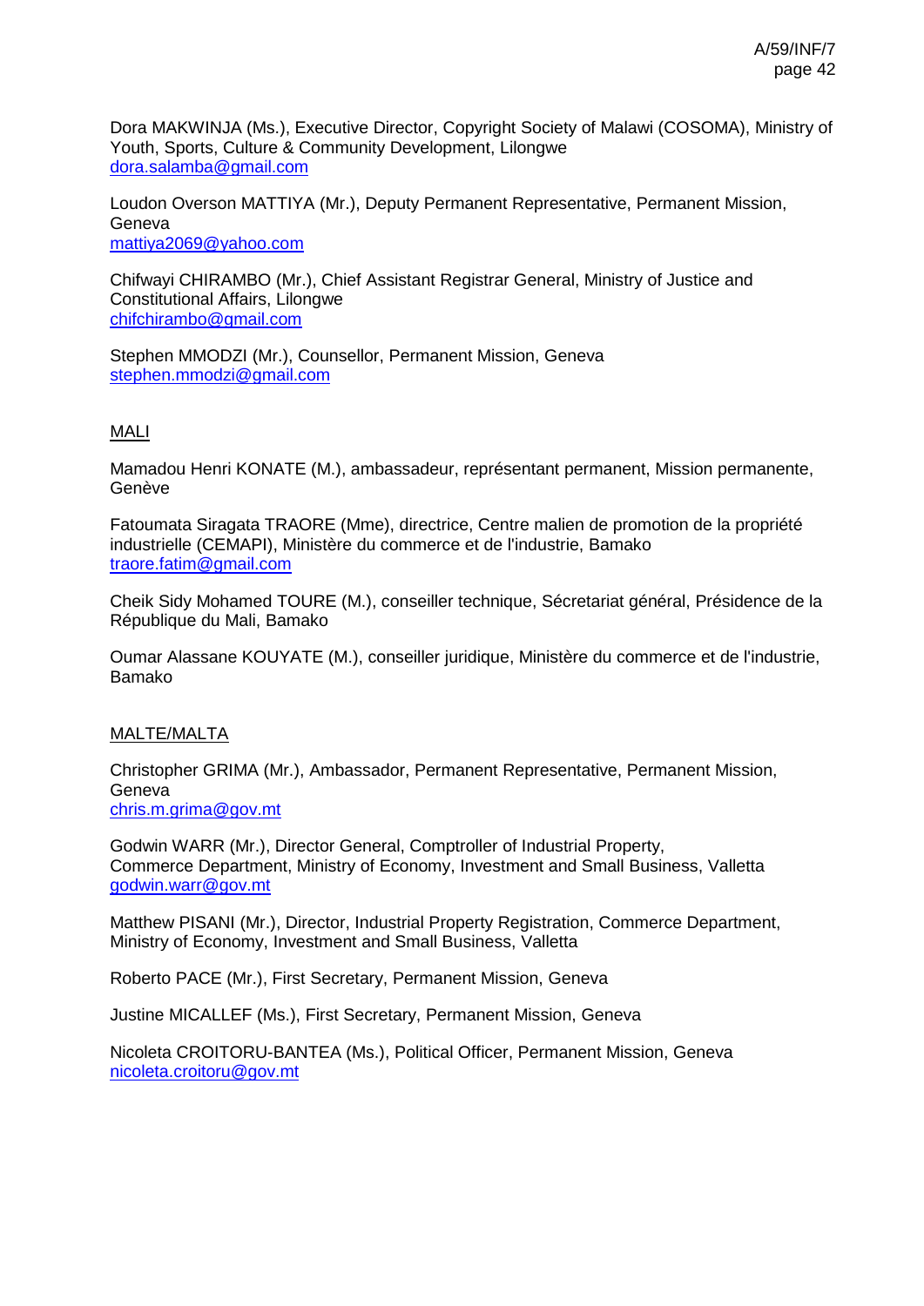Dora MAKWINJA (Ms.), Executive Director, Copyright Society of Malawi (COSOMA), Ministry of Youth, Sports, Culture & Community Development, Lilongwe
dora.salamba@gmail.com

Loudon Overson MATTIYA (Mr.), Deputy Permanent Representative, Permanent Mission, Geneva
mattiya2069@yahoo.com

Chifwayi CHIRAMBO (Mr.), Chief Assistant Registrar General, Ministry of Justice and Constitutional Affairs, Lilongwe
chifchirambo@gmail.com

Stephen MMODZI (Mr.), Counsellor, Permanent Mission, Geneva
stephen.mmodzi@gmail.com

MALI

Mamadou Henri KONATE (M.), ambassadeur, représentant permanent, Mission permanente, Genève

Fatoumata Siragata TRAORE (Mme), directrice, Centre malien de promotion de la propriété industrielle (CEMAPI), Ministère du commerce et de l'industrie, Bamako
traore.fatim@gmail.com

Cheik Sidy Mohamed TOURE (M.), conseiller technique, Sécretariat général, Présidence de la République du Mali, Bamako

Oumar Alassane KOUYATE (M.), conseiller juridique, Ministère du commerce et de l'industrie, Bamako

MALTE/MALTA

Christopher GRIMA (Mr.), Ambassador, Permanent Representative, Permanent Mission, Geneva
chris.m.grima@gov.mt

Godwin WARR (Mr.), Director General, Comptroller of Industrial Property, Commerce Department, Ministry of Economy, Investment and Small Business, Valletta
godwin.warr@gov.mt

Matthew PISANI (Mr.), Director, Industrial Property Registration, Commerce Department, Ministry of Economy, Investment and Small Business, Valletta

Roberto PACE (Mr.), First Secretary, Permanent Mission, Geneva

Justine MICALLEF (Ms.), First Secretary, Permanent Mission, Geneva

Nicoleta CROITORU-BANTEA (Ms.), Political Officer, Permanent Mission, Geneva
nicoleta.croitoru@gov.mt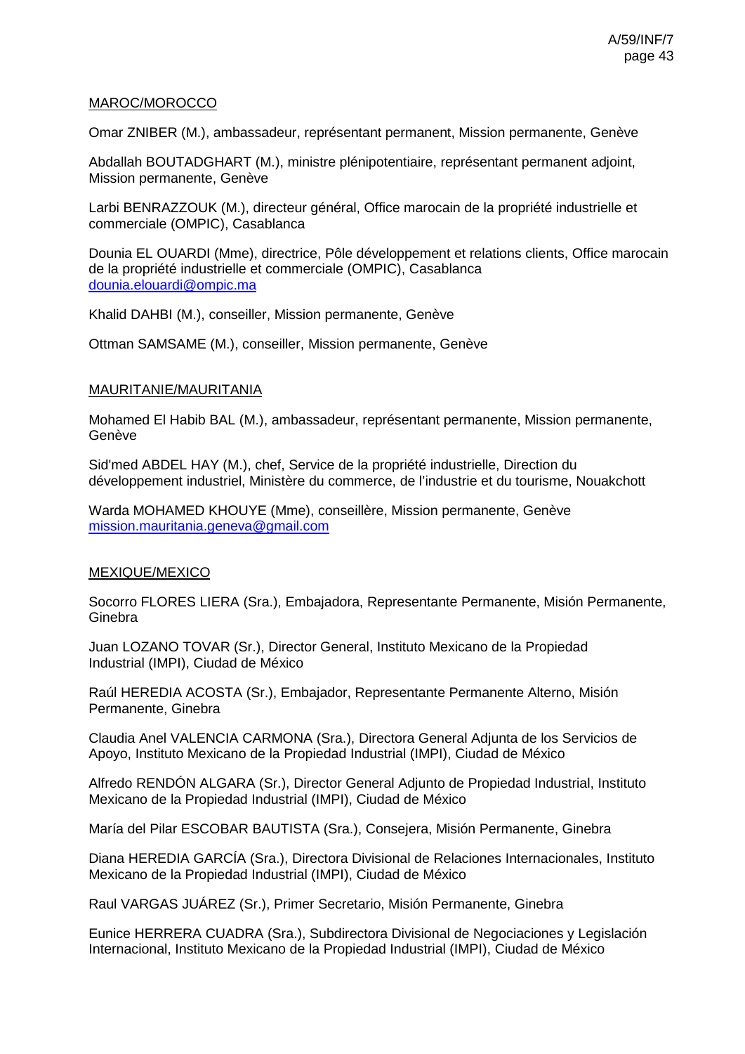MAROC/MOROCCO

Omar ZNIBER (M.), ambassadeur, représentant permanent, Mission permanente, Genève

Abdallah BOUTADGHART (M.), ministre plénipotentiaire, représentant permanent adjoint, Mission permanente, Genève

Larbi BENRAZZOUK (M.), directeur général, Office marocain de la propriété industrielle et commerciale (OMPIC), Casablanca

Dounia EL OUARDI (Mme), directrice, Pôle développement et relations clients, Office marocain de la propriété industrielle et commerciale (OMPIC), Casablanca
dounia.elouardi@ompic.ma

Khalid DAHBI (M.), conseiller, Mission permanente, Genève

Ottman SAMSAME (M.), conseiller, Mission permanente, Genève

MAURITANIE/MAURITANIA

Mohamed El Habib BAL (M.), ambassadeur, représentant permanente, Mission permanente, Genève

Sid'med ABDEL HAY (M.), chef, Service de la propriété industrielle, Direction du développement industriel, Ministère du commerce, de l'industrie et du tourisme, Nouakchott

Warda MOHAMED KHOUYE (Mme), conseillère, Mission permanente, Genève
mission.mauritania.geneva@gmail.com

MEXIQUE/MEXICO

Socorro FLORES LIERA (Sra.), Embajadora, Representante Permanente, Misión Permanente, Ginebra

Juan LOZANO TOVAR (Sr.), Director General, Instituto Mexicano de la Propiedad Industrial (IMPI), Ciudad de México

Raúl HEREDIA ACOSTA (Sr.), Embajador, Representante Permanente Alterno, Misión Permanente, Ginebra

Claudia Anel VALENCIA CARMONA (Sra.), Directora General Adjunta de los Servicios de Apoyo, Instituto Mexicano de la Propiedad Industrial (IMPI), Ciudad de México

Alfredo RENDÓN ALGARA (Sr.), Director General Adjunto de Propiedad Industrial, Instituto Mexicano de la Propiedad Industrial (IMPI), Ciudad de México

María del Pilar ESCOBAR BAUTISTA (Sra.), Consejera, Misión Permanente, Ginebra

Diana HEREDIA GARCÍA (Sra.), Directora Divisional de Relaciones Internacionales, Instituto Mexicano de la Propiedad Industrial (IMPI), Ciudad de México

Raul VARGAS JUÁREZ (Sr.), Primer Secretario, Misión Permanente, Ginebra

Eunice HERRERA CUADRA (Sra.), Subdirectora Divisional de Negociaciones y Legislación Internacional, Instituto Mexicano de la Propiedad Industrial (IMPI), Ciudad de México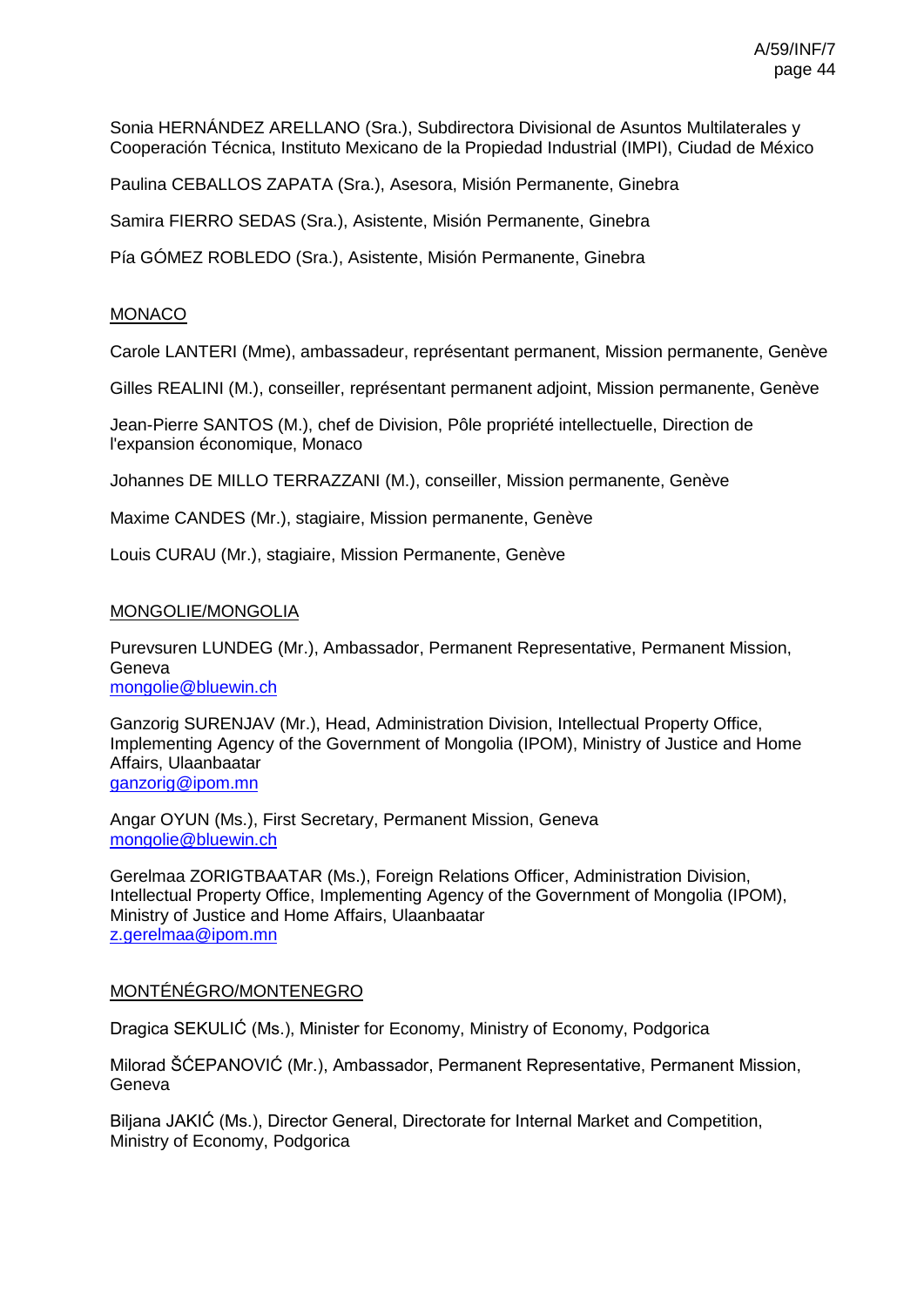Sonia HERNÁNDEZ ARELLANO (Sra.), Subdirectora Divisional de Asuntos Multilaterales y Cooperación Técnica, Instituto Mexicano de la Propiedad Industrial (IMPI), Ciudad de México

Paulina CEBALLOS ZAPATA (Sra.), Asesora, Misión Permanente, Ginebra

Samira FIERRO SEDAS (Sra.), Asistente, Misión Permanente, Ginebra

Pía GÓMEZ ROBLEDO (Sra.), Asistente, Misión Permanente, Ginebra

<u>MONACO</u>

Carole LANTERI (Mme), ambassadeur, représentant permanent, Mission permanente, Genève

Gilles REALINI (M.), conseiller, représentant permanent adjoint, Mission permanente, Genève

Jean-Pierre SANTOS (M.), chef de Division, Pôle propriété intellectuelle, Direction de l'expansion économique, Monaco

Johannes DE MILLO TERRAZZANI (M.), conseiller, Mission permanente, Genève

Maxime CANDES (Mr.), stagiaire, Mission permanente, Genève

Louis CURAU (Mr.), stagiaire, Mission Permanente, Genève

<u>MONGOLIE/MONGOLIA</u>

Purevsuren LUNDEG (Mr.), Ambassador, Permanent Representative, Permanent Mission, Geneva
mongolie@bluewin.ch

Ganzorig SURENJAV (Mr.), Head, Administration Division, Intellectual Property Office, Implementing Agency of the Government of Mongolia (IPOM), Ministry of Justice and Home Affairs, Ulaanbaatar
ganzorig@ipom.mn

Angar OYUN (Ms.), First Secretary, Permanent Mission, Geneva
mongolie@bluewin.ch

Gerelmaa ZORIGTBAATAR (Ms.), Foreign Relations Officer, Administration Division, Intellectual Property Office, Implementing Agency of the Government of Mongolia (IPOM), Ministry of Justice and Home Affairs, Ulaanbaatar
z.gerelmaa@ipom.mn

<u>MONTÉNÉGRO/MONTENEGRO</u>

Dragica SEKULIĆ (Ms.), Minister for Economy, Ministry of Economy, Podgorica

Milorad ŠĆEPANOVIĆ (Mr.), Ambassador, Permanent Representative, Permanent Mission, Geneva

Biljana JAKIĆ (Ms.), Director General, Directorate for Internal Market and Competition, Ministry of Economy, Podgorica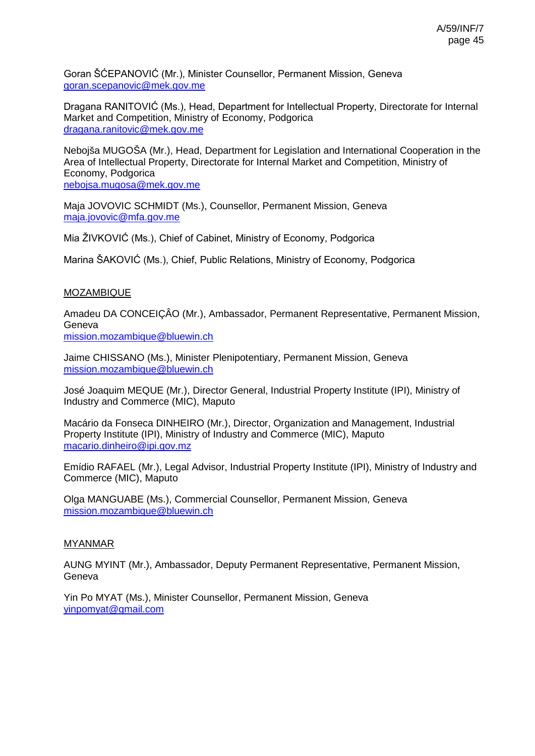Goran ŠĆEPANOVIĆ (Mr.), Minister Counsellor, Permanent Mission, Geneva
goran.scepanovic@mek.gov.me

Dragana RANITOVIĆ (Ms.), Head, Department for Intellectual Property, Directorate for Internal Market and Competition, Ministry of Economy, Podgorica
dragana.ranitovic@mek.gov.me

Nebojša MUGOŠA (Mr.), Head, Department for Legislation and International Cooperation in the Area of Intellectual Property, Directorate for Internal Market and Competition, Ministry of Economy, Podgorica
nebojsa.mugosa@mek.gov.me

Maja JOVOVIC SCHMIDT (Ms.), Counsellor, Permanent Mission, Geneva
maja.jovovic@mfa.gov.me

Mia ŽIVKOVIĆ (Ms.), Chief of Cabinet, Ministry of Economy, Podgorica

Marina ŠAKOVIĆ (Ms.), Chief, Public Relations, Ministry of Economy, Podgorica

MOZAMBIQUE

Amadeu DA CONCEIÇÂO (Mr.), Ambassador, Permanent Representative, Permanent Mission, Geneva
mission.mozambique@bluewin.ch

Jaime CHISSANO (Ms.), Minister Plenipotentiary, Permanent Mission, Geneva
mission.mozambique@bluewin.ch

José Joaquim MEQUE (Mr.), Director General, Industrial Property Institute (IPI), Ministry of Industry and Commerce (MIC), Maputo

Macário da Fonseca DINHEIRO (Mr.), Director, Organization and Management, Industrial Property Institute (IPI), Ministry of Industry and Commerce (MIC), Maputo
macario.dinheiro@ipi.gov.mz

Emídio RAFAEL (Mr.), Legal Advisor, Industrial Property Institute (IPI), Ministry of Industry and Commerce (MIC), Maputo

Olga MANGUABE (Ms.), Commercial Counsellor, Permanent Mission, Geneva
mission.mozambique@bluewin.ch

MYANMAR

AUNG MYINT (Mr.), Ambassador, Deputy Permanent Representative, Permanent Mission, Geneva

Yin Po MYAT (Ms.), Minister Counsellor, Permanent Mission, Geneva
yinpomyat@gmail.com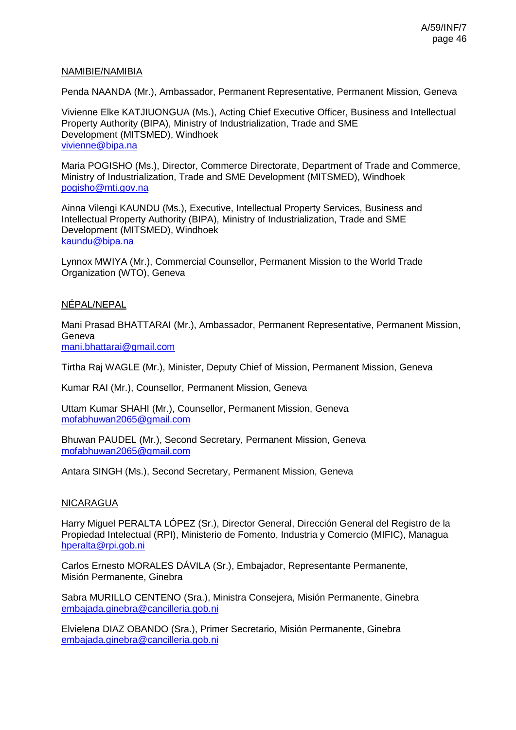NAMIBIE/NAMIBIA

Penda NAANDA (Mr.), Ambassador, Permanent Representative, Permanent Mission, Geneva

Vivienne Elke KATJIUONGUA (Ms.), Acting Chief Executive Officer, Business and Intellectual Property Authority (BIPA), Ministry of Industrialization, Trade and SME Development (MITSMED), Windhoek
vivienne@bipa.na

Maria POGISHO (Ms.), Director, Commerce Directorate, Department of Trade and Commerce, Ministry of Industrialization, Trade and SME Development (MITSMED), Windhoek
pogisho@mti.gov.na

Ainna Vilengi KAUNDU (Ms.), Executive, Intellectual Property Services, Business and Intellectual Property Authority (BIPA), Ministry of Industrialization, Trade and SME Development (MITSMED), Windhoek
kaundu@bipa.na

Lynnox MWIYA (Mr.), Commercial Counsellor, Permanent Mission to the World Trade Organization (WTO), Geneva

NÉPAL/NEPAL

Mani Prasad BHATTARAI (Mr.), Ambassador, Permanent Representative, Permanent Mission, Geneva
mani.bhattarai@gmail.com

Tirtha Raj WAGLE (Mr.), Minister, Deputy Chief of Mission, Permanent Mission, Geneva

Kumar RAI (Mr.), Counsellor, Permanent Mission, Geneva

Uttam Kumar SHAHI (Mr.), Counsellor, Permanent Mission, Geneva
mofabhuwan2065@gmail.com

Bhuwan PAUDEL (Mr.), Second Secretary, Permanent Mission, Geneva
mofabhuwan2065@gmail.com

Antara SINGH (Ms.), Second Secretary, Permanent Mission, Geneva

NICARAGUA

Harry Miguel PERALTA LÓPEZ (Sr.), Director General, Dirección General del Registro de la Propiedad Intelectual (RPI), Ministerio de Fomento, Industria y Comercio (MIFIC), Managua
hperalta@rpi.gob.ni

Carlos Ernesto MORALES DÁVILA (Sr.), Embajador, Representante Permanente, Misión Permanente, Ginebra

Sabra MURILLO CENTENO (Sra.), Ministra Consejera, Misión Permanente, Ginebra
embajada.ginebra@cancilleria.gob.ni

Elvielena DIAZ OBANDO (Sra.), Primer Secretario, Misión Permanente, Ginebra
embajada.ginebra@cancilleria.gob.ni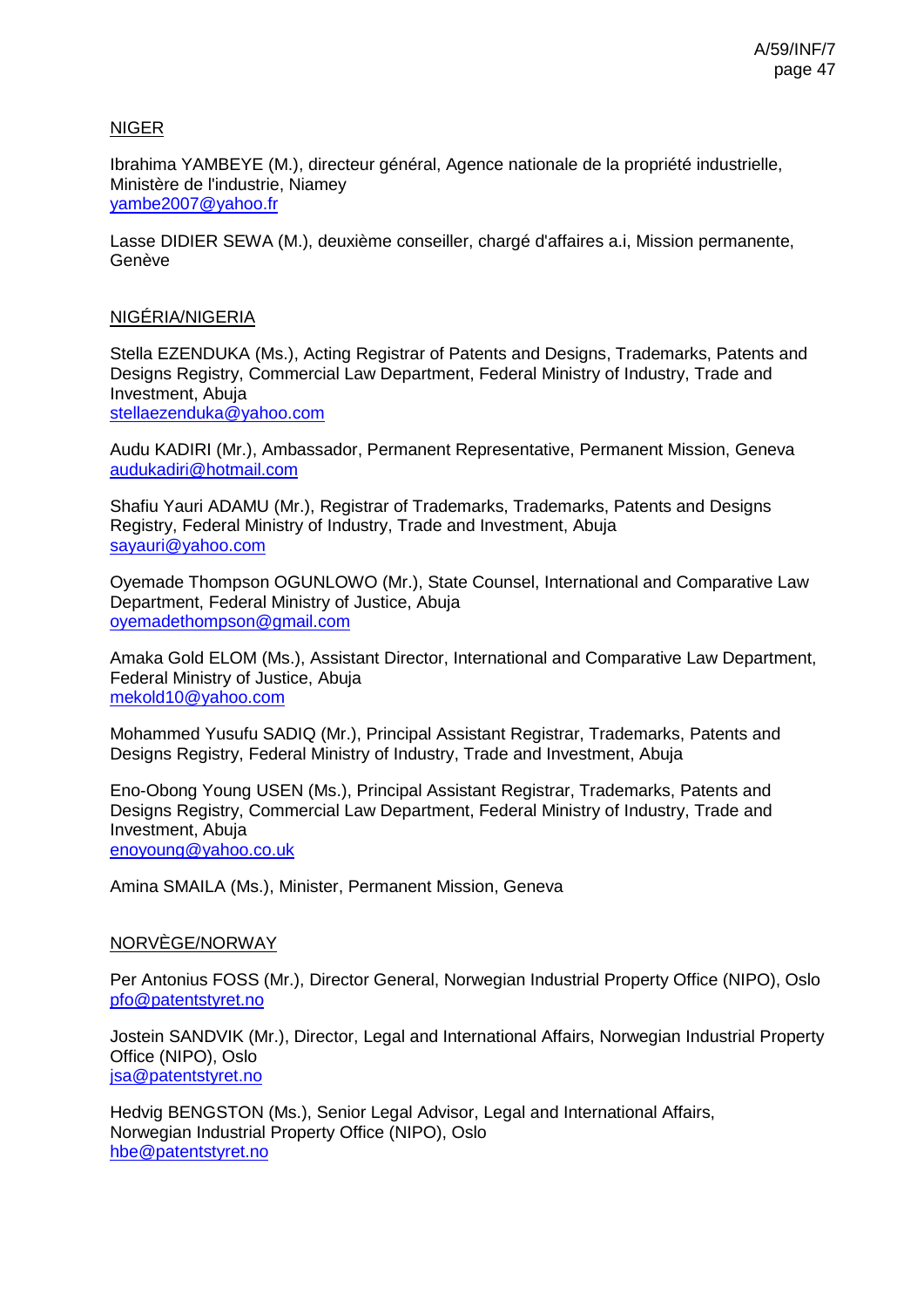NIGER

Ibrahima YAMBEYE (M.), directeur général, Agence nationale de la propriété industrielle, Ministère de l'industrie, Niamey
yambe2007@yahoo.fr

Lasse DIDIER SEWA (M.), deuxième conseiller, chargé d'affaires a.i, Mission permanente, Genève

NIGÉRIA/NIGERIA

Stella EZENDUKA (Ms.), Acting Registrar of Patents and Designs, Trademarks, Patents and Designs Registry, Commercial Law Department, Federal Ministry of Industry, Trade and Investment, Abuja
stellaezenduka@yahoo.com

Audu KADIRI (Mr.), Ambassador, Permanent Representative, Permanent Mission, Geneva
audukadiri@hotmail.com

Shafiu Yauri ADAMU (Mr.), Registrar of Trademarks, Trademarks, Patents and Designs Registry, Federal Ministry of Industry, Trade and Investment, Abuja
sayauri@yahoo.com

Oyemade Thompson OGUNLOWO (Mr.), State Counsel, International and Comparative Law Department, Federal Ministry of Justice, Abuja
oyemadethompson@gmail.com

Amaka Gold ELOM (Ms.), Assistant Director, International and Comparative Law Department, Federal Ministry of Justice, Abuja
mekold10@yahoo.com

Mohammed Yusufu SADIQ (Mr.), Principal Assistant Registrar, Trademarks, Patents and Designs Registry, Federal Ministry of Industry, Trade and Investment, Abuja

Eno-Obong Young USEN (Ms.), Principal Assistant Registrar, Trademarks, Patents and Designs Registry, Commercial Law Department, Federal Ministry of Industry, Trade and Investment, Abuja
enoyoung@yahoo.co.uk

Amina SMAILA (Ms.), Minister, Permanent Mission, Geneva

NORVÈGE/NORWAY

Per Antonius FOSS (Mr.), Director General, Norwegian Industrial Property Office (NIPO), Oslo
pfo@patentstyret.no

Jostein SANDVIK (Mr.), Director, Legal and International Affairs, Norwegian Industrial Property Office (NIPO), Oslo
jsa@patentstyret.no

Hedvig BENGSTON (Ms.), Senior Legal Advisor, Legal and International Affairs, Norwegian Industrial Property Office (NIPO), Oslo
hbe@patentstyret.no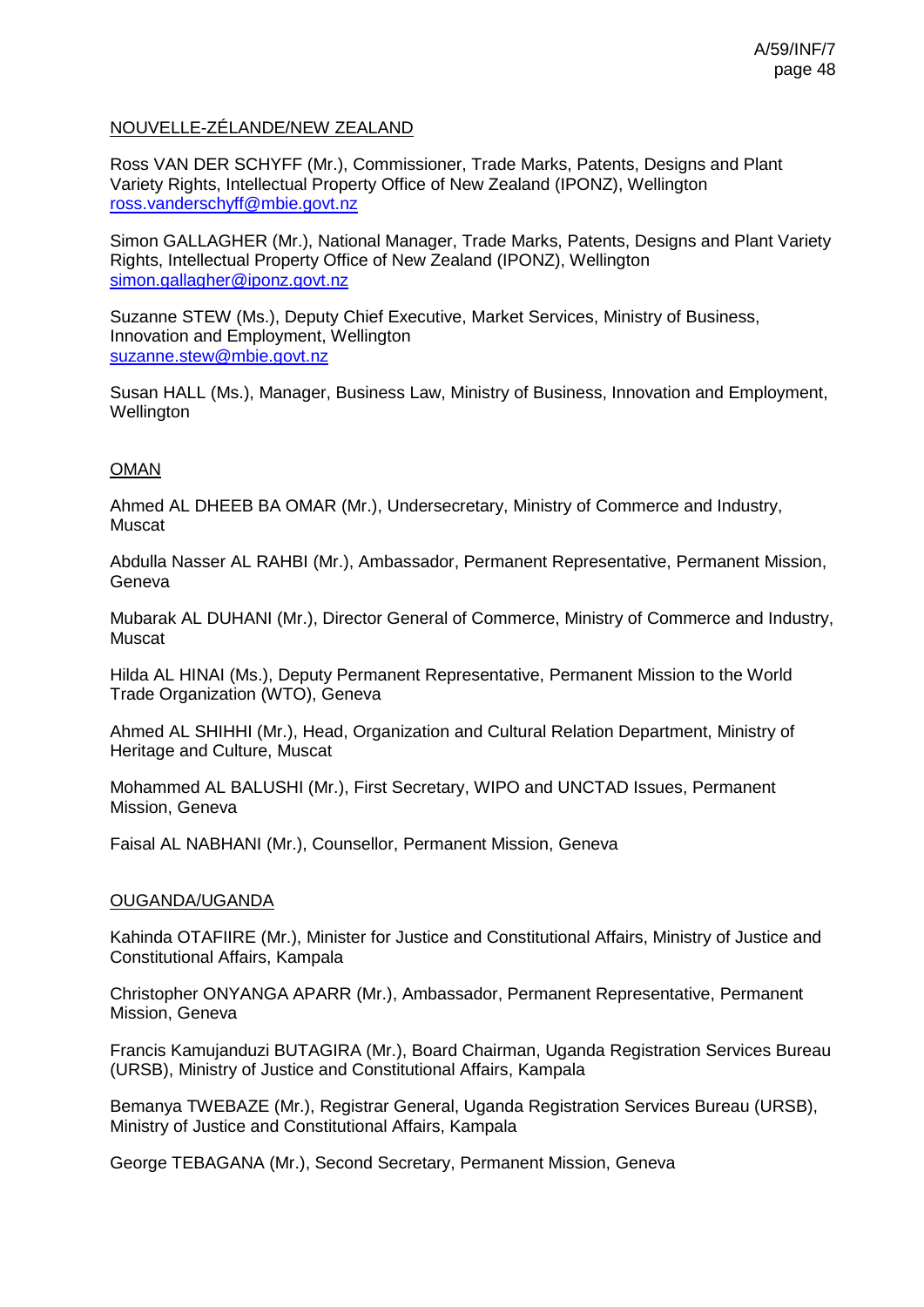NOUVELLE-ZÉLANDE/NEW ZEALAND

Ross VAN DER SCHYFF (Mr.), Commissioner, Trade Marks, Patents, Designs and Plant Variety Rights, Intellectual Property Office of New Zealand (IPONZ), Wellington
ross.vanderschyff@mbie.govt.nz

Simon GALLAGHER (Mr.), National Manager, Trade Marks, Patents, Designs and Plant Variety Rights, Intellectual Property Office of New Zealand (IPONZ), Wellington
simon.gallagher@iponz.govt.nz

Suzanne STEW (Ms.), Deputy Chief Executive, Market Services, Ministry of Business, Innovation and Employment, Wellington
suzanne.stew@mbie.govt.nz

Susan HALL (Ms.), Manager, Business Law, Ministry of Business, Innovation and Employment, Wellington

OMAN

Ahmed AL DHEEB BA OMAR (Mr.), Undersecretary, Ministry of Commerce and Industry, Muscat

Abdulla Nasser AL RAHBI (Mr.), Ambassador, Permanent Representative, Permanent Mission, Geneva

Mubarak AL DUHANI (Mr.), Director General of Commerce, Ministry of Commerce and Industry, Muscat

Hilda AL HINAI (Ms.), Deputy Permanent Representative, Permanent Mission to the World Trade Organization (WTO), Geneva

Ahmed AL SHIHHI (Mr.), Head, Organization and Cultural Relation Department, Ministry of Heritage and Culture, Muscat

Mohammed AL BALUSHI (Mr.), First Secretary, WIPO and UNCTAD Issues, Permanent Mission, Geneva

Faisal AL NABHANI (Mr.), Counsellor, Permanent Mission, Geneva

OUGANDA/UGANDA

Kahinda OTAFIIRE (Mr.), Minister for Justice and Constitutional Affairs, Ministry of Justice and Constitutional Affairs, Kampala

Christopher ONYANGA APARR (Mr.), Ambassador, Permanent Representative, Permanent Mission, Geneva

Francis Kamujanduzi BUTAGIRA (Mr.), Board Chairman, Uganda Registration Services Bureau (URSB), Ministry of Justice and Constitutional Affairs, Kampala

Bemanya TWEBAZE (Mr.), Registrar General, Uganda Registration Services Bureau (URSB), Ministry of Justice and Constitutional Affairs, Kampala

George TEBAGANA (Mr.), Second Secretary, Permanent Mission, Geneva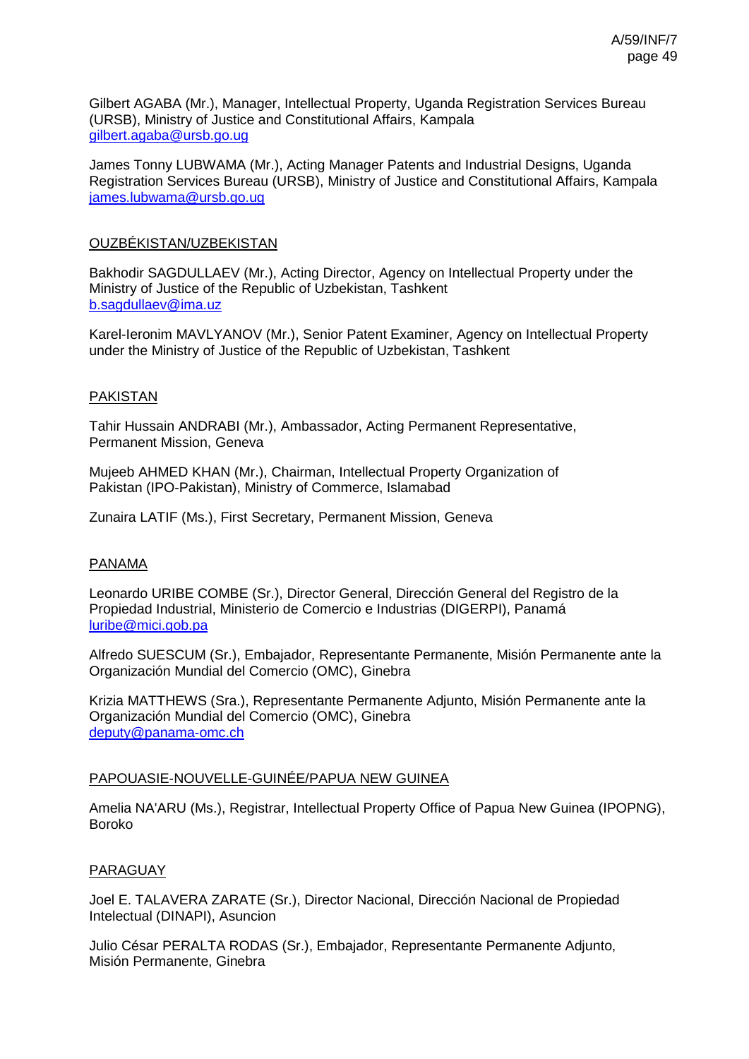Gilbert AGABA (Mr.), Manager, Intellectual Property, Uganda Registration Services Bureau (URSB), Ministry of Justice and Constitutional Affairs, Kampala
gilbert.agaba@ursb.go.ug

James Tonny LUBWAMA (Mr.), Acting Manager Patents and Industrial Designs, Uganda Registration Services Bureau (URSB), Ministry of Justice and Constitutional Affairs, Kampala
james.lubwama@ursb.go.ug

OUZBÉKISTAN/UZBEKISTAN

Bakhodir SAGDULLAEV (Mr.), Acting Director, Agency on Intellectual Property under the Ministry of Justice of the Republic of Uzbekistan, Tashkent
b.sagdullaev@ima.uz

Karel-Ieronim MAVLYANOV (Mr.), Senior Patent Examiner, Agency on Intellectual Property under the Ministry of Justice of the Republic of Uzbekistan, Tashkent

PAKISTAN

Tahir Hussain ANDRABI (Mr.), Ambassador, Acting Permanent Representative, Permanent Mission, Geneva

Mujeeb AHMED KHAN (Mr.), Chairman, Intellectual Property Organization of Pakistan (IPO-Pakistan), Ministry of Commerce, Islamabad

Zunaira LATIF (Ms.), First Secretary, Permanent Mission, Geneva

PANAMA

Leonardo URIBE COMBE (Sr.), Director General, Dirección General del Registro de la Propiedad Industrial, Ministerio de Comercio e Industrias (DIGERPI), Panamá
luribe@mici.gob.pa

Alfredo SUESCUM (Sr.), Embajador, Representante Permanente, Misión Permanente ante la Organización Mundial del Comercio (OMC), Ginebra

Krizia MATTHEWS (Sra.), Representante Permanente Adjunto, Misión Permanente ante la Organización Mundial del Comercio (OMC), Ginebra
deputy@panama-omc.ch

PAPOUASIE-NOUVELLE-GUINÉE/PAPUA NEW GUINEA

Amelia NA'ARU (Ms.), Registrar, Intellectual Property Office of Papua New Guinea (IPOPNG), Boroko

PARAGUAY

Joel E. TALAVERA ZARATE (Sr.), Director Nacional, Dirección Nacional de Propiedad Intelectual (DINAPI), Asuncion

Julio César PERALTA RODAS (Sr.), Embajador, Representante Permanente Adjunto, Misión Permanente, Ginebra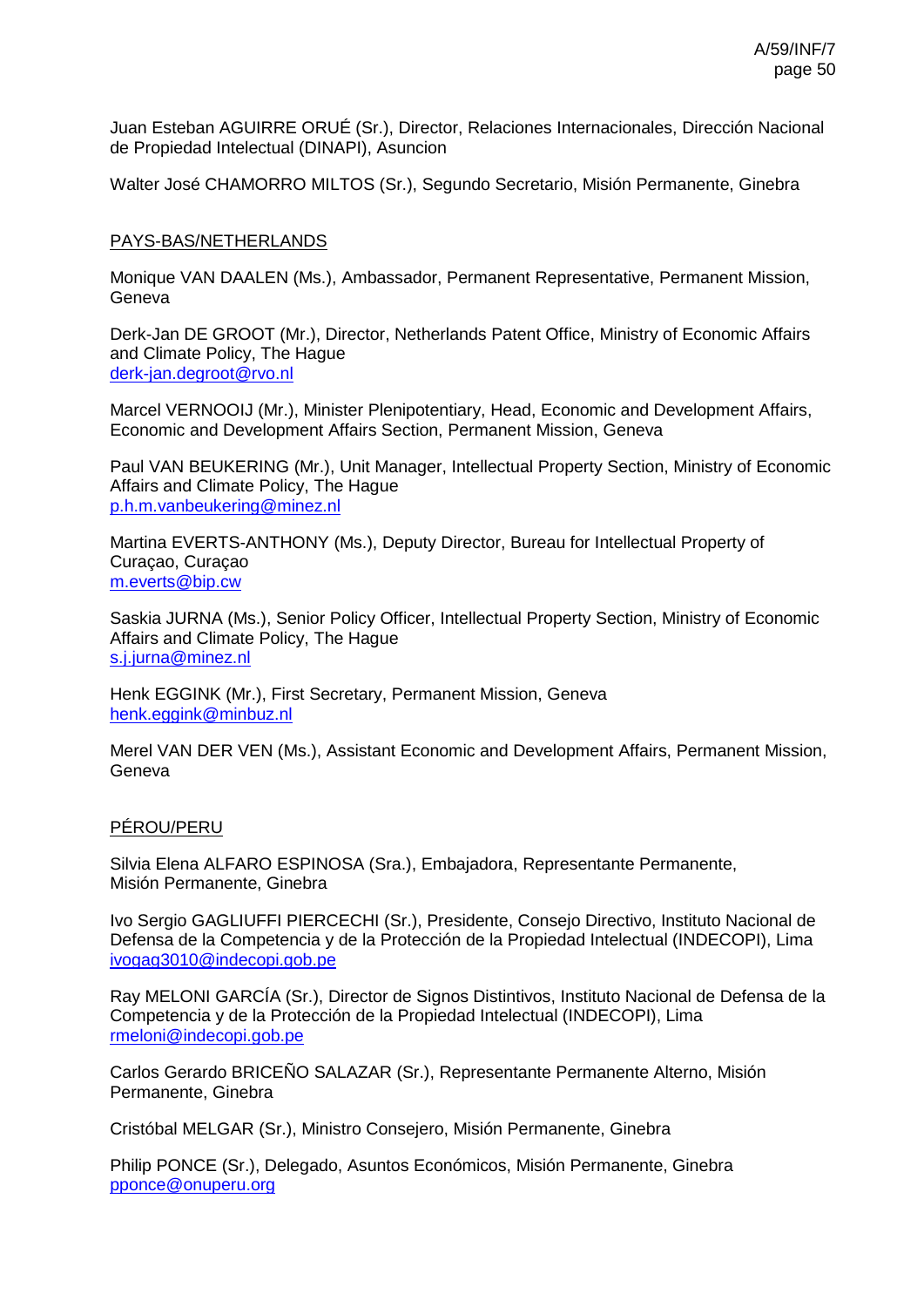Juan Esteban AGUIRRE ORUÉ (Sr.), Director, Relaciones Internacionales, Dirección Nacional de Propiedad Intelectual (DINAPI), Asuncion

Walter José CHAMORRO MILTOS (Sr.), Segundo Secretario, Misión Permanente, Ginebra

PAYS-BAS/NETHERLANDS

Monique VAN DAALEN (Ms.), Ambassador, Permanent Representative, Permanent Mission, Geneva

Derk-Jan DE GROOT (Mr.), Director, Netherlands Patent Office, Ministry of Economic Affairs and Climate Policy, The Hague
derk-jan.degroot@rvo.nl

Marcel VERNOOIJ (Mr.), Minister Plenipotentiary, Head, Economic and Development Affairs, Economic and Development Affairs Section, Permanent Mission, Geneva

Paul VAN BEUKERING (Mr.), Unit Manager, Intellectual Property Section, Ministry of Economic Affairs and Climate Policy, The Hague
p.h.m.vanbeukering@minez.nl

Martina EVERTS-ANTHONY (Ms.), Deputy Director, Bureau for Intellectual Property of Curaçao, Curaçao
m.everts@bip.cw

Saskia JURNA (Ms.), Senior Policy Officer, Intellectual Property Section, Ministry of Economic Affairs and Climate Policy, The Hague
s.j.jurna@minez.nl

Henk EGGINK (Mr.), First Secretary, Permanent Mission, Geneva
henk.eggink@minbuz.nl

Merel VAN DER VEN (Ms.), Assistant Economic and Development Affairs, Permanent Mission, Geneva

PÉROU/PERU

Silvia Elena ALFARO ESPINOSA (Sra.), Embajadora, Representante Permanente, Misión Permanente, Ginebra

Ivo Sergio GAGLIUFFI PIERCECHI (Sr.), Presidente, Consejo Directivo, Instituto Nacional de Defensa de la Competencia y de la Protección de la Propiedad Intelectual (INDECOPI), Lima
ivogag3010@indecopi.gob.pe

Ray MELONI GARCÍA (Sr.), Director de Signos Distintivos, Instituto Nacional de Defensa de la Competencia y de la Protección de la Propiedad Intelectual (INDECOPI), Lima
rmeloni@indecopi.gob.pe

Carlos Gerardo BRICEÑO SALAZAR (Sr.), Representante Permanente Alterno, Misión Permanente, Ginebra

Cristóbal MELGAR (Sr.), Ministro Consejero, Misión Permanente, Ginebra

Philip PONCE (Sr.), Delegado, Asuntos Económicos, Misión Permanente, Ginebra
pponce@onuperu.org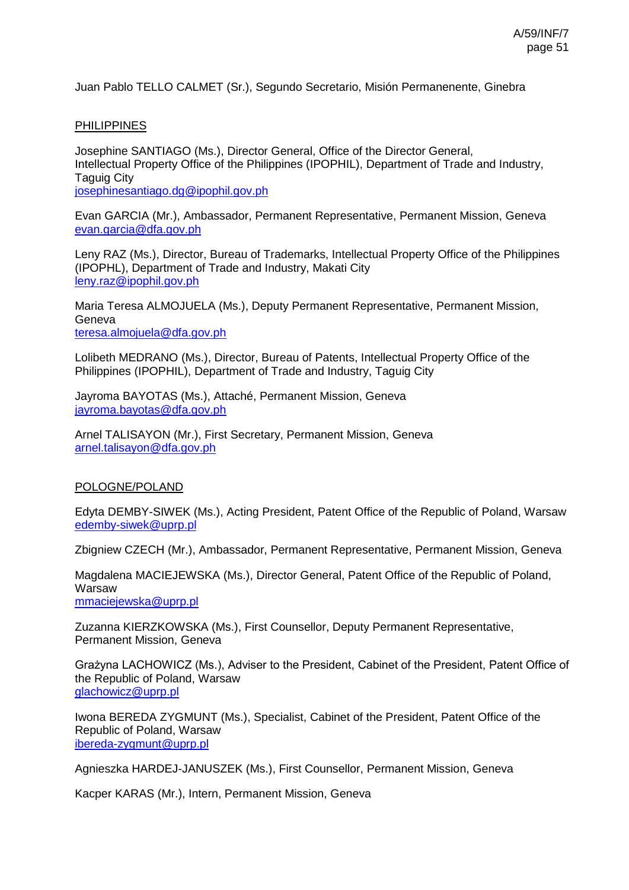Juan Pablo TELLO CALMET (Sr.), Segundo Secretario, Misión Permanenente, Ginebra

PHILIPPINES

Josephine SANTIAGO (Ms.), Director General, Office of the Director General, Intellectual Property Office of the Philippines (IPOPHIL), Department of Trade and Industry, Taguig City
josephinesantiago.dg@ipophil.gov.ph

Evan GARCIA (Mr.), Ambassador, Permanent Representative, Permanent Mission, Geneva
evan.garcia@dfa.gov.ph

Leny RAZ (Ms.), Director, Bureau of Trademarks, Intellectual Property Office of the Philippines (IPOPHL), Department of Trade and Industry, Makati City
leny.raz@ipophil.gov.ph

Maria Teresa ALMOJUELA (Ms.), Deputy Permanent Representative, Permanent Mission, Geneva
teresa.almojuela@dfa.gov.ph

Lolibeth MEDRANO (Ms.), Director, Bureau of Patents, Intellectual Property Office of the Philippines (IPOPHIL), Department of Trade and Industry, Taguig City

Jayroma BAYOTAS (Ms.), Attaché, Permanent Mission, Geneva
jayroma.bayotas@dfa.gov.ph

Arnel TALISAYON (Mr.), First Secretary, Permanent Mission, Geneva
arnel.talisayon@dfa.gov.ph

POLOGNE/POLAND

Edyta DEMBY-SIWEK (Ms.), Acting President, Patent Office of the Republic of Poland, Warsaw
edemby-siwek@uprp.pl

Zbigniew CZECH (Mr.), Ambassador, Permanent Representative, Permanent Mission, Geneva

Magdalena MACIEJEWSKA (Ms.), Director General, Patent Office of the Republic of Poland, Warsaw
mmaciejewska@uprp.pl

Zuzanna KIERZKOWSKA (Ms.), First Counsellor, Deputy Permanent Representative, Permanent Mission, Geneva

Grażyna LACHOWICZ (Ms.), Adviser to the President, Cabinet of the President, Patent Office of the Republic of Poland, Warsaw
glachowicz@uprp.pl

Iwona BEREDA ZYGMUNT (Ms.), Specialist, Cabinet of the President, Patent Office of the Republic of Poland, Warsaw
ibereda-zygmunt@uprp.pl

Agnieszka HARDEJ-JANUSZEK (Ms.), First Counsellor, Permanent Mission, Geneva

Kacper KARAS (Mr.), Intern, Permanent Mission, Geneva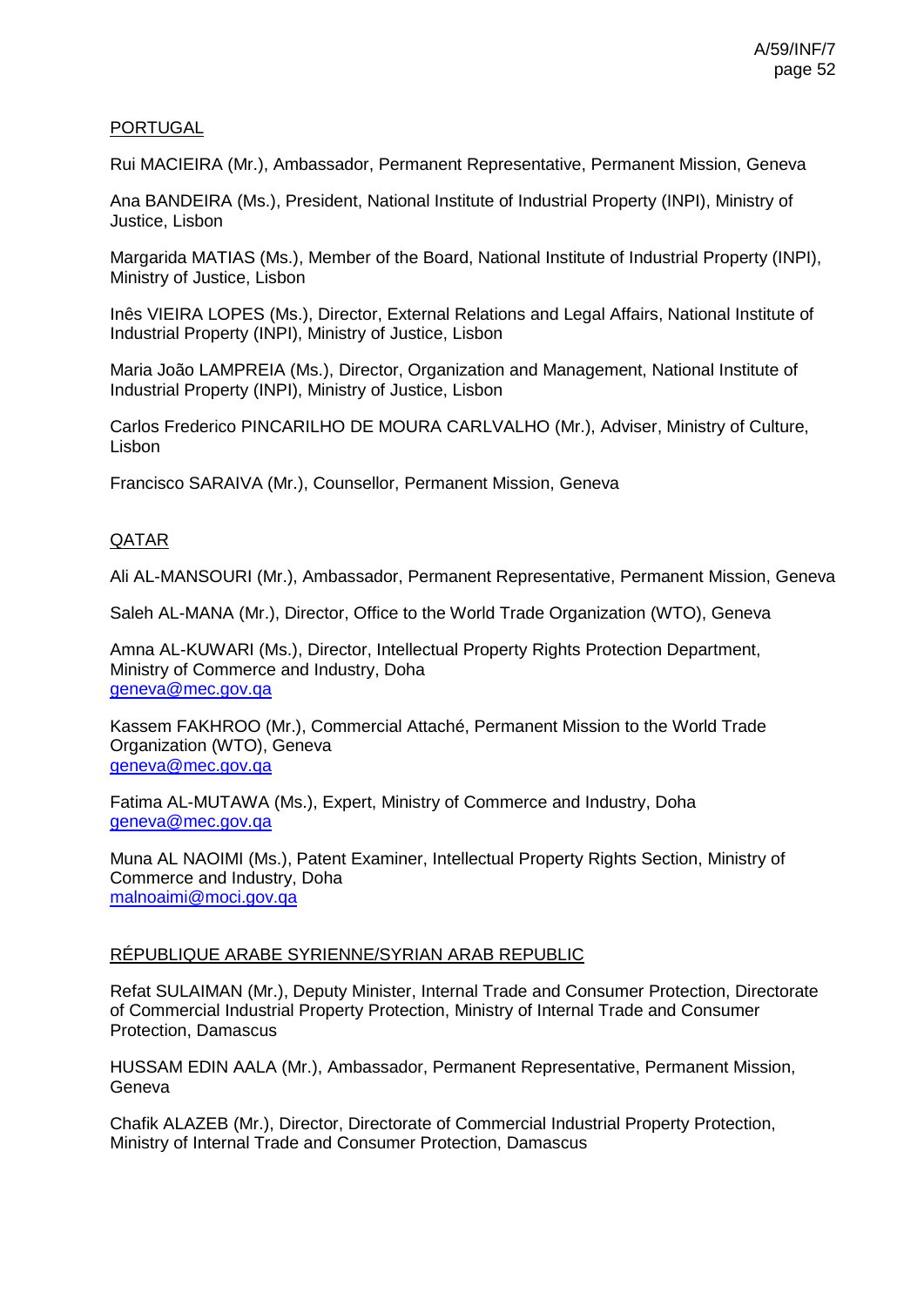PORTUGAL

Rui MACIEIRA (Mr.), Ambassador, Permanent Representative, Permanent Mission, Geneva

Ana BANDEIRA (Ms.), President, National Institute of Industrial Property (INPI), Ministry of Justice, Lisbon

Margarida MATIAS (Ms.), Member of the Board, National Institute of Industrial Property (INPI), Ministry of Justice, Lisbon

Inês VIEIRA LOPES (Ms.), Director, External Relations and Legal Affairs, National Institute of Industrial Property (INPI), Ministry of Justice, Lisbon

Maria João LAMPREIA (Ms.), Director, Organization and Management, National Institute of Industrial Property (INPI), Ministry of Justice, Lisbon

Carlos Frederico PINCARILHO DE MOURA CARLVALHO (Mr.), Adviser, Ministry of Culture, Lisbon

Francisco SARAIVA (Mr.), Counsellor, Permanent Mission, Geneva

QATAR

Ali AL-MANSOURI (Mr.), Ambassador, Permanent Representative, Permanent Mission, Geneva

Saleh AL-MANA (Mr.), Director, Office to the World Trade Organization (WTO), Geneva

Amna AL-KUWARI (Ms.), Director, Intellectual Property Rights Protection Department, Ministry of Commerce and Industry, Doha
geneva@mec.gov.qa

Kassem FAKHROO (Mr.), Commercial Attaché, Permanent Mission to the World Trade Organization (WTO), Geneva
geneva@mec.gov.qa

Fatima AL-MUTAWA (Ms.), Expert, Ministry of Commerce and Industry, Doha
geneva@mec.gov.qa

Muna AL NAOIMI (Ms.), Patent Examiner, Intellectual Property Rights Section, Ministry of Commerce and Industry, Doha
malnoaimi@moci.gov.qa

RÉPUBLIQUE ARABE SYRIENNE/SYRIAN ARAB REPUBLIC

Refat SULAIMAN (Mr.), Deputy Minister, Internal Trade and Consumer Protection, Directorate of Commercial Industrial Property Protection, Ministry of Internal Trade and Consumer Protection, Damascus

HUSSAM EDIN AALA (Mr.), Ambassador, Permanent Representative, Permanent Mission, Geneva

Chafik ALAZEB (Mr.), Director, Directorate of Commercial Industrial Property Protection, Ministry of Internal Trade and Consumer Protection, Damascus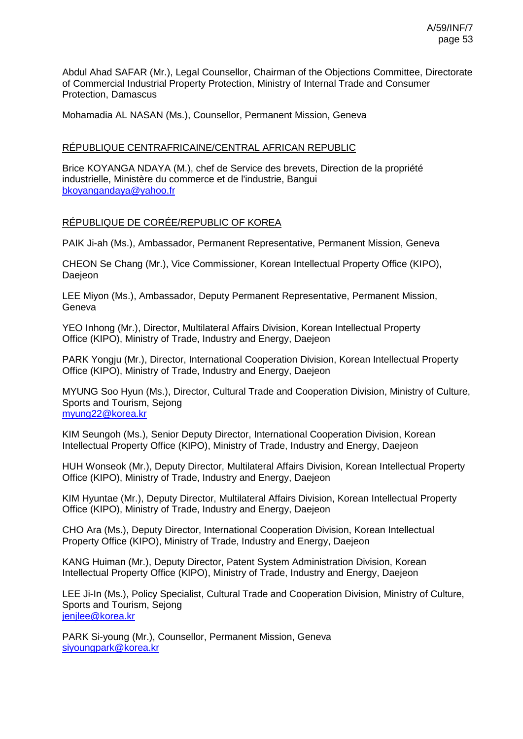Abdul Ahad SAFAR (Mr.), Legal Counsellor, Chairman of the Objections Committee, Directorate of Commercial Industrial Property Protection, Ministry of Internal Trade and Consumer Protection, Damascus

Mohamadia AL NASAN (Ms.), Counsellor, Permanent Mission, Geneva

RÉPUBLIQUE CENTRAFRICAINE/CENTRAL AFRICAN REPUBLIC

Brice KOYANGA NDAYA (M.), chef de Service des brevets, Direction de la propriété industrielle, Ministère du commerce et de l'industrie, Bangui
bkoyangandaya@yahoo.fr

RÉPUBLIQUE DE CORÉE/REPUBLIC OF KOREA

PAIK Ji-ah (Ms.), Ambassador, Permanent Representative, Permanent Mission, Geneva

CHEON Se Chang (Mr.), Vice Commissioner, Korean Intellectual Property Office (KIPO), Daejeon

LEE Miyon (Ms.), Ambassador, Deputy Permanent Representative, Permanent Mission, Geneva

YEO Inhong (Mr.), Director, Multilateral Affairs Division, Korean Intellectual Property Office (KIPO), Ministry of Trade, Industry and Energy, Daejeon

PARK Yongju (Mr.), Director, International Cooperation Division, Korean Intellectual Property Office (KIPO), Ministry of Trade, Industry and Energy, Daejeon

MYUNG Soo Hyun (Ms.), Director, Cultural Trade and Cooperation Division, Ministry of Culture, Sports and Tourism, Sejong
myung22@korea.kr

KIM Seungoh (Ms.), Senior Deputy Director, International Cooperation Division, Korean Intellectual Property Office (KIPO), Ministry of Trade, Industry and Energy, Daejeon

HUH Wonseok (Mr.), Deputy Director, Multilateral Affairs Division, Korean Intellectual Property Office (KIPO), Ministry of Trade, Industry and Energy, Daejeon

KIM Hyuntae (Mr.), Deputy Director, Multilateral Affairs Division, Korean Intellectual Property Office (KIPO), Ministry of Trade, Industry and Energy, Daejeon

CHO Ara (Ms.), Deputy Director, International Cooperation Division, Korean Intellectual Property Office (KIPO), Ministry of Trade, Industry and Energy, Daejeon

KANG Huiman (Mr.), Deputy Director, Patent System Administration Division, Korean Intellectual Property Office (KIPO), Ministry of Trade, Industry and Energy, Daejeon

LEE Ji-In (Ms.), Policy Specialist, Cultural Trade and Cooperation Division, Ministry of Culture, Sports and Tourism, Sejong
jenjlee@korea.kr

PARK Si-young (Mr.), Counsellor, Permanent Mission, Geneva
siyoungpark@korea.kr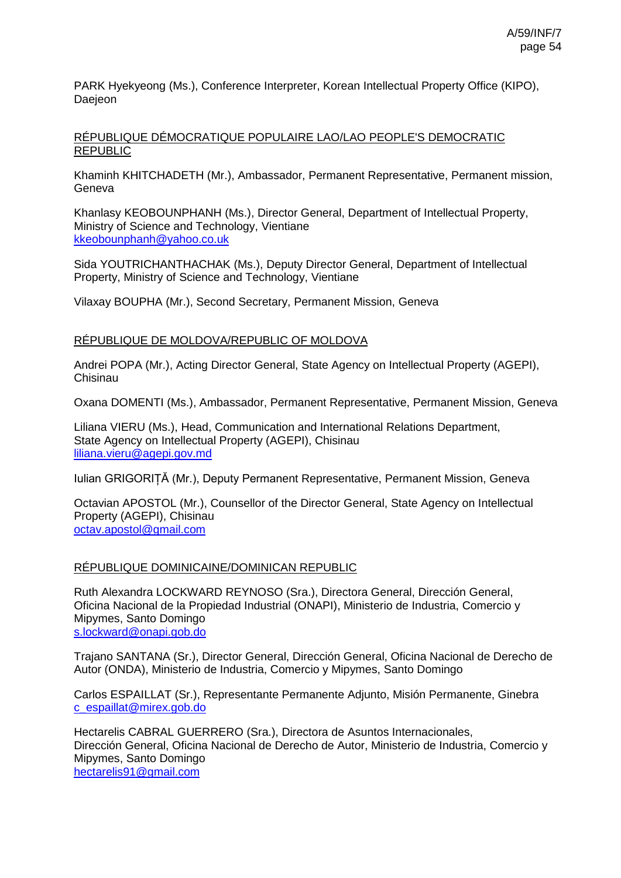PARK Hyekyeong (Ms.), Conference Interpreter, Korean Intellectual Property Office (KIPO), Daejeon

RÉPUBLIQUE DÉMOCRATIQUE POPULAIRE LAO/LAO PEOPLE'S DEMOCRATIC REPUBLIC

Khaminh KHITCHADETH (Mr.), Ambassador, Permanent Representative, Permanent mission, Geneva

Khanlasy KEOBOUNPHANH (Ms.), Director General, Department of Intellectual Property, Ministry of Science and Technology, Vientiane
kkeobounphanh@yahoo.co.uk

Sida YOUTRICHANTHACHAK (Ms.), Deputy Director General, Department of Intellectual Property, Ministry of Science and Technology, Vientiane

Vilaxay BOUPHA (Mr.), Second Secretary, Permanent Mission, Geneva

RÉPUBLIQUE DE MOLDOVA/REPUBLIC OF MOLDOVA

Andrei POPA (Mr.), Acting Director General, State Agency on Intellectual Property (AGEPI), Chisinau

Oxana DOMENTI (Ms.), Ambassador, Permanent Representative, Permanent Mission, Geneva

Liliana VIERU (Ms.), Head, Communication and International Relations Department, State Agency on Intellectual Property (AGEPI), Chisinau
liliana.vieru@agepi.gov.md

Iulian GRIGORIȚĂ (Mr.), Deputy Permanent Representative, Permanent Mission, Geneva

Octavian APOSTOL (Mr.), Counsellor of the Director General, State Agency on Intellectual Property (AGEPI), Chisinau
octav.apostol@gmail.com

RÉPUBLIQUE DOMINICAINE/DOMINICAN REPUBLIC

Ruth Alexandra LOCKWARD REYNOSO (Sra.), Directora General, Dirección General, Oficina Nacional de la Propiedad Industrial (ONAPI), Ministerio de Industria, Comercio y Mipymes, Santo Domingo
s.lockward@onapi.gob.do

Trajano SANTANA (Sr.), Director General, Dirección General, Oficina Nacional de Derecho de Autor (ONDA), Ministerio de Industria, Comercio y Mipymes, Santo Domingo

Carlos ESPAILLAT (Sr.), Representante Permanente Adjunto, Misión Permanente, Ginebra
c_espaillat@mirex.gob.do

Hectarelis CABRAL GUERRERO (Sra.), Directora de Asuntos Internacionales, Dirección General, Oficina Nacional de Derecho de Autor, Ministerio de Industria, Comercio y Mipymes, Santo Domingo
hectarelis91@gmail.com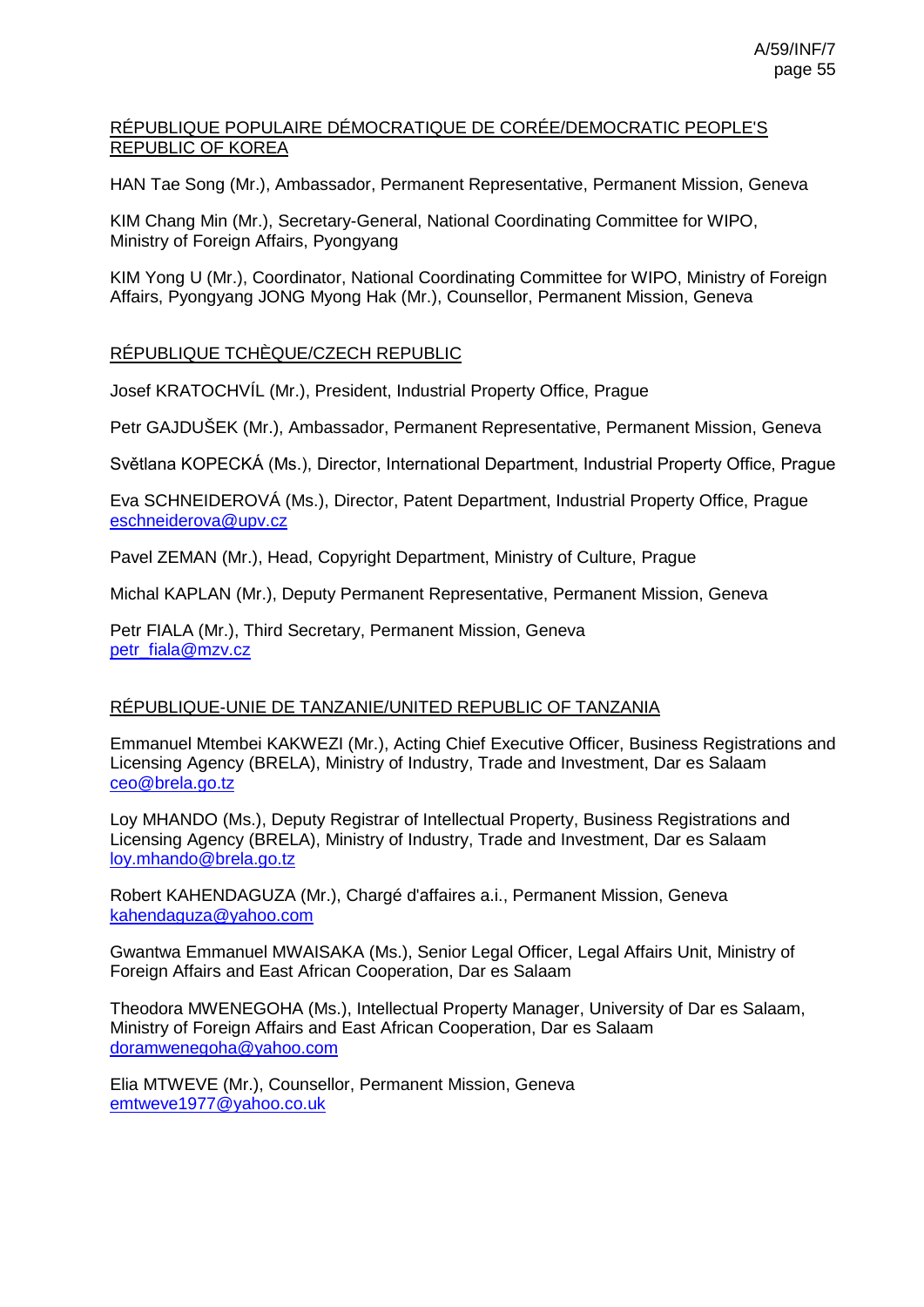RÉPUBLIQUE POPULAIRE DÉMOCRATIQUE DE CORÉE/DEMOCRATIC PEOPLE'S REPUBLIC OF KOREA

HAN Tae Song (Mr.), Ambassador, Permanent Representative, Permanent Mission, Geneva

KIM Chang Min (Mr.), Secretary-General, National Coordinating Committee for WIPO, Ministry of Foreign Affairs, Pyongyang

KIM Yong U (Mr.), Coordinator, National Coordinating Committee for WIPO, Ministry of Foreign Affairs, Pyongyang JONG Myong Hak (Mr.), Counsellor, Permanent Mission, Geneva

RÉPUBLIQUE TCHÈQUE/CZECH REPUBLIC

Josef KRATOCHVÍL (Mr.), President, Industrial Property Office, Prague

Petr GAJDUŠEK (Mr.), Ambassador, Permanent Representative, Permanent Mission, Geneva

Světlana KOPECKÁ (Ms.), Director, International Department, Industrial Property Office, Prague

Eva SCHNEIDEROVÁ (Ms.), Director, Patent Department, Industrial Property Office, Prague
eschneiderova@upv.cz

Pavel ZEMAN (Mr.), Head, Copyright Department, Ministry of Culture, Prague

Michal KAPLAN (Mr.), Deputy Permanent Representative, Permanent Mission, Geneva

Petr FIALA (Mr.), Third Secretary, Permanent Mission, Geneva
petr_fiala@mzv.cz

RÉPUBLIQUE-UNIE DE TANZANIE/UNITED REPUBLIC OF TANZANIA

Emmanuel Mtembei KAKWEZI (Mr.), Acting Chief Executive Officer, Business Registrations and Licensing Agency (BRELA), Ministry of Industry, Trade and Investment, Dar es Salaam
ceo@brela.go.tz

Loy MHANDO (Ms.), Deputy Registrar of Intellectual Property, Business Registrations and Licensing Agency (BRELA), Ministry of Industry, Trade and Investment, Dar es Salaam
loy.mhando@brela.go.tz

Robert KAHENDAGUZA (Mr.), Chargé d'affaires a.i., Permanent Mission, Geneva
kahendaguza@yahoo.com

Gwantwa Emmanuel MWAISAKA (Ms.), Senior Legal Officer, Legal Affairs Unit, Ministry of Foreign Affairs and East African Cooperation, Dar es Salaam

Theodora MWENEGOHA (Ms.), Intellectual Property Manager, University of Dar es Salaam, Ministry of Foreign Affairs and East African Cooperation, Dar es Salaam
doramwenegoha@yahoo.com

Elia MTWEVE (Mr.), Counsellor, Permanent Mission, Geneva
emtweve1977@yahoo.co.uk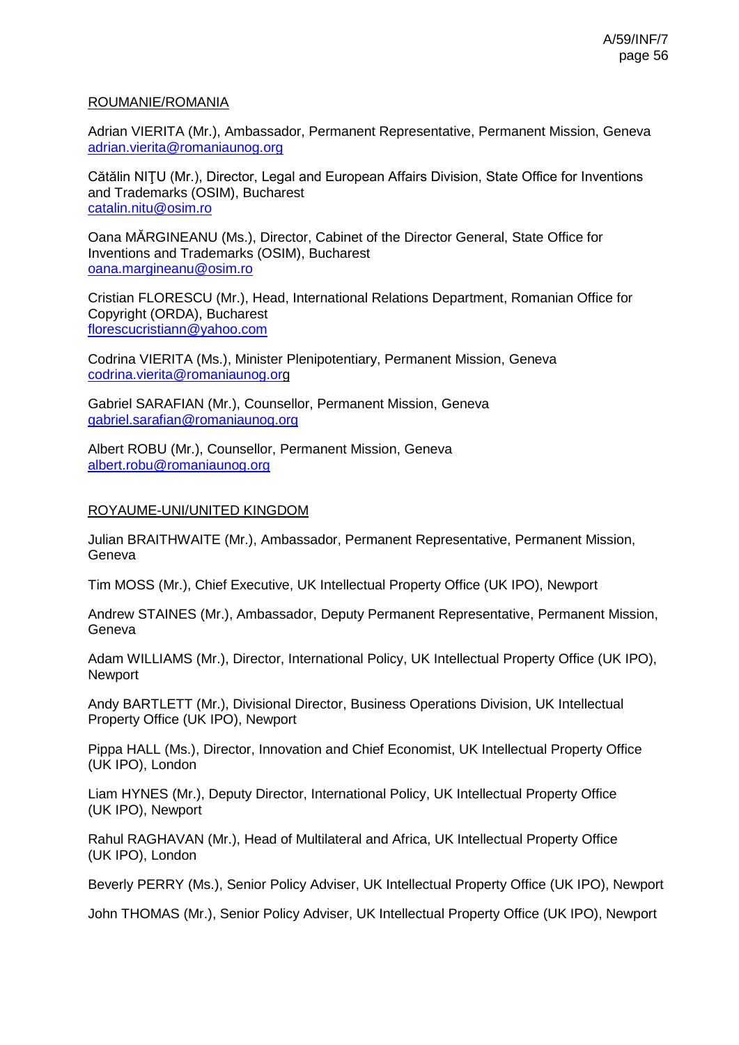ROUMANIE/ROMANIA

Adrian VIERITA (Mr.), Ambassador, Permanent Representative, Permanent Mission, Geneva
adrian.vierita@romaniaunog.org

Cătălin NIŢU (Mr.), Director, Legal and European Affairs Division, State Office for Inventions and Trademarks (OSIM), Bucharest
catalin.nitu@osim.ro

Oana MĂRGINEANU (Ms.), Director, Cabinet of the Director General, State Office for Inventions and Trademarks (OSIM), Bucharest
oana.margineanu@osim.ro

Cristian FLORESCU (Mr.), Head, International Relations Department, Romanian Office for Copyright (ORDA), Bucharest
florescucristiann@yahoo.com

Codrina VIERITA (Ms.), Minister Plenipotentiary, Permanent Mission, Geneva
codrina.vierita@romaniaunog.org

Gabriel SARAFIAN (Mr.), Counsellor, Permanent Mission, Geneva
gabriel.sarafian@romaniaunog.org

Albert ROBU (Mr.), Counsellor, Permanent Mission, Geneva
albert.robu@romaniaunog.org

ROYAUME-UNI/UNITED KINGDOM

Julian BRAITHWAITE (Mr.), Ambassador, Permanent Representative, Permanent Mission, Geneva

Tim MOSS (Mr.), Chief Executive, UK Intellectual Property Office (UK IPO), Newport

Andrew STAINES (Mr.), Ambassador, Deputy Permanent Representative, Permanent Mission, Geneva

Adam WILLIAMS (Mr.), Director, International Policy, UK Intellectual Property Office (UK IPO), Newport

Andy BARTLETT (Mr.), Divisional Director, Business Operations Division, UK Intellectual Property Office (UK IPO), Newport

Pippa HALL (Ms.), Director, Innovation and Chief Economist, UK Intellectual Property Office (UK IPO), London

Liam HYNES (Mr.), Deputy Director, International Policy, UK Intellectual Property Office (UK IPO), Newport

Rahul RAGHAVAN (Mr.), Head of Multilateral and Africa, UK Intellectual Property Office (UK IPO), London

Beverly PERRY (Ms.), Senior Policy Adviser, UK Intellectual Property Office (UK IPO), Newport

John THOMAS (Mr.), Senior Policy Adviser, UK Intellectual Property Office (UK IPO), Newport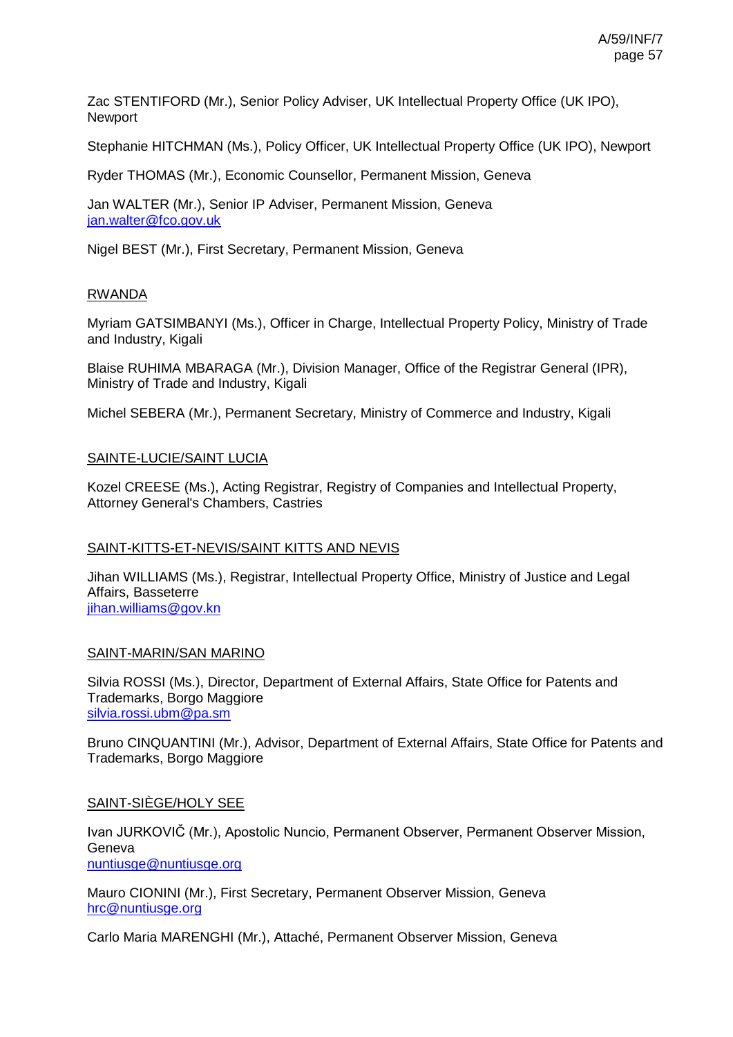Zac STENTIFORD (Mr.), Senior Policy Adviser, UK Intellectual Property Office (UK IPO), Newport

Stephanie HITCHMAN (Ms.), Policy Officer, UK Intellectual Property Office (UK IPO), Newport

Ryder THOMAS (Mr.), Economic Counsellor, Permanent Mission, Geneva

Jan WALTER (Mr.), Senior IP Adviser, Permanent Mission, Geneva
jan.walter@fco.gov.uk

Nigel BEST (Mr.), First Secretary, Permanent Mission, Geneva

RWANDA

Myriam GATSIMBANYI (Ms.), Officer in Charge, Intellectual Property Policy, Ministry of Trade and Industry, Kigali

Blaise RUHIMA MBARAGA (Mr.), Division Manager, Office of the Registrar General (IPR), Ministry of Trade and Industry, Kigali

Michel SEBERA (Mr.), Permanent Secretary, Ministry of Commerce and Industry, Kigali

SAINTE-LUCIE/SAINT LUCIA

Kozel CREESE (Ms.), Acting Registrar, Registry of Companies and Intellectual Property, Attorney General's Chambers, Castries

SAINT-KITTS-ET-NEVIS/SAINT KITTS AND NEVIS

Jihan WILLIAMS (Ms.), Registrar, Intellectual Property Office, Ministry of Justice and Legal Affairs, Basseterre
jihan.williams@gov.kn

SAINT-MARIN/SAN MARINO

Silvia ROSSI (Ms.), Director, Department of External Affairs, State Office for Patents and Trademarks, Borgo Maggiore
silvia.rossi.ubm@pa.sm

Bruno CINQUANTINI (Mr.), Advisor, Department of External Affairs, State Office for Patents and Trademarks, Borgo Maggiore

SAINT-SIÈGE/HOLY SEE

Ivan JURKOVIČ (Mr.), Apostolic Nuncio, Permanent Observer, Permanent Observer Mission, Geneva
nuntiusge@nuntiusge.org

Mauro CIONINI (Mr.), First Secretary, Permanent Observer Mission, Geneva
hrc@nuntiusge.org

Carlo Maria MARENGHI (Mr.), Attaché, Permanent Observer Mission, Geneva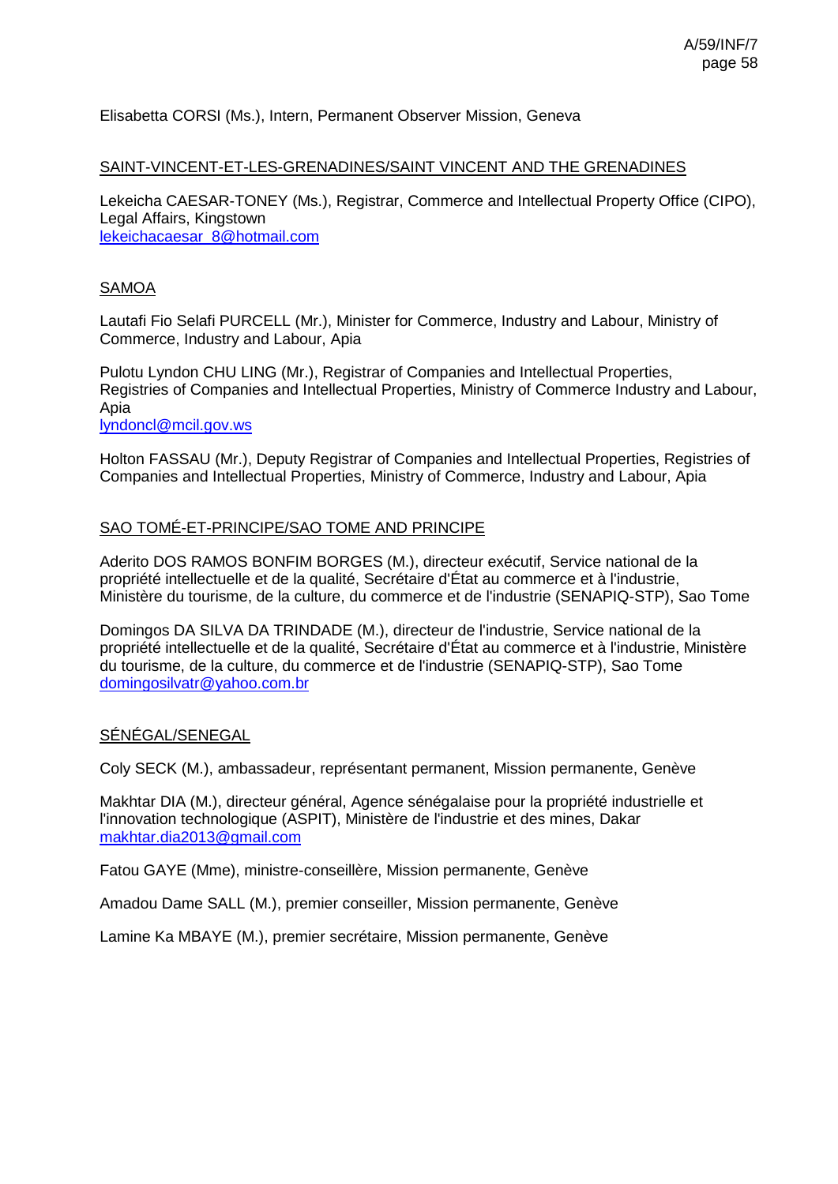Elisabetta CORSI (Ms.), Intern, Permanent Observer Mission, Geneva

SAINT-VINCENT-ET-LES-GRENADINES/SAINT VINCENT AND THE GRENADINES

Lekeicha CAESAR-TONEY (Ms.), Registrar, Commerce and Intellectual Property Office (CIPO), Legal Affairs, Kingstown
lekeichacaesar_8@hotmail.com

SAMOA

Lautafi Fio Selafi PURCELL (Mr.), Minister for Commerce, Industry and Labour, Ministry of Commerce, Industry and Labour, Apia

Pulotu Lyndon CHU LING (Mr.), Registrar of Companies and Intellectual Properties, Registries of Companies and Intellectual Properties, Ministry of Commerce Industry and Labour, Apia
lyndoncl@mcil.gov.ws

Holton FASSAU (Mr.), Deputy Registrar of Companies and Intellectual Properties, Registries of Companies and Intellectual Properties, Ministry of Commerce, Industry and Labour, Apia

SAO TOMÉ-ET-PRINCIPE/SAO TOME AND PRINCIPE

Aderito DOS RAMOS BONFIM BORGES (M.), directeur exécutif, Service national de la propriété intellectuelle et de la qualité, Secrétaire d'État au commerce et à l'industrie, Ministère du tourisme, de la culture, du commerce et de l'industrie (SENAPIQ-STP), Sao Tome

Domingos DA SILVA DA TRINDADE (M.), directeur de l'industrie, Service national de la propriété intellectuelle et de la qualité, Secrétaire d'État au commerce et à l'industrie, Ministère du tourisme, de la culture, du commerce et de l'industrie (SENAPIQ-STP), Sao Tome
domingosilvatr@yahoo.com.br

SÉNÉGAL/SENEGAL

Coly SECK (M.), ambassadeur, représentant permanent, Mission permanente, Genève

Makhtar DIA (M.), directeur général, Agence sénégalaise pour la propriété industrielle et l'innovation technologique (ASPIT), Ministère de l'industrie et des mines, Dakar
makhtar.dia2013@gmail.com

Fatou GAYE (Mme), ministre-conseillère, Mission permanente, Genève

Amadou Dame SALL (M.), premier conseiller, Mission permanente, Genève

Lamine Ka MBAYE (M.), premier secrétaire, Mission permanente, Genève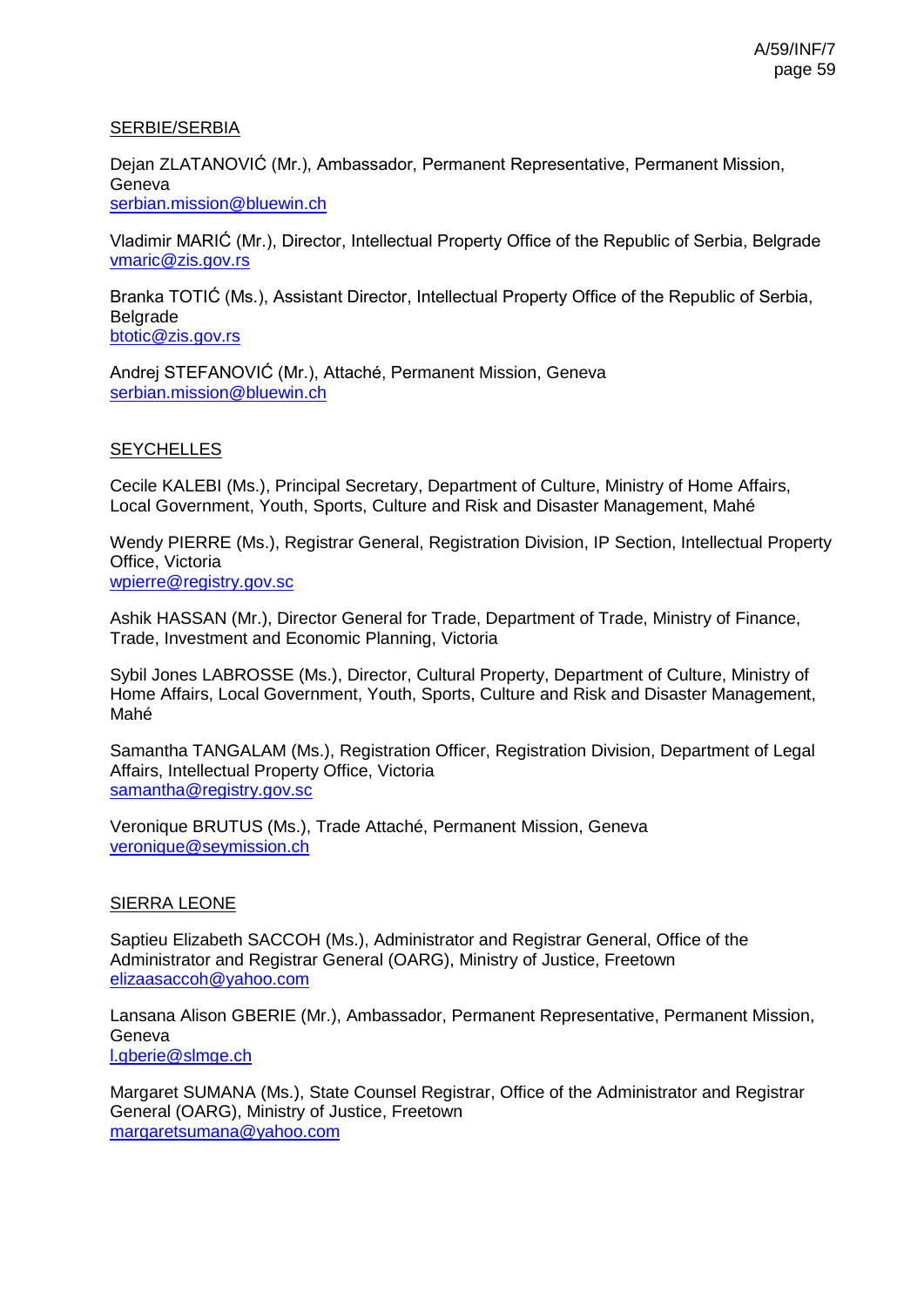SERBIE/SERBIA

Dejan ZLATANOVIĆ (Mr.), Ambassador, Permanent Representative, Permanent Mission, Geneva
serbian.mission@bluewin.ch

Vladimir MARIĆ (Mr.), Director, Intellectual Property Office of the Republic of Serbia, Belgrade
vmaric@zis.gov.rs

Branka TOTIĆ (Ms.), Assistant Director, Intellectual Property Office of the Republic of Serbia, Belgrade
btotic@zis.gov.rs

Andrej STEFANOVIĆ (Mr.), Attaché, Permanent Mission, Geneva
serbian.mission@bluewin.ch

SEYCHELLES

Cecile KALEBI (Ms.), Principal Secretary, Department of Culture, Ministry of Home Affairs, Local Government, Youth, Sports, Culture and Risk and Disaster Management, Mahé

Wendy PIERRE (Ms.), Registrar General, Registration Division, IP Section, Intellectual Property Office, Victoria
wpierre@registry.gov.sc

Ashik HASSAN (Mr.), Director General for Trade, Department of Trade, Ministry of Finance, Trade, Investment and Economic Planning, Victoria

Sybil Jones LABROSSE (Ms.), Director, Cultural Property, Department of Culture, Ministry of Home Affairs, Local Government, Youth, Sports, Culture and Risk and Disaster Management, Mahé

Samantha TANGALAM (Ms.), Registration Officer, Registration Division, Department of Legal Affairs, Intellectual Property Office, Victoria
samantha@registry.gov.sc

Veronique BRUTUS (Ms.), Trade Attaché, Permanent Mission, Geneva
veronique@seymission.ch

SIERRA LEONE

Saptieu Elizabeth SACCOH (Ms.), Administrator and Registrar General, Office of the Administrator and Registrar General (OARG), Ministry of Justice, Freetown
elizaasaccoh@yahoo.com

Lansana Alison GBERIE (Mr.), Ambassador, Permanent Representative, Permanent Mission, Geneva
l.gberie@slmge.ch

Margaret SUMANA (Ms.), State Counsel Registrar, Office of the Administrator and Registrar General (OARG), Ministry of Justice, Freetown
margaretsumana@yahoo.com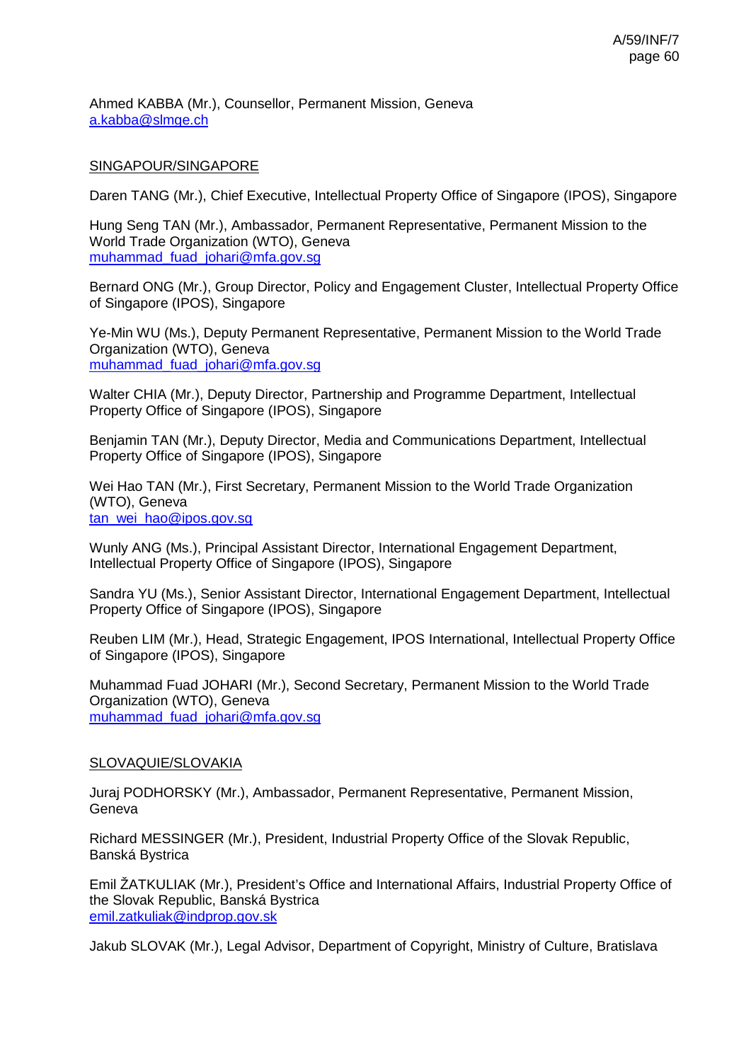Ahmed KABBA (Mr.), Counsellor, Permanent Mission, Geneva
a.kabba@slmge.ch

SINGAPOUR/SINGAPORE

Daren TANG (Mr.), Chief Executive, Intellectual Property Office of Singapore (IPOS), Singapore

Hung Seng TAN (Mr.), Ambassador, Permanent Representative, Permanent Mission to the World Trade Organization (WTO), Geneva
muhammad_fuad_johari@mfa.gov.sg

Bernard ONG (Mr.), Group Director, Policy and Engagement Cluster, Intellectual Property Office of Singapore (IPOS), Singapore

Ye-Min WU (Ms.), Deputy Permanent Representative, Permanent Mission to the World Trade Organization (WTO), Geneva
muhammad_fuad_johari@mfa.gov.sg

Walter CHIA (Mr.), Deputy Director, Partnership and Programme Department, Intellectual Property Office of Singapore (IPOS), Singapore

Benjamin TAN (Mr.), Deputy Director, Media and Communications Department, Intellectual Property Office of Singapore (IPOS), Singapore

Wei Hao TAN (Mr.), First Secretary, Permanent Mission to the World Trade Organization (WTO), Geneva
tan_wei_hao@ipos.gov.sg

Wunly ANG (Ms.), Principal Assistant Director, International Engagement Department, Intellectual Property Office of Singapore (IPOS), Singapore

Sandra YU (Ms.), Senior Assistant Director, International Engagement Department, Intellectual Property Office of Singapore (IPOS), Singapore

Reuben LIM (Mr.), Head, Strategic Engagement, IPOS International, Intellectual Property Office of Singapore (IPOS), Singapore

Muhammad Fuad JOHARI (Mr.), Second Secretary, Permanent Mission to the World Trade Organization (WTO), Geneva
muhammad_fuad_johari@mfa.gov.sg

SLOVAQUIE/SLOVAKIA

Juraj PODHORSKY (Mr.), Ambassador, Permanent Representative, Permanent Mission, Geneva

Richard MESSINGER (Mr.), President, Industrial Property Office of the Slovak Republic, Banská Bystrica

Emil ŽATKULIAK (Mr.), President's Office and International Affairs, Industrial Property Office of the Slovak Republic, Banská Bystrica
emil.zatkuliak@indprop.gov.sk

Jakub SLOVAK (Mr.), Legal Advisor, Department of Copyright, Ministry of Culture, Bratislava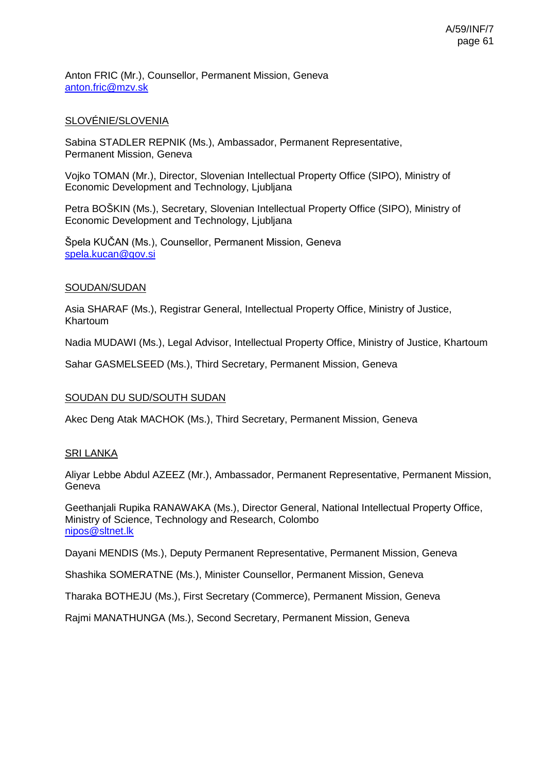Anton FRIC (Mr.), Counsellor, Permanent Mission, Geneva
anton.fric@mzv.sk

SLOVÉNIE/SLOVENIA

Sabina STADLER REPNIK (Ms.), Ambassador, Permanent Representative, Permanent Mission, Geneva

Vojko TOMAN (Mr.), Director, Slovenian Intellectual Property Office (SIPO), Ministry of Economic Development and Technology, Ljubljana

Petra BOŠKIN (Ms.), Secretary, Slovenian Intellectual Property Office (SIPO), Ministry of Economic Development and Technology, Ljubljana

Špela KUČAN (Ms.), Counsellor, Permanent Mission, Geneva
spela.kucan@gov.si

SOUDAN/SUDAN

Asia SHARAF (Ms.), Registrar General, Intellectual Property Office, Ministry of Justice, Khartoum

Nadia MUDAWI (Ms.), Legal Advisor, Intellectual Property Office, Ministry of Justice, Khartoum

Sahar GASMELSEED (Ms.), Third Secretary, Permanent Mission, Geneva

SOUDAN DU SUD/SOUTH SUDAN

Akec Deng Atak MACHOK (Ms.), Third Secretary, Permanent Mission, Geneva

SRI LANKA

Aliyar Lebbe Abdul AZEEZ (Mr.), Ambassador, Permanent Representative, Permanent Mission, Geneva

Geethanjali Rupika RANAWAKA (Ms.), Director General, National Intellectual Property Office, Ministry of Science, Technology and Research, Colombo
nipos@sltnet.lk

Dayani MENDIS (Ms.), Deputy Permanent Representative, Permanent Mission, Geneva

Shashika SOMERATNE (Ms.), Minister Counsellor, Permanent Mission, Geneva

Tharaka BOTHEJU (Ms.), First Secretary (Commerce), Permanent Mission, Geneva

Rajmi MANATHUNGA (Ms.), Second Secretary, Permanent Mission, Geneva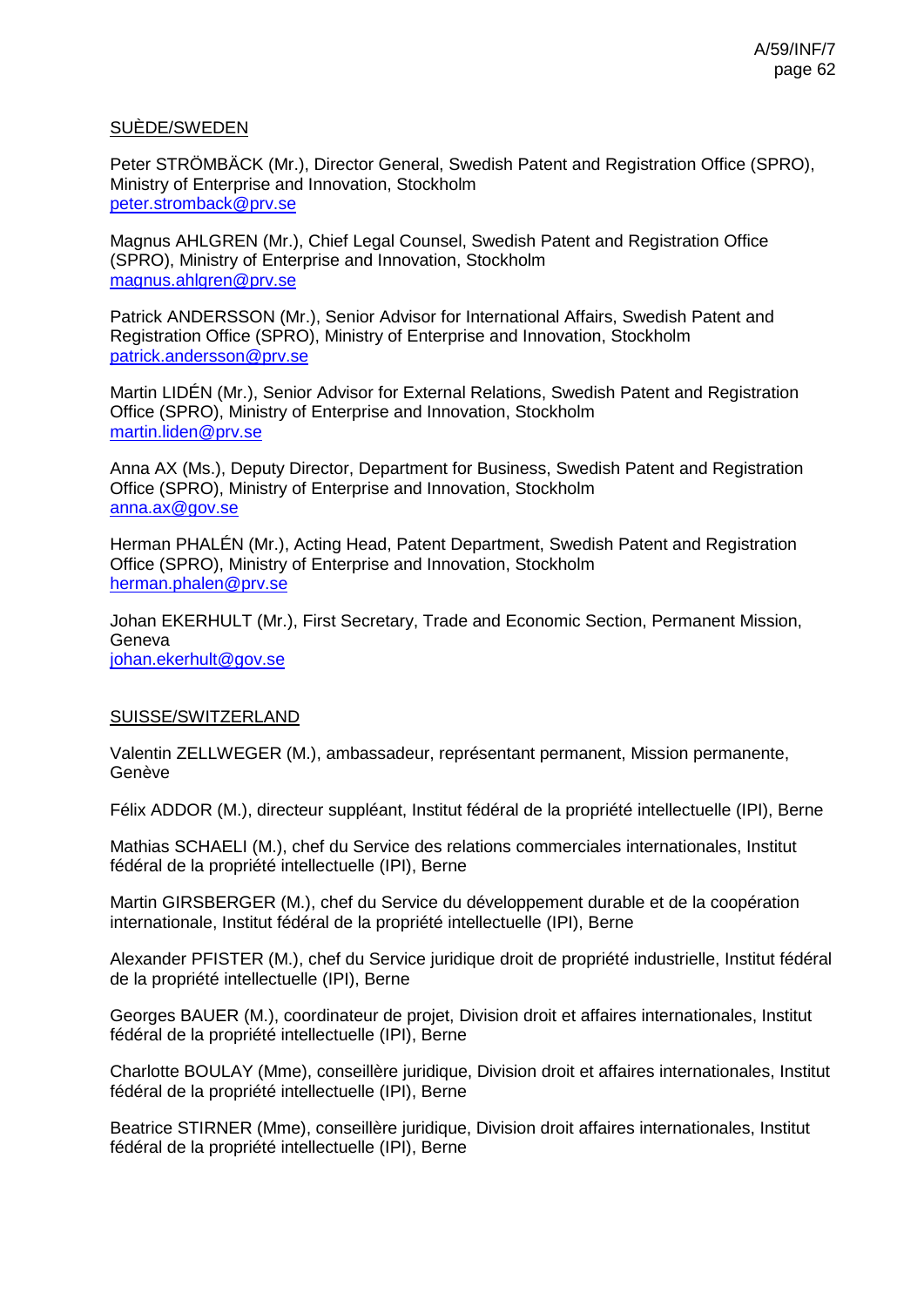SUÈDE/SWEDEN

Peter STRÖMBÄCK (Mr.), Director General, Swedish Patent and Registration Office (SPRO), Ministry of Enterprise and Innovation, Stockholm
peter.stromback@prv.se

Magnus AHLGREN (Mr.), Chief Legal Counsel, Swedish Patent and Registration Office (SPRO), Ministry of Enterprise and Innovation, Stockholm
magnus.ahlgren@prv.se

Patrick ANDERSSON (Mr.), Senior Advisor for International Affairs, Swedish Patent and Registration Office (SPRO), Ministry of Enterprise and Innovation, Stockholm
patrick.andersson@prv.se

Martin LIDÉN (Mr.), Senior Advisor for External Relations, Swedish Patent and Registration Office (SPRO), Ministry of Enterprise and Innovation, Stockholm
martin.liden@prv.se

Anna AX (Ms.), Deputy Director, Department for Business, Swedish Patent and Registration Office (SPRO), Ministry of Enterprise and Innovation, Stockholm
anna.ax@gov.se

Herman PHALÉN (Mr.), Acting Head, Patent Department, Swedish Patent and Registration Office (SPRO), Ministry of Enterprise and Innovation, Stockholm
herman.phalen@prv.se

Johan EKERHULT (Mr.), First Secretary, Trade and Economic Section, Permanent Mission, Geneva
johan.ekerhult@gov.se

SUISSE/SWITZERLAND

Valentin ZELLWEGER (M.), ambassadeur, représentant permanent, Mission permanente, Genève

Félix ADDOR (M.), directeur suppléant, Institut fédéral de la propriété intellectuelle (IPI), Berne

Mathias SCHAELI (M.), chef du Service des relations commerciales internationales, Institut fédéral de la propriété intellectuelle (IPI), Berne

Martin GIRSBERGER (M.), chef du Service du développement durable et de la coopération internationale, Institut fédéral de la propriété intellectuelle (IPI), Berne

Alexander PFISTER (M.), chef du Service juridique droit de propriété industrielle, Institut fédéral de la propriété intellectuelle (IPI), Berne

Georges BAUER (M.), coordinateur de projet, Division droit et affaires internationales, Institut fédéral de la propriété intellectuelle (IPI), Berne

Charlotte BOULAY (Mme), conseillère juridique, Division droit et affaires internationales, Institut fédéral de la propriété intellectuelle (IPI), Berne

Beatrice STIRNER (Mme), conseillère juridique, Division droit affaires internationales, Institut fédéral de la propriété intellectuelle (IPI), Berne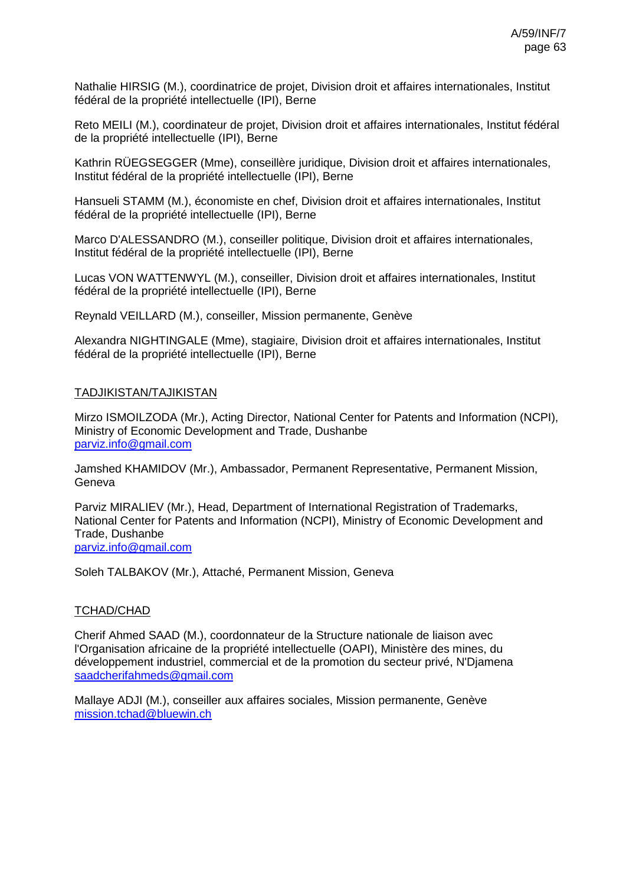Nathalie HIRSIG (M.), coordinatrice de projet, Division droit et affaires internationales, Institut fédéral de la propriété intellectuelle (IPI), Berne

Reto MEILI (M.), coordinateur de projet, Division droit et affaires internationales, Institut fédéral de la propriété intellectuelle (IPI), Berne

Kathrin RÜEGSEGGER (Mme), conseillère juridique, Division droit et affaires internationales, Institut fédéral de la propriété intellectuelle (IPI), Berne

Hansueli STAMM (M.), économiste en chef, Division droit et affaires internationales, Institut fédéral de la propriété intellectuelle (IPI), Berne

Marco D'ALESSANDRO (M.), conseiller politique, Division droit et affaires internationales, Institut fédéral de la propriété intellectuelle (IPI), Berne

Lucas VON WATTENWYL (M.), conseiller, Division droit et affaires internationales, Institut fédéral de la propriété intellectuelle (IPI), Berne

Reynald VEILLARD (M.), conseiller, Mission permanente, Genève

Alexandra NIGHTINGALE (Mme), stagiaire, Division droit et affaires internationales, Institut fédéral de la propriété intellectuelle (IPI), Berne

TADJIKISTAN/TAJIKISTAN

Mirzo ISMOILZODA (Mr.), Acting Director, National Center for Patents and Information (NCPI), Ministry of Economic Development and Trade, Dushanbe
parviz.info@gmail.com

Jamshed KHAMIDOV (Mr.), Ambassador, Permanent Representative, Permanent Mission, Geneva

Parviz MIRALIEV (Mr.), Head, Department of International Registration of Trademarks, National Center for Patents and Information (NCPI), Ministry of Economic Development and Trade, Dushanbe
parviz.info@gmail.com

Soleh TALBAKOV (Mr.), Attaché, Permanent Mission, Geneva

TCHAD/CHAD

Cherif Ahmed SAAD (M.), coordonnateur de la Structure nationale de liaison avec l'Organisation africaine de la propriété intellectuelle (OAPI), Ministère des mines, du développement industriel, commercial et de la promotion du secteur privé, N'Djamena
saadcherifahmeds@gmail.com

Mallaye ADJI (M.), conseiller aux affaires sociales, Mission permanente, Genève
mission.tchad@bluewin.ch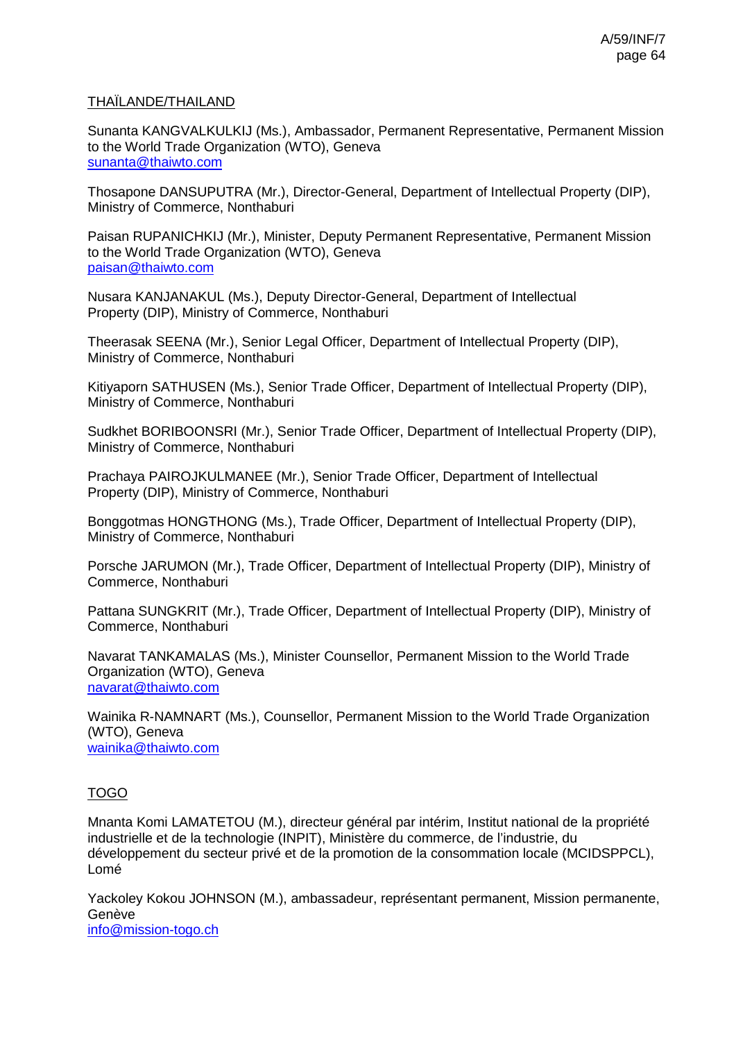THAÏLANDE/THAILAND

Sunanta KANGVALKULKIJ (Ms.), Ambassador, Permanent Representative, Permanent Mission to the World Trade Organization (WTO), Geneva
sunanta@thaiwto.com

Thosapone DANSUPUTRA (Mr.), Director-General, Department of Intellectual Property (DIP), Ministry of Commerce, Nonthaburi

Paisan RUPANICHKIJ (Mr.), Minister, Deputy Permanent Representative, Permanent Mission to the World Trade Organization (WTO), Geneva
paisan@thaiwto.com

Nusara KANJANAKUL (Ms.), Deputy Director-General, Department of Intellectual Property (DIP), Ministry of Commerce, Nonthaburi

Theerasak SEENA (Mr.), Senior Legal Officer, Department of Intellectual Property (DIP), Ministry of Commerce, Nonthaburi

Kitiyaporn SATHUSEN (Ms.), Senior Trade Officer, Department of Intellectual Property (DIP), Ministry of Commerce, Nonthaburi

Sudkhet BORIBOONSRI (Mr.), Senior Trade Officer, Department of Intellectual Property (DIP), Ministry of Commerce, Nonthaburi

Prachaya PAIROJKULMANEE (Mr.), Senior Trade Officer, Department of Intellectual Property (DIP), Ministry of Commerce, Nonthaburi

Bonggotmas HONGTHONG (Ms.), Trade Officer, Department of Intellectual Property (DIP), Ministry of Commerce, Nonthaburi

Porsche JARUMON (Mr.), Trade Officer, Department of Intellectual Property (DIP), Ministry of Commerce, Nonthaburi

Pattana SUNGKRIT (Mr.), Trade Officer, Department of Intellectual Property (DIP), Ministry of Commerce, Nonthaburi

Navarat TANKAMALAS (Ms.), Minister Counsellor, Permanent Mission to the World Trade Organization (WTO), Geneva
navarat@thaiwto.com

Wainika R-NAMNART (Ms.), Counsellor, Permanent Mission to the World Trade Organization (WTO), Geneva
wainika@thaiwto.com

TOGO

Mnanta Komi LAMATETOU (M.), directeur général par intérim, Institut national de la propriété industrielle et de la technologie (INPIT), Ministère du commerce, de l'industrie, du développement du secteur privé et de la promotion de la consommation locale (MCIDSPPCL), Lomé

Yackoley Kokou JOHNSON (M.), ambassadeur, représentant permanent, Mission permanente, Genève
info@mission-togo.ch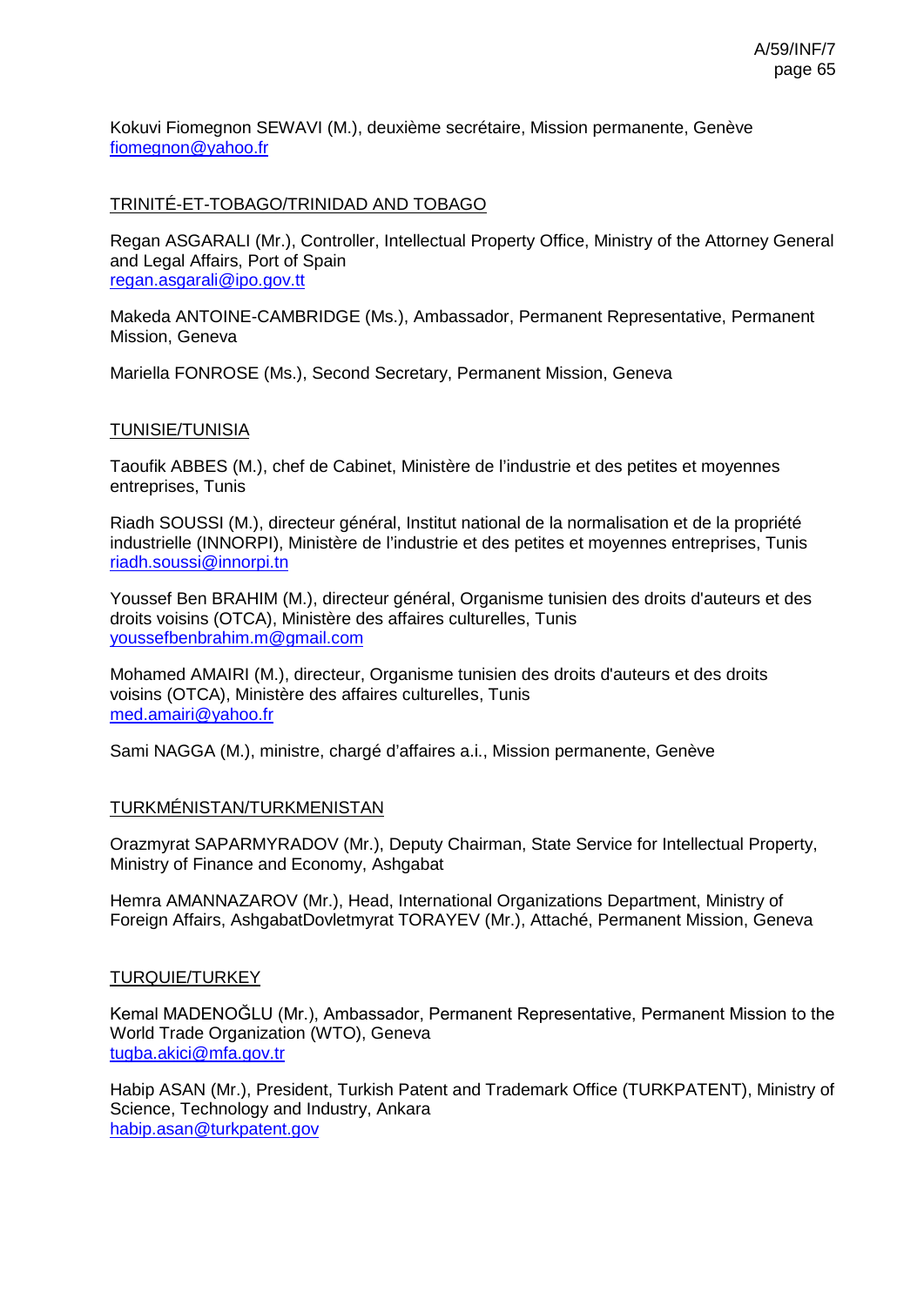Kokuvi Fiomegnon SEWAVI (M.), deuxième secrétaire, Mission permanente, Genève
fiomegnon@yahoo.fr

TRINITÉ-ET-TOBAGO/TRINIDAD AND TOBAGO

Regan ASGARALI (Mr.), Controller, Intellectual Property Office, Ministry of the Attorney General and Legal Affairs, Port of Spain
regan.asgarali@ipo.gov.tt

Makeda ANTOINE-CAMBRIDGE (Ms.), Ambassador, Permanent Representative, Permanent Mission, Geneva

Mariella FONROSE (Ms.), Second Secretary, Permanent Mission, Geneva

TUNISIE/TUNISIA

Taoufik ABBES (M.), chef de Cabinet, Ministère de l'industrie et des petites et moyennes entreprises, Tunis

Riadh SOUSSI (M.), directeur général, Institut national de la normalisation et de la propriété industrielle (INNORPI), Ministère de l'industrie et des petites et moyennes entreprises, Tunis
riadh.soussi@innorpi.tn

Youssef Ben BRAHIM (M.), directeur général, Organisme tunisien des droits d'auteurs et des droits voisins (OTCA), Ministère des affaires culturelles, Tunis
youssefbenbrahim.m@gmail.com

Mohamed AMAIRI (M.), directeur, Organisme tunisien des droits d'auteurs et des droits voisins (OTCA), Ministère des affaires culturelles, Tunis
med.amairi@yahoo.fr

Sami NAGGA (M.), ministre, chargé d'affaires a.i., Mission permanente, Genève

TURKMÉNISTAN/TURKMENISTAN

Orazmyrat SAPARMYRADOV (Mr.), Deputy Chairman, State Service for Intellectual Property, Ministry of Finance and Economy, Ashgabat

Hemra AMANNAZAROV (Mr.), Head, International Organizations Department, Ministry of Foreign Affairs, AshgabatDovletmyrat TORAYEV (Mr.), Attaché, Permanent Mission, Geneva

TURQUIE/TURKEY

Kemal MADENOĞLU (Mr.), Ambassador, Permanent Representative, Permanent Mission to the World Trade Organization (WTO), Geneva
tugba.akici@mfa.gov.tr

Habip ASAN (Mr.), President, Turkish Patent and Trademark Office (TURKPATENT), Ministry of Science, Technology and Industry, Ankara
habip.asan@turkpatent.gov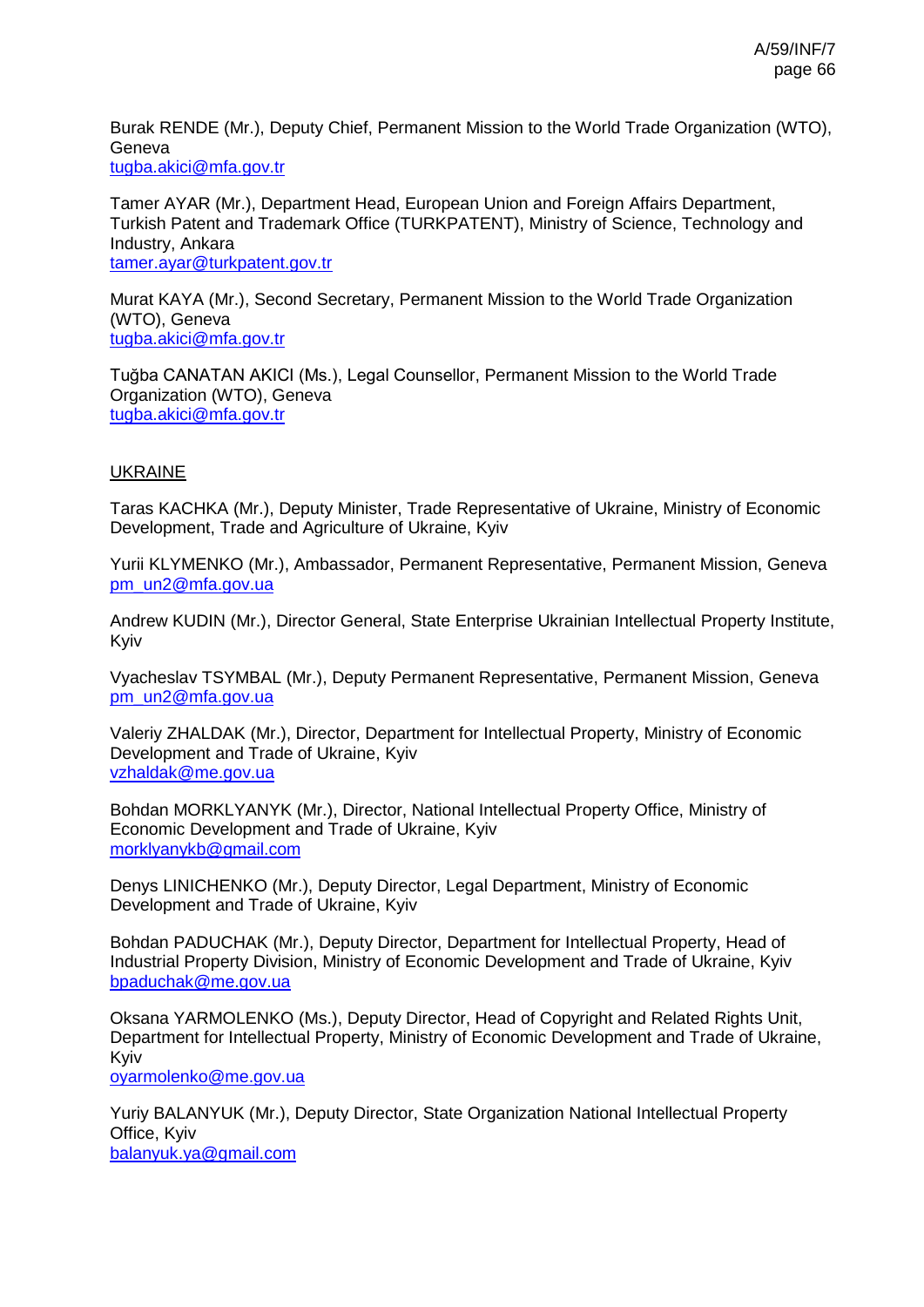Burak RENDE (Mr.), Deputy Chief, Permanent Mission to the World Trade Organization (WTO), Geneva
tugba.akici@mfa.gov.tr

Tamer AYAR (Mr.), Department Head, European Union and Foreign Affairs Department, Turkish Patent and Trademark Office (TURKPATENT), Ministry of Science, Technology and Industry, Ankara
tamer.ayar@turkpatent.gov.tr

Murat KAYA (Mr.), Second Secretary, Permanent Mission to the World Trade Organization (WTO), Geneva
tugba.akici@mfa.gov.tr

Tuğba CANATAN AKICI (Ms.), Legal Counsellor, Permanent Mission to the World Trade Organization (WTO), Geneva
tugba.akici@mfa.gov.tr

UKRAINE

Taras KACHKA (Mr.), Deputy Minister, Trade Representative of Ukraine, Ministry of Economic Development, Trade and Agriculture of Ukraine, Kyiv

Yurii KLYMENKO (Mr.), Ambassador, Permanent Representative, Permanent Mission, Geneva
pm_un2@mfa.gov.ua

Andrew KUDIN (Mr.), Director General, State Enterprise Ukrainian Intellectual Property Institute, Kyiv

Vyacheslav TSYMBAL (Mr.), Deputy Permanent Representative, Permanent Mission, Geneva
pm_un2@mfa.gov.ua

Valeriy ZHALDAK (Mr.), Director, Department for Intellectual Property, Ministry of Economic Development and Trade of Ukraine, Kyiv
vzhaldak@me.gov.ua

Bohdan MORKLYANYK (Mr.), Director, National Intellectual Property Office, Ministry of Economic Development and Trade of Ukraine, Kyiv
morklyanykb@gmail.com

Denys LINICHENKO (Mr.), Deputy Director, Legal Department, Ministry of Economic Development and Trade of Ukraine, Kyiv

Bohdan PADUCHAK (Mr.), Deputy Director, Department for Intellectual Property, Head of Industrial Property Division, Ministry of Economic Development and Trade of Ukraine, Kyiv
bpaduchak@me.gov.ua

Oksana YARMOLENKO (Ms.), Deputy Director, Head of Copyright and Related Rights Unit, Department for Intellectual Property, Ministry of Economic Development and Trade of Ukraine, Kyiv
oyarmolenko@me.gov.ua

Yuriy BALANYUK (Mr.), Deputy Director, State Organization National Intellectual Property Office, Kyiv
balanyuk.ya@gmail.com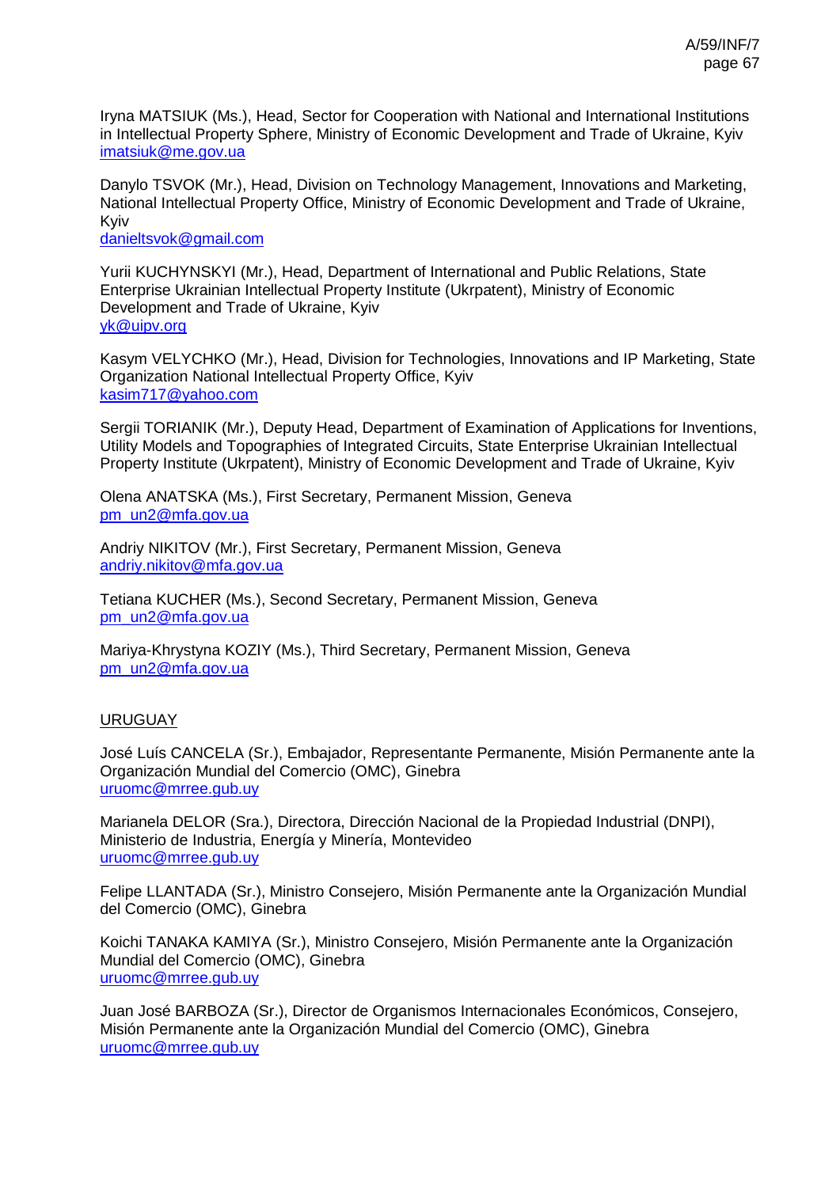Iryna MATSIUK (Ms.), Head, Sector for Cooperation with National and International Institutions in Intellectual Property Sphere, Ministry of Economic Development and Trade of Ukraine, Kyiv
imatsiuk@me.gov.ua

Danylo TSVOK (Mr.), Head, Division on Technology Management, Innovations and Marketing, National Intellectual Property Office, Ministry of Economic Development and Trade of Ukraine, Kyiv
danieltsvok@gmail.com

Yurii KUCHYNSKYI (Mr.), Head, Department of International and Public Relations, State Enterprise Ukrainian Intellectual Property Institute (Ukrpatent), Ministry of Economic Development and Trade of Ukraine, Kyiv
yk@uipv.org

Kasym VELYCHKO (Mr.), Head, Division for Technologies, Innovations and IP Marketing, State Organization National Intellectual Property Office, Kyiv
kasim717@yahoo.com

Sergii TORIANIK (Mr.), Deputy Head, Department of Examination of Applications for Inventions, Utility Models and Topographies of Integrated Circuits, State Enterprise Ukrainian Intellectual Property Institute (Ukrpatent), Ministry of Economic Development and Trade of Ukraine, Kyiv

Olena ANATSKA (Ms.), First Secretary, Permanent Mission, Geneva
pm_un2@mfa.gov.ua

Andriy NIKITOV (Mr.), First Secretary, Permanent Mission, Geneva
andriy.nikitov@mfa.gov.ua

Tetiana KUCHER (Ms.), Second Secretary, Permanent Mission, Geneva
pm_un2@mfa.gov.ua

Mariya-Khrystyna KOZIY (Ms.), Third Secretary, Permanent Mission, Geneva
pm_un2@mfa.gov.ua

URUGUAY

José Luís CANCELA (Sr.), Embajador, Representante Permanente, Misión Permanente ante la Organización Mundial del Comercio (OMC), Ginebra
uruomc@mrree.gub.uy

Marianela DELOR (Sra.), Directora, Dirección Nacional de la Propiedad Industrial (DNPI), Ministerio de Industria, Energía y Minería, Montevideo
uruomc@mrree.gub.uy

Felipe LLANTADA (Sr.), Ministro Consejero, Misión Permanente ante la Organización Mundial del Comercio (OMC), Ginebra

Koichi TANAKA KAMIYA (Sr.), Ministro Consejero, Misión Permanente ante la Organización Mundial del Comercio (OMC), Ginebra
uruomc@mrree.gub.uy

Juan José BARBOZA (Sr.), Director de Organismos Internacionales Económicos, Consejero, Misión Permanente ante la Organización Mundial del Comercio (OMC), Ginebra
uruomc@mrree.gub.uy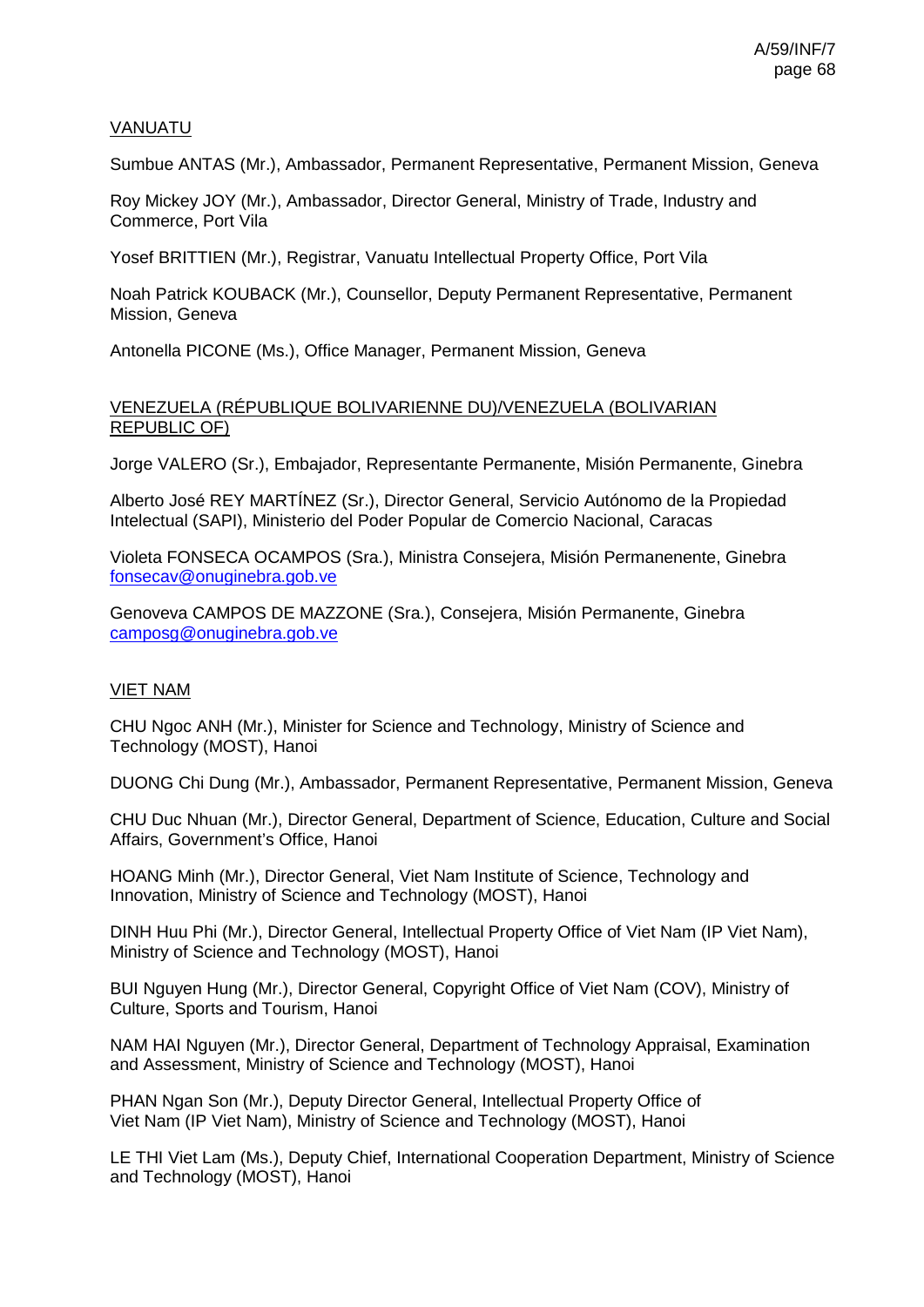VANUATU

Sumbue ANTAS (Mr.), Ambassador, Permanent Representative, Permanent Mission, Geneva

Roy Mickey JOY (Mr.), Ambassador, Director General, Ministry of Trade, Industry and Commerce, Port Vila

Yosef BRITTIEN (Mr.), Registrar, Vanuatu Intellectual Property Office, Port Vila

Noah Patrick KOUBACK (Mr.), Counsellor, Deputy Permanent Representative, Permanent Mission, Geneva

Antonella PICONE (Ms.), Office Manager, Permanent Mission, Geneva

VENEZUELA (RÉPUBLIQUE BOLIVARIENNE DU)/VENEZUELA (BOLIVARIAN REPUBLIC OF)

Jorge VALERO (Sr.), Embajador, Representante Permanente, Misión Permanente, Ginebra

Alberto José REY MARTÍNEZ (Sr.), Director General, Servicio Autónomo de la Propiedad Intelectual (SAPI), Ministerio del Poder Popular de Comercio Nacional, Caracas

Violeta FONSECA OCAMPOS (Sra.), Ministra Consejera, Misión Permanenente, Ginebra
fonsecav@onuginebra.gob.ve

Genoveva CAMPOS DE MAZZONE (Sra.), Consejera, Misión Permanente, Ginebra
camposg@onuginebra.gob.ve

VIET NAM

CHU Ngoc ANH (Mr.), Minister for Science and Technology, Ministry of Science and Technology (MOST), Hanoi

DUONG Chi Dung (Mr.), Ambassador, Permanent Representative, Permanent Mission, Geneva

CHU Duc Nhuan (Mr.), Director General, Department of Science, Education, Culture and Social Affairs, Government's Office, Hanoi

HOANG Minh (Mr.), Director General, Viet Nam Institute of Science, Technology and Innovation, Ministry of Science and Technology (MOST), Hanoi

DINH Huu Phi (Mr.), Director General, Intellectual Property Office of Viet Nam (IP Viet Nam), Ministry of Science and Technology (MOST), Hanoi

BUI Nguyen Hung (Mr.), Director General, Copyright Office of Viet Nam (COV), Ministry of Culture, Sports and Tourism, Hanoi

NAM HAI Nguyen (Mr.), Director General, Department of Technology Appraisal, Examination and Assessment, Ministry of Science and Technology (MOST), Hanoi

PHAN Ngan Son (Mr.), Deputy Director General, Intellectual Property Office of Viet Nam (IP Viet Nam), Ministry of Science and Technology (MOST), Hanoi

LE THI Viet Lam (Ms.), Deputy Chief, International Cooperation Department, Ministry of Science and Technology (MOST), Hanoi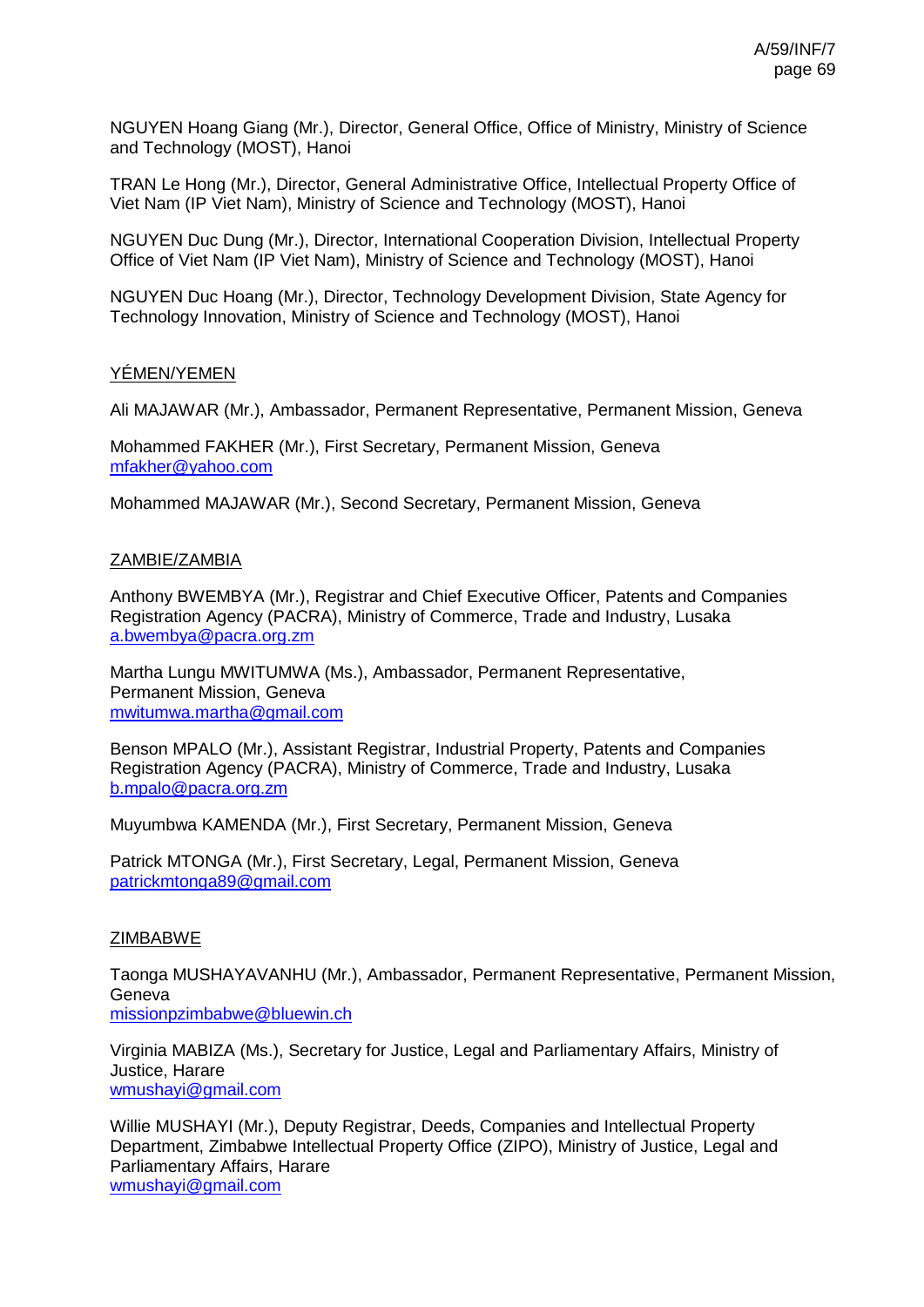NGUYEN Hoang Giang (Mr.), Director, General Office, Office of Ministry, Ministry of Science and Technology (MOST), Hanoi

TRAN Le Hong (Mr.), Director, General Administrative Office, Intellectual Property Office of Viet Nam (IP Viet Nam), Ministry of Science and Technology (MOST), Hanoi

NGUYEN Duc Dung (Mr.), Director, International Cooperation Division, Intellectual Property Office of Viet Nam (IP Viet Nam), Ministry of Science and Technology (MOST), Hanoi

NGUYEN Duc Hoang (Mr.), Director, Technology Development Division, State Agency for Technology Innovation, Ministry of Science and Technology (MOST), Hanoi

YÉMEN/YEMEN

Ali MAJAWAR (Mr.), Ambassador, Permanent Representative, Permanent Mission, Geneva

Mohammed FAKHER (Mr.), First Secretary, Permanent Mission, Geneva
mfakher@yahoo.com

Mohammed MAJAWAR (Mr.), Second Secretary, Permanent Mission, Geneva

ZAMBIE/ZAMBIA

Anthony BWEMBYA (Mr.), Registrar and Chief Executive Officer, Patents and Companies Registration Agency (PACRA), Ministry of Commerce, Trade and Industry, Lusaka
a.bwembya@pacra.org.zm

Martha Lungu MWITUMWA (Ms.), Ambassador, Permanent Representative, Permanent Mission, Geneva
mwitumwa.martha@gmail.com

Benson MPALO (Mr.), Assistant Registrar, Industrial Property, Patents and Companies Registration Agency (PACRA), Ministry of Commerce, Trade and Industry, Lusaka
b.mpalo@pacra.org.zm

Muyumbwa KAMENDA (Mr.), First Secretary, Permanent Mission, Geneva

Patrick MTONGA (Mr.), First Secretary, Legal, Permanent Mission, Geneva
patrickmtonga89@gmail.com

ZIMBABWE

Taonga MUSHAYAVANHU (Mr.), Ambassador, Permanent Representative, Permanent Mission, Geneva
missionpzimbabwe@bluewin.ch

Virginia MABIZA (Ms.), Secretary for Justice, Legal and Parliamentary Affairs, Ministry of Justice, Harare
wmushayi@gmail.com

Willie MUSHAYI (Mr.), Deputy Registrar, Deeds, Companies and Intellectual Property Department, Zimbabwe Intellectual Property Office (ZIPO), Ministry of Justice, Legal and Parliamentary Affairs, Harare
wmushayi@gmail.com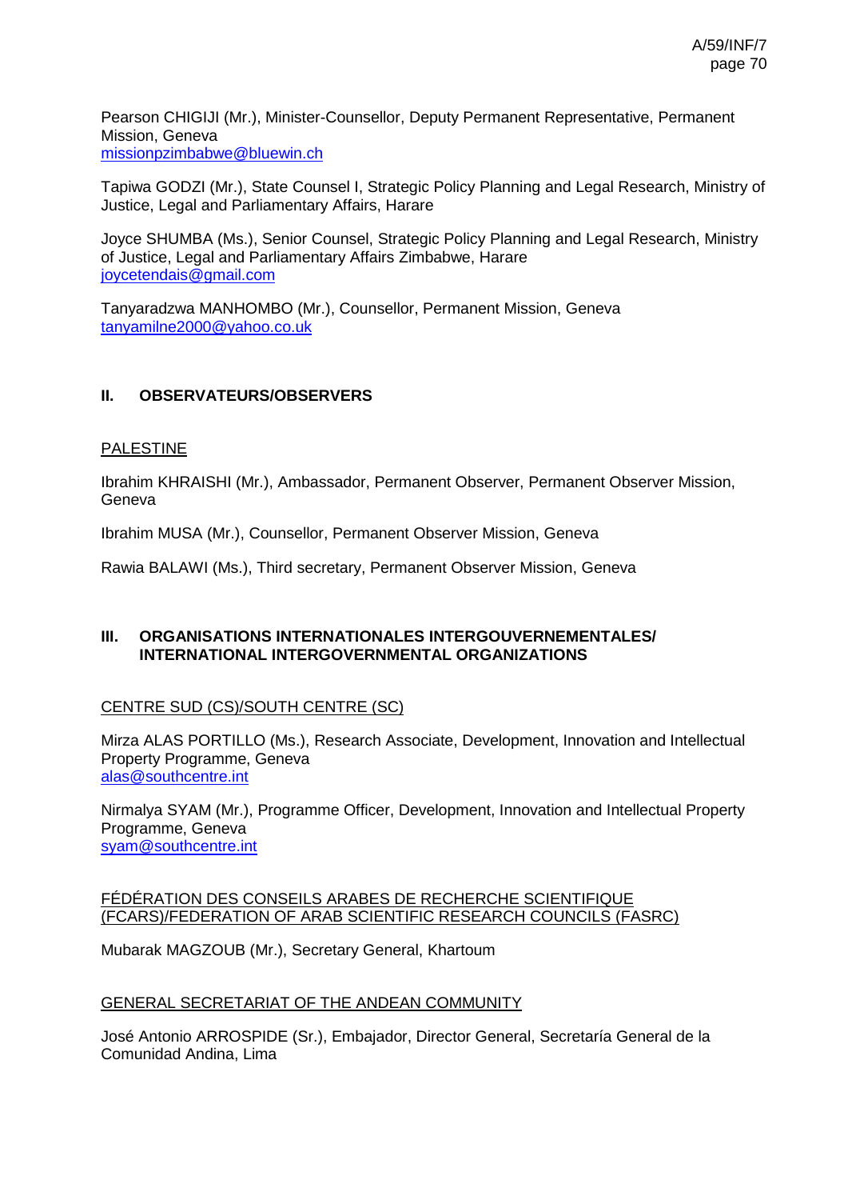Pearson CHIGIJI (Mr.), Minister-Counsellor, Deputy Permanent Representative, Permanent Mission, Geneva
missionpzimbabwe@bluewin.ch

Tapiwa GODZI (Mr.), State Counsel I, Strategic Policy Planning and Legal Research, Ministry of Justice, Legal and Parliamentary Affairs, Harare

Joyce SHUMBA (Ms.), Senior Counsel, Strategic Policy Planning and Legal Research, Ministry of Justice, Legal and Parliamentary Affairs Zimbabwe, Harare
joycetendais@gmail.com

Tanyaradzwa MANHOMBO (Mr.), Counsellor, Permanent Mission, Geneva
tanyamilne2000@yahoo.co.uk

## II. OBSERVATEURS/OBSERVERS

PALESTINE

Ibrahim KHRAISHI (Mr.), Ambassador, Permanent Observer, Permanent Observer Mission, Geneva

Ibrahim MUSA (Mr.), Counsellor, Permanent Observer Mission, Geneva

Rawia BALAWI (Ms.), Third secretary, Permanent Observer Mission, Geneva

## III. ORGANISATIONS INTERNATIONALES INTERGOUVERNEMENTALES/ INTERNATIONAL INTERGOVERNMENTAL ORGANIZATIONS

CENTRE SUD (CS)/SOUTH CENTRE (SC)

Mirza ALAS PORTILLO (Ms.), Research Associate, Development, Innovation and Intellectual Property Programme, Geneva
alas@southcentre.int

Nirmalya SYAM (Mr.), Programme Officer, Development, Innovation and Intellectual Property Programme, Geneva
syam@southcentre.int

FÉDÉRATION DES CONSEILS ARABES DE RECHERCHE SCIENTIFIQUE (FCARS)/FEDERATION OF ARAB SCIENTIFIC RESEARCH COUNCILS (FASRC)

Mubarak MAGZOUB (Mr.), Secretary General, Khartoum

GENERAL SECRETARIAT OF THE ANDEAN COMMUNITY

José Antonio ARROSPIDE (Sr.), Embajador, Director General, Secretaría General de la Comunidad Andina, Lima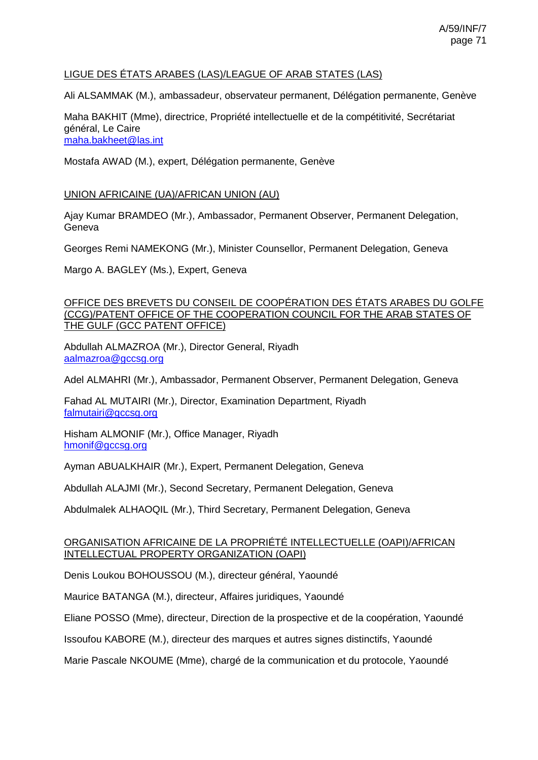LIGUE DES ÉTATS ARABES (LAS)/LEAGUE OF ARAB STATES (LAS)

Ali ALSAMMAK (M.), ambassadeur, observateur permanent, Délégation permanente, Genève

Maha BAKHIT (Mme), directrice, Propriété intellectuelle et de la compétitivité, Secrétariat général, Le Caire
maha.bakheet@las.int

Mostafa AWAD (M.), expert, Délégation permanente, Genève

UNION AFRICAINE (UA)/AFRICAN UNION (AU)

Ajay Kumar BRAMDEO (Mr.), Ambassador, Permanent Observer, Permanent Delegation, Geneva

Georges Remi NAMEKONG (Mr.), Minister Counsellor, Permanent Delegation, Geneva

Margo A. BAGLEY (Ms.), Expert, Geneva

OFFICE DES BREVETS DU CONSEIL DE COOPÉRATION DES ÉTATS ARABES DU GOLFE (CCG)/PATENT OFFICE OF THE COOPERATION COUNCIL FOR THE ARAB STATES OF THE GULF (GCC PATENT OFFICE)

Abdullah ALMAZROA (Mr.), Director General, Riyadh
aalmazroa@gccsg.org

Adel ALMAHRI (Mr.), Ambassador, Permanent Observer, Permanent Delegation, Geneva

Fahad AL MUTAIRI (Mr.), Director, Examination Department, Riyadh
falmutairi@gccsg.org

Hisham ALMONIF (Mr.), Office Manager, Riyadh
hmonif@gccsg.org

Ayman ABUALKHAIR (Mr.), Expert, Permanent Delegation, Geneva

Abdullah ALAJMI (Mr.), Second Secretary, Permanent Delegation, Geneva

Abdulmalek ALHAOQIL (Mr.), Third Secretary, Permanent Delegation, Geneva

ORGANISATION AFRICAINE DE LA PROPRIÉTÉ INTELLECTUELLE (OAPI)/AFRICAN INTELLECTUAL PROPERTY ORGANIZATION (OAPI)

Denis Loukou BOHOUSSOU (M.), directeur général, Yaoundé

Maurice BATANGA (M.), directeur, Affaires juridiques, Yaoundé

Eliane POSSO (Mme), directeur, Direction de la prospective et de la coopération, Yaoundé

Issoufou KABORE (M.), directeur des marques et autres signes distinctifs, Yaoundé

Marie Pascale NKOUME (Mme), chargé de la communication et du protocole, Yaoundé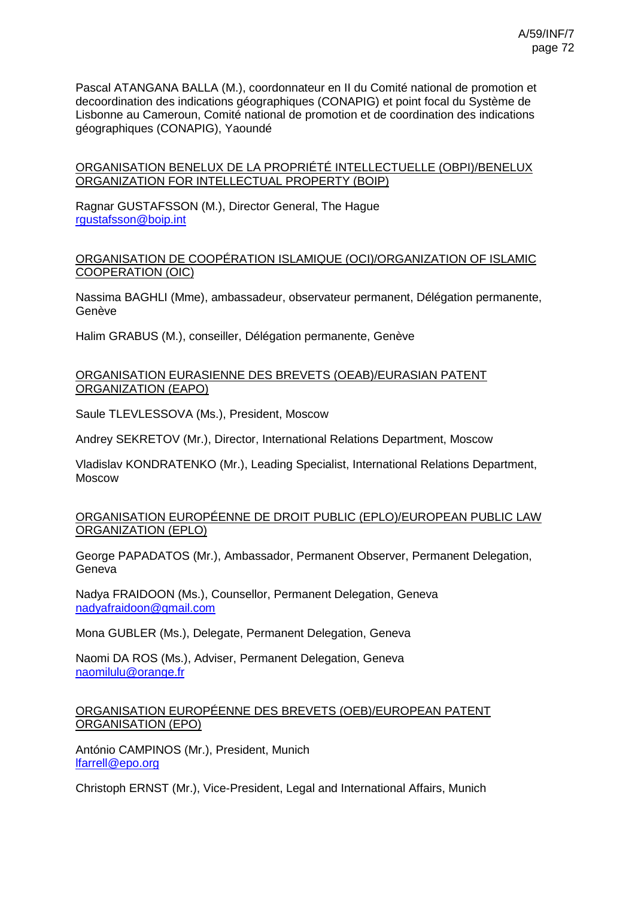Pascal ATANGANA BALLA (M.), coordonnateur en II du Comité national de promotion et decoordination des indications géographiques (CONAPIG) et point focal du Système de Lisbonne au Cameroun, Comité national de promotion et de coordination des indications géographiques (CONAPIG), Yaoundé

ORGANISATION BENELUX DE LA PROPRIÉTÉ INTELLECTUELLE (OBPI)/BENELUX ORGANIZATION FOR INTELLECTUAL PROPERTY (BOIP)

Ragnar GUSTAFSSON (M.), Director General, The Hague
rgustafsson@boip.int

ORGANISATION DE COOPÉRATION ISLAMIQUE (OCI)/ORGANIZATION OF ISLAMIC COOPERATION (OIC)

Nassima BAGHLI (Mme), ambassadeur, observateur permanent, Délégation permanente, Genève

Halim GRABUS (M.), conseiller, Délégation permanente, Genève

ORGANISATION EURASIENNE DES BREVETS (OEAB)/EURASIAN PATENT ORGANIZATION (EAPO)

Saule TLEVLESSOVA (Ms.), President, Moscow

Andrey SEKRETOV (Mr.), Director, International Relations Department, Moscow

Vladislav KONDRATENKO (Mr.), Leading Specialist, International Relations Department, Moscow

ORGANISATION EUROPÉENNE DE DROIT PUBLIC (EPLO)/EUROPEAN PUBLIC LAW ORGANIZATION (EPLO)

George PAPADATOS (Mr.), Ambassador, Permanent Observer, Permanent Delegation, Geneva

Nadya FRAIDOON (Ms.), Counsellor, Permanent Delegation, Geneva
nadyafraidoon@gmail.com

Mona GUBLER (Ms.), Delegate, Permanent Delegation, Geneva

Naomi DA ROS (Ms.), Adviser, Permanent Delegation, Geneva
naomilulu@orange.fr

ORGANISATION EUROPÉENNE DES BREVETS (OEB)/EUROPEAN PATENT ORGANISATION (EPO)

António CAMPINOS (Mr.), President, Munich
lfarrell@epo.org

Christoph ERNST (Mr.), Vice-President, Legal and International Affairs, Munich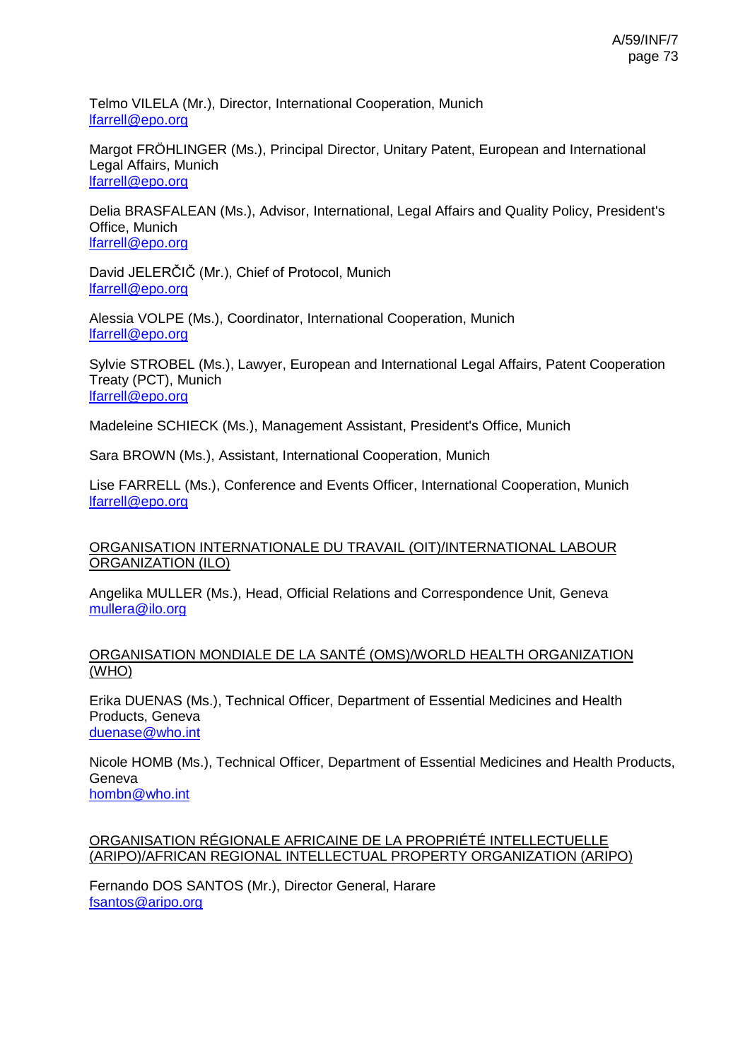Telmo VILELA (Mr.), Director, International Cooperation, Munich
lfarrell@epo.org

Margot FRÖHLINGER (Ms.), Principal Director, Unitary Patent, European and International Legal Affairs, Munich
lfarrell@epo.org

Delia BRASFALEAN (Ms.), Advisor, International, Legal Affairs and Quality Policy, President's Office, Munich
lfarrell@epo.org

David JELERČIČ (Mr.), Chief of Protocol, Munich
lfarrell@epo.org

Alessia VOLPE (Ms.), Coordinator, International Cooperation, Munich
lfarrell@epo.org

Sylvie STROBEL (Ms.), Lawyer, European and International Legal Affairs, Patent Cooperation Treaty (PCT), Munich
lfarrell@epo.org

Madeleine SCHIECK (Ms.), Management Assistant, President's Office, Munich

Sara BROWN (Ms.), Assistant, International Cooperation, Munich

Lise FARRELL (Ms.), Conference and Events Officer, International Cooperation, Munich
lfarrell@epo.org

ORGANISATION INTERNATIONALE DU TRAVAIL (OIT)/INTERNATIONAL LABOUR ORGANIZATION (ILO)

Angelika MULLER (Ms.), Head, Official Relations and Correspondence Unit, Geneva
mullera@ilo.org

ORGANISATION MONDIALE DE LA SANTÉ (OMS)/WORLD HEALTH ORGANIZATION (WHO)

Erika DUENAS (Ms.), Technical Officer, Department of Essential Medicines and Health Products, Geneva
duenase@who.int

Nicole HOMB (Ms.), Technical Officer, Department of Essential Medicines and Health Products, Geneva
hombn@who.int

ORGANISATION RÉGIONALE AFRICAINE DE LA PROPRIÉTÉ INTELLECTUELLE (ARIPO)/AFRICAN REGIONAL INTELLECTUAL PROPERTY ORGANIZATION (ARIPO)

Fernando DOS SANTOS (Mr.), Director General, Harare
fsantos@aripo.org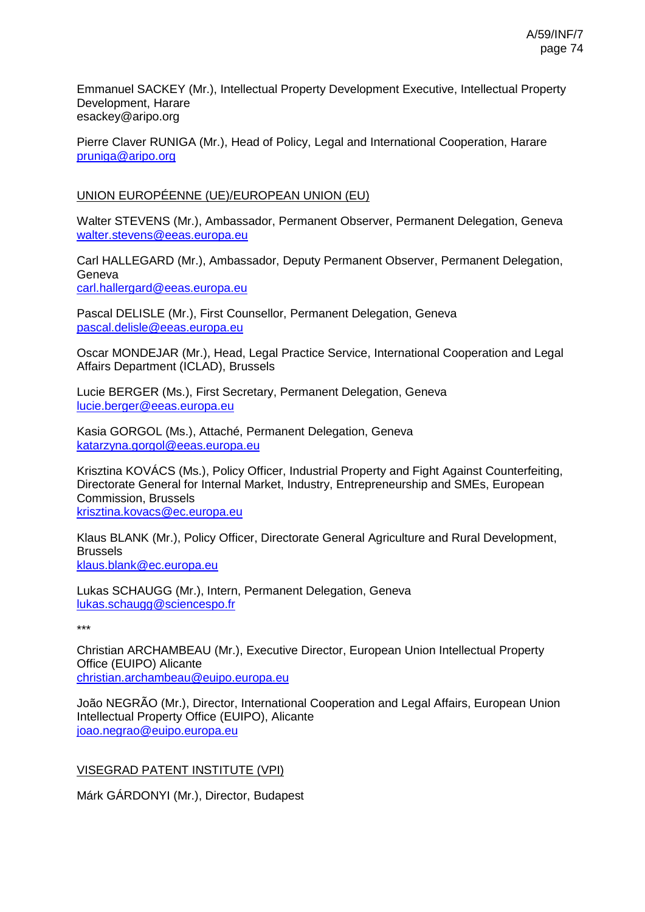Emmanuel SACKEY (Mr.), Intellectual Property Development Executive, Intellectual Property Development, Harare
esackey@aripo.org

Pierre Claver RUNIGA (Mr.), Head of Policy, Legal and International Cooperation, Harare
pruniga@aripo.org

UNION EUROPÉENNE (UE)/EUROPEAN UNION (EU)

Walter STEVENS (Mr.), Ambassador, Permanent Observer, Permanent Delegation, Geneva
walter.stevens@eeas.europa.eu

Carl HALLEGARD (Mr.), Ambassador, Deputy Permanent Observer, Permanent Delegation, Geneva
carl.hallergard@eeas.europa.eu

Pascal DELISLE (Mr.), First Counsellor, Permanent Delegation, Geneva
pascal.delisle@eeas.europa.eu

Oscar MONDEJAR (Mr.), Head, Legal Practice Service, International Cooperation and Legal Affairs Department (ICLAD), Brussels

Lucie BERGER (Ms.), First Secretary, Permanent Delegation, Geneva
lucie.berger@eeas.europa.eu

Kasia GORGOL (Ms.), Attaché, Permanent Delegation, Geneva
katarzyna.gorgol@eeas.europa.eu

Krisztina KOVÁCS (Ms.), Policy Officer, Industrial Property and Fight Against Counterfeiting, Directorate General for Internal Market, Industry, Entrepreneurship and SMEs, European Commission, Brussels
krisztina.kovacs@ec.europa.eu

Klaus BLANK (Mr.), Policy Officer, Directorate General Agriculture and Rural Development, Brussels
klaus.blank@ec.europa.eu

Lukas SCHAUGG (Mr.), Intern, Permanent Delegation, Geneva
lukas.schaugg@sciencespo.fr

***

Christian ARCHAMBEAU (Mr.), Executive Director, European Union Intellectual Property Office (EUIPO) Alicante
christian.archambeau@euipo.europa.eu

João NEGRÃO (Mr.), Director, International Cooperation and Legal Affairs, European Union Intellectual Property Office (EUIPO), Alicante
joao.negrao@euipo.europa.eu

VISEGRAD PATENT INSTITUTE (VPI)

Márk GÁRDONYI (Mr.), Director, Budapest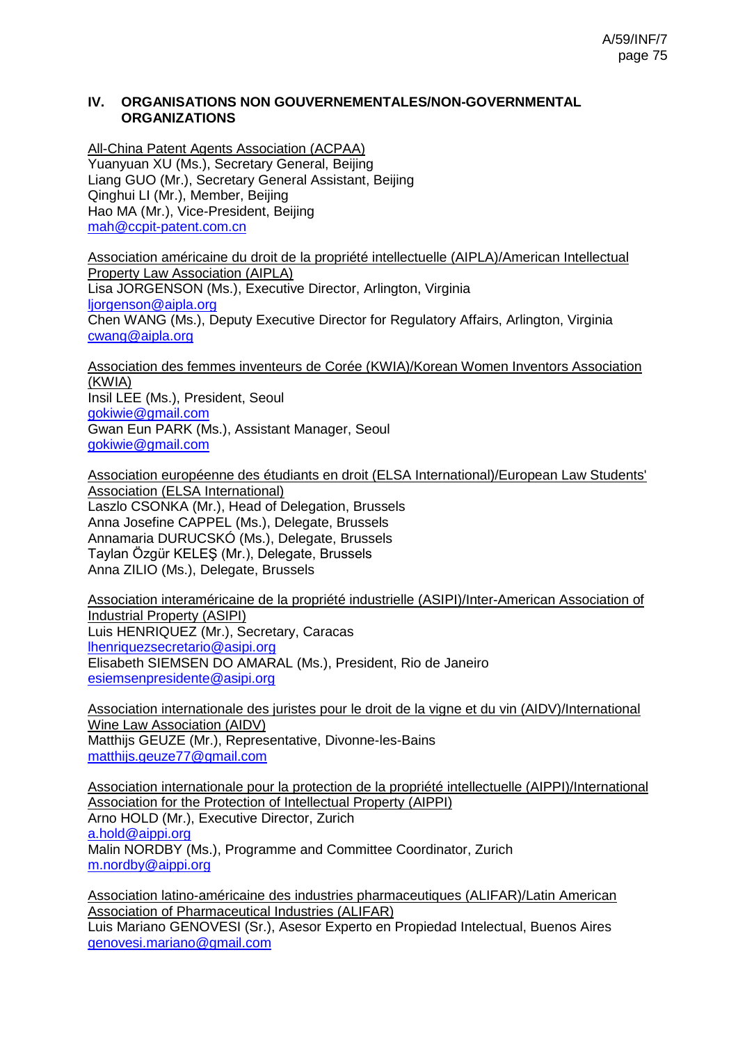## IV. ORGANISATIONS NON GOUVERNEMENTALES/NON-GOVERNMENTAL ORGANIZATIONS

All-China Patent Agents Association (ACPAA)
Yuanyuan XU (Ms.), Secretary General, Beijing
Liang GUO (Mr.), Secretary General Assistant, Beijing
Qinghui LI (Mr.), Member, Beijing
Hao MA (Mr.), Vice-President, Beijing
mah@ccpit-patent.com.cn

Association américaine du droit de la propriété intellectuelle (AIPLA)/American Intellectual Property Law Association (AIPLA)
Lisa JORGENSON (Ms.), Executive Director, Arlington, Virginia
ljorgenson@aipla.org
Chen WANG (Ms.), Deputy Executive Director for Regulatory Affairs, Arlington, Virginia
cwang@aipla.org

Association des femmes inventeurs de Corée (KWIA)/Korean Women Inventors Association (KWIA)
Insil LEE (Ms.), President, Seoul
gokiwie@gmail.com
Gwan Eun PARK (Ms.), Assistant Manager, Seoul
gokiwie@gmail.com

Association européenne des étudiants en droit (ELSA International)/European Law Students' Association (ELSA International)
Laszlo CSONKA (Mr.), Head of Delegation, Brussels
Anna Josefine CAPPEL (Ms.), Delegate, Brussels
Annamaria DURUCSKÓ (Ms.), Delegate, Brussels
Taylan Özgür KELEŞ (Mr.), Delegate, Brussels
Anna ZILIO (Ms.), Delegate, Brussels

Association interaméricaine de la propriété industrielle (ASIPI)/Inter-American Association of Industrial Property (ASIPI)
Luis HENRIQUEZ (Mr.), Secretary, Caracas
lhenriquezsecretario@asipi.org
Elisabeth SIEMSEN DO AMARAL (Ms.), President, Rio de Janeiro
esiemsenpresidente@asipi.org

Association internationale des juristes pour le droit de la vigne et du vin (AIDV)/International Wine Law Association (AIDV)
Matthijs GEUZE (Mr.), Representative, Divonne-les-Bains
matthijs.geuze77@gmail.com

Association internationale pour la protection de la propriété intellectuelle (AIPPI)/International Association for the Protection of Intellectual Property (AIPPI)
Arno HOLD (Mr.), Executive Director, Zurich
a.hold@aippi.org
Malin NORDBY (Ms.), Programme and Committee Coordinator, Zurich
m.nordby@aippi.org

Association latino-américaine des industries pharmaceutiques (ALIFAR)/Latin American Association of Pharmaceutical Industries (ALIFAR)
Luis Mariano GENOVESI (Sr.), Asesor Experto en Propiedad Intelectual, Buenos Aires
genovesi.mariano@gmail.com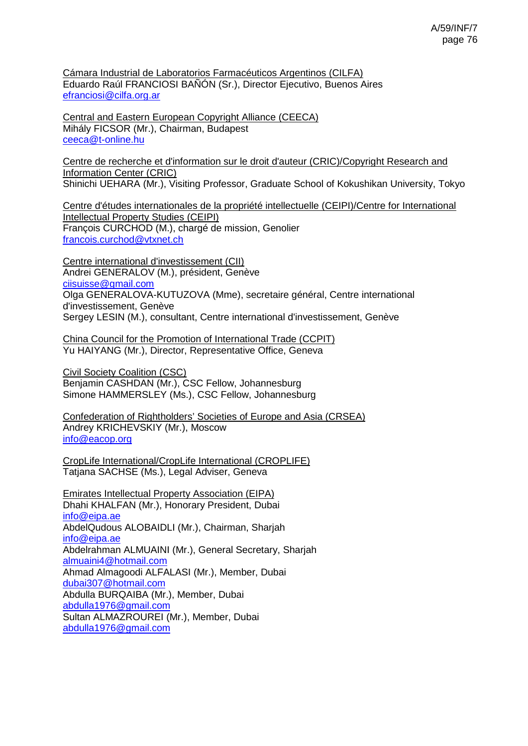Cámara Industrial de Laboratorios Farmacéuticos Argentinos (CILFA)
Eduardo Raúl FRANCIOSI BAÑÓN (Sr.), Director Ejecutivo, Buenos Aires
efranciosi@cilfa.org.ar

Central and Eastern European Copyright Alliance (CEECA)
Mihály FICSOR (Mr.), Chairman, Budapest
ceeca@t-online.hu

Centre de recherche et d'information sur le droit d'auteur (CRIC)/Copyright Research and Information Center (CRIC)
Shinichi UEHARA (Mr.), Visiting Professor, Graduate School of Kokushikan University, Tokyo

Centre d'études internationales de la propriété intellectuelle (CEIPI)/Centre for International Intellectual Property Studies (CEIPI)
François CURCHOD (M.), chargé de mission, Genolier
francois.curchod@vtxnet.ch

Centre international d'investissement (CII)
Andrei GENERALOV (M.), président, Genève
ciisuisse@gmail.com
Olga GENERALOVA-KUTUZOVA (Mme), secretaire général, Centre international d'investissement, Genève
Sergey LESIN (M.), consultant, Centre international d'investissement, Genève

China Council for the Promotion of International Trade (CCPIT)
Yu HAIYANG (Mr.), Director, Representative Office, Geneva

Civil Society Coalition (CSC)
Benjamin CASHDAN (Mr.), CSC Fellow, Johannesburg
Simone HAMMERSLEY (Ms.), CSC Fellow, Johannesburg

Confederation of Rightholders' Societies of Europe and Asia (CRSEA)
Andrey KRICHEVSKIY (Mr.), Moscow
info@eacop.org

CropLife International/CropLife International (CROPLIFE)
Tatjana SACHSE (Ms.), Legal Adviser, Geneva

Emirates Intellectual Property Association (EIPA)
Dhahi KHALFAN (Mr.), Honorary President, Dubai
info@eipa.ae
AbdelQudous ALOBAIDLI (Mr.), Chairman, Sharjah
info@eipa.ae
Abdelrahman ALMUAINI (Mr.), General Secretary, Sharjah
almuaini4@hotmail.com
Ahmad Almagoodi ALFALASI (Mr.), Member, Dubai
dubai307@hotmail.com
Abdulla BURQAIBA (Mr.), Member, Dubai
abdulla1976@gmail.com
Sultan ALMAZROUREI (Mr.), Member, Dubai
abdulla1976@gmail.com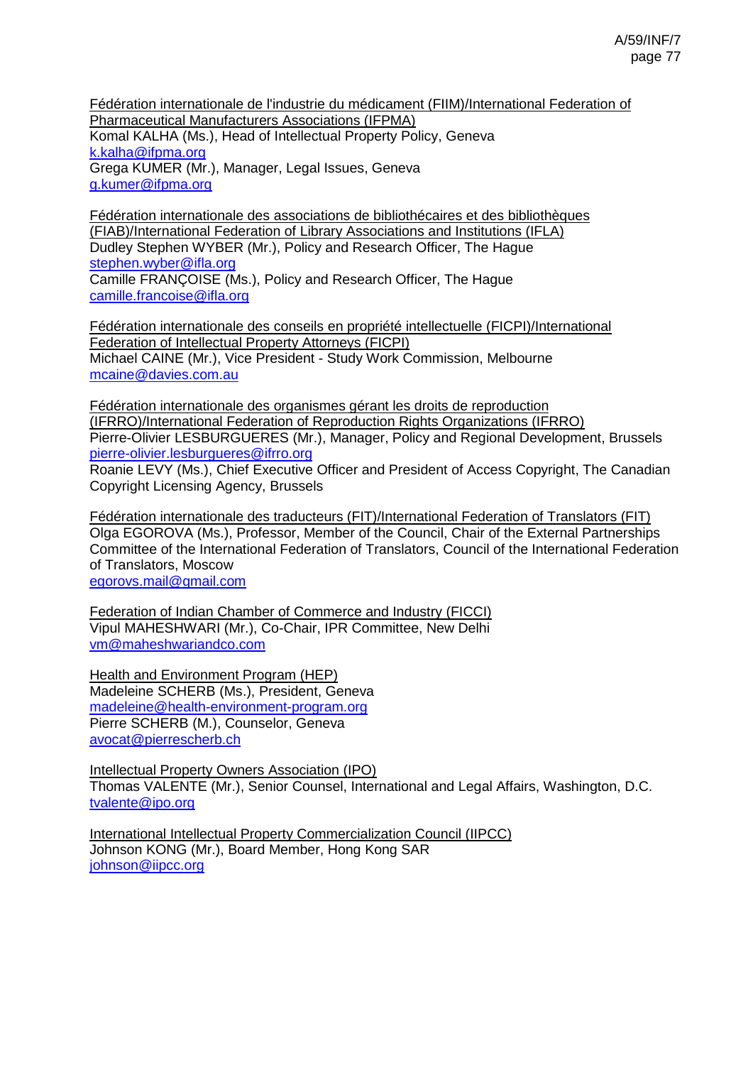Fédération internationale de l'industrie du médicament (FIIM)/International Federation of Pharmaceutical Manufacturers Associations (IFPMA)
Komal KALHA (Ms.), Head of Intellectual Property Policy, Geneva
k.kalha@ifpma.org
Grega KUMER (Mr.), Manager, Legal Issues, Geneva
g.kumer@ifpma.org

Fédération internationale des associations de bibliothécaires et des bibliothèques (FIAB)/International Federation of Library Associations and Institutions (IFLA)
Dudley Stephen WYBER (Mr.), Policy and Research Officer, The Hague
stephen.wyber@ifla.org
Camille FRANÇOISE (Ms.), Policy and Research Officer, The Hague
camille.francoise@ifla.org

Fédération internationale des conseils en propriété intellectuelle (FICPI)/International Federation of Intellectual Property Attorneys (FICPI)
Michael CAINE (Mr.), Vice President - Study Work Commission, Melbourne
mcaine@davies.com.au

Fédération internationale des organismes gérant les droits de reproduction (IFRRO)/International Federation of Reproduction Rights Organizations (IFRRO)
Pierre-Olivier LESBURGUERES (Mr.), Manager, Policy and Regional Development, Brussels
pierre-olivier.lesburgueres@ifrro.org
Roanie LEVY (Ms.), Chief Executive Officer and President of Access Copyright, The Canadian Copyright Licensing Agency, Brussels

Fédération internationale des traducteurs (FIT)/International Federation of Translators (FIT)
Olga EGOROVA (Ms.), Professor, Member of the Council, Chair of the External Partnerships Committee of the International Federation of Translators, Council of the International Federation of Translators, Moscow
egorovs.mail@gmail.com

Federation of Indian Chamber of Commerce and Industry (FICCI)
Vipul MAHESHWARI (Mr.), Co-Chair, IPR Committee, New Delhi
vm@maheshwariandco.com

Health and Environment Program (HEP)
Madeleine SCHERB (Ms.), President, Geneva
madeleine@health-environment-program.org
Pierre SCHERB (M.), Counselor, Geneva
avocat@pierrescherb.ch

Intellectual Property Owners Association (IPO)
Thomas VALENTE (Mr.), Senior Counsel, International and Legal Affairs, Washington, D.C.
tvalente@ipo.org

International Intellectual Property Commercialization Council (IIPCC)
Johnson KONG (Mr.), Board Member, Hong Kong SAR
johnson@iipcc.org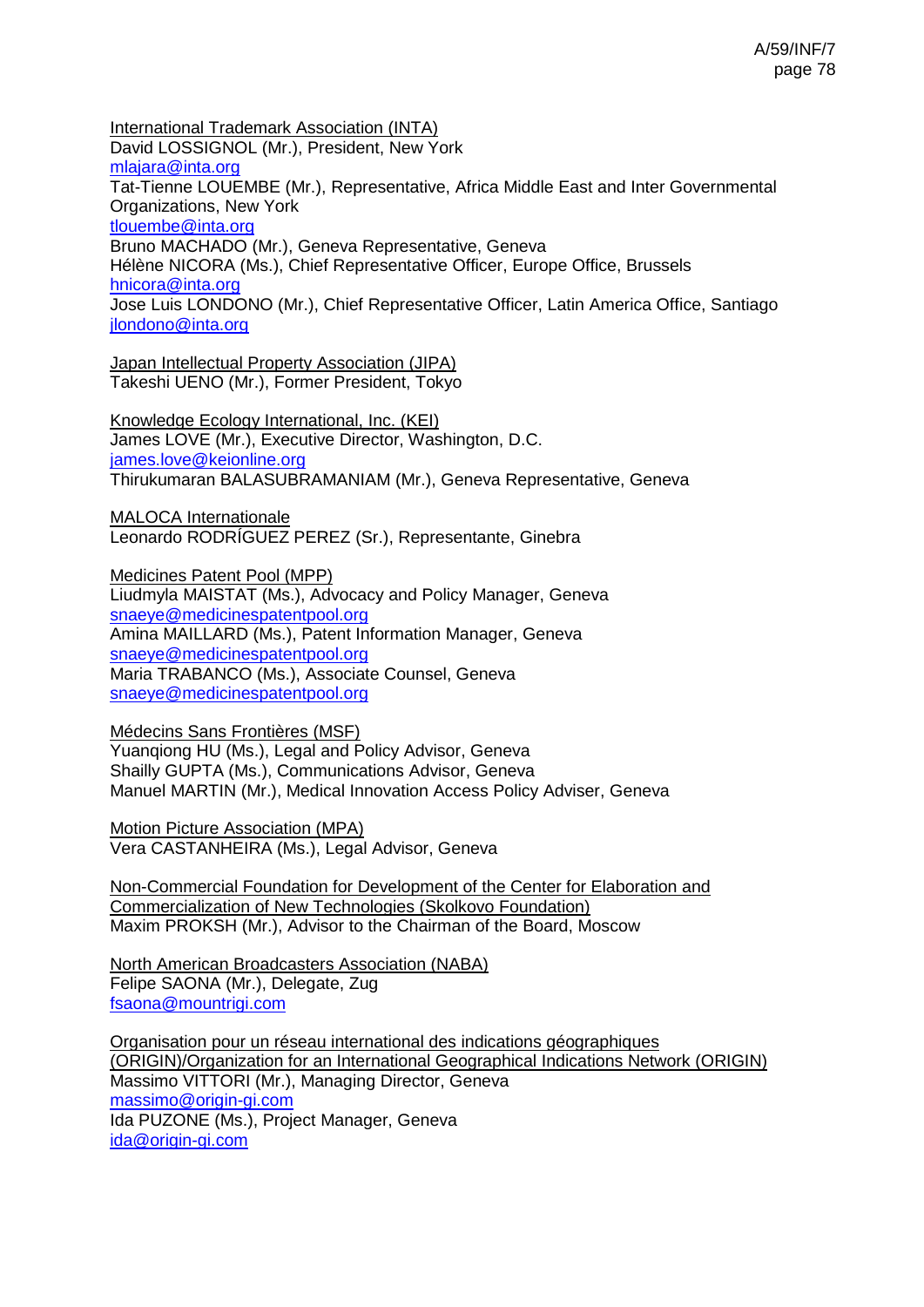International Trademark Association (INTA)
David LOSSIGNOL (Mr.), President, New York
mlajara@inta.org
Tat-Tienne LOUEMBE (Mr.), Representative, Africa Middle East and Inter Governmental Organizations, New York
tlouembe@inta.org
Bruno MACHADO (Mr.), Geneva Representative, Geneva
Hélène NICORA (Ms.), Chief Representative Officer, Europe Office, Brussels
hnicora@inta.org
Jose Luis LONDONO (Mr.), Chief Representative Officer, Latin America Office, Santiago
jlondono@inta.org

Japan Intellectual Property Association (JIPA)
Takeshi UENO (Mr.), Former President, Tokyo

Knowledge Ecology International, Inc. (KEI)
James LOVE (Mr.), Executive Director, Washington, D.C.
james.love@keionline.org
Thirukumaran BALASUBRAMANIAM (Mr.), Geneva Representative, Geneva

MALOCA Internationale
Leonardo RODRÍGUEZ PEREZ (Sr.), Representante, Ginebra

Medicines Patent Pool (MPP)
Liudmyla MAISTAT (Ms.), Advocacy and Policy Manager, Geneva
snaeye@medicinespatentpool.org
Amina MAILLARD (Ms.), Patent Information Manager, Geneva
snaeye@medicinespatentpool.org
Maria TRABANCO (Ms.), Associate Counsel, Geneva
snaeye@medicinespatentpool.org

Médecins Sans Frontières (MSF)
Yuanqiong HU (Ms.), Legal and Policy Advisor, Geneva
Shailly GUPTA (Ms.), Communications Advisor, Geneva
Manuel MARTIN (Mr.), Medical Innovation Access Policy Adviser, Geneva

Motion Picture Association (MPA)
Vera CASTANHEIRA (Ms.), Legal Advisor, Geneva

Non-Commercial Foundation for Development of the Center for Elaboration and Commercialization of New Technologies (Skolkovo Foundation)
Maxim PROKSH (Mr.), Advisor to the Chairman of the Board, Moscow

North American Broadcasters Association (NABA)
Felipe SAONA (Mr.), Delegate, Zug
fsaona@mountrigi.com

Organisation pour un réseau international des indications géographiques (ORIGIN)/Organization for an International Geographical Indications Network (ORIGIN)
Massimo VITTORI (Mr.), Managing Director, Geneva
massimo@origin-gi.com
Ida PUZONE (Ms.), Project Manager, Geneva
ida@origin-gi.com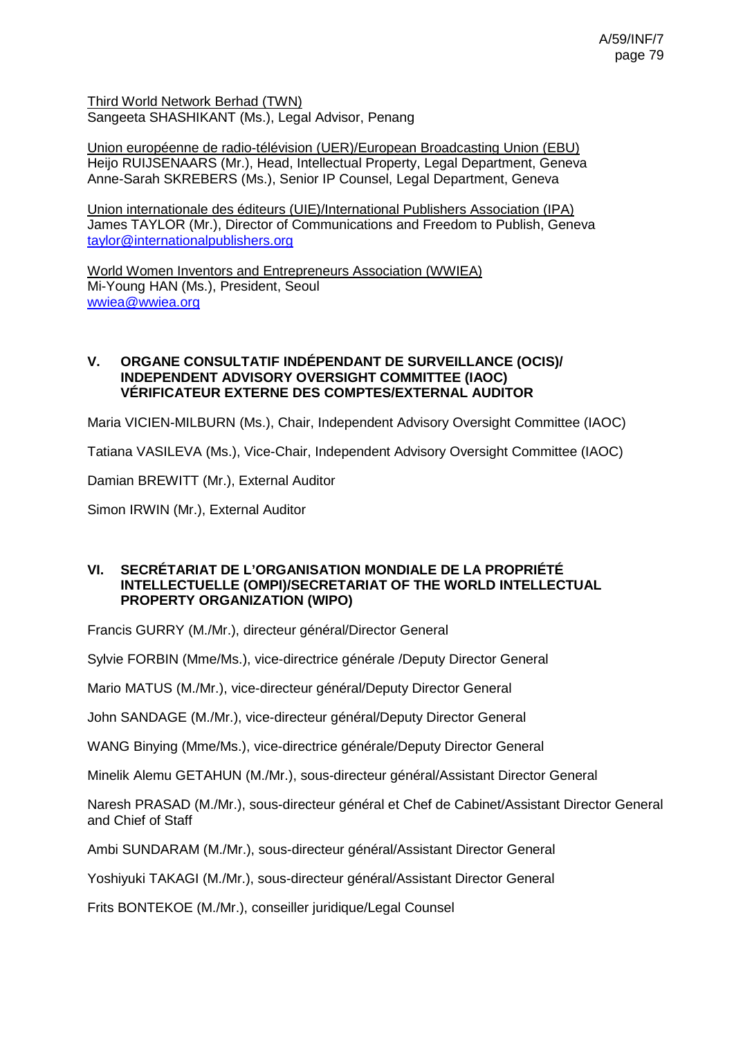<u>Third World Network Berhad (TWN)</u>
Sangeeta SHASHIKANT (Ms.), Legal Advisor, Penang

<u>Union européenne de radio-télévision (UER)/European Broadcasting Union (EBU)</u>
Heijo RUIJSENAARS (Mr.), Head, Intellectual Property, Legal Department, Geneva
Anne-Sarah SKREBERS (Ms.), Senior IP Counsel, Legal Department, Geneva

<u>Union internationale des éditeurs (UIE)/International Publishers Association (IPA)</u>
James TAYLOR (Mr.), Director of Communications and Freedom to Publish, Geneva
taylor@internationalpublishers.org

<u>World Women Inventors and Entrepreneurs Association (WWIEA)</u>
Mi-Young HAN (Ms.), President, Seoul
wwiea@wwiea.org

## V. ORGANE CONSULTATIF INDÉPENDANT DE SURVEILLANCE (OCIS)/ INDEPENDENT ADVISORY OVERSIGHT COMMITTEE (IAOC) VÉRIFICATEUR EXTERNE DES COMPTES/EXTERNAL AUDITOR

Maria VICIEN-MILBURN (Ms.), Chair, Independent Advisory Oversight Committee (IAOC)

Tatiana VASILEVA (Ms.), Vice-Chair, Independent Advisory Oversight Committee (IAOC)

Damian BREWITT (Mr.), External Auditor

Simon IRWIN (Mr.), External Auditor

## VI. SECRÉTARIAT DE L'ORGANISATION MONDIALE DE LA PROPRIÉTÉ INTELLECTUELLE (OMPI)/SECRETARIAT OF THE WORLD INTELLECTUAL PROPERTY ORGANIZATION (WIPO)

Francis GURRY (M./Mr.), directeur général/Director General

Sylvie FORBIN (Mme/Ms.), vice-directrice générale /Deputy Director General

Mario MATUS (M./Mr.), vice-directeur général/Deputy Director General

John SANDAGE (M./Mr.), vice-directeur général/Deputy Director General

WANG Binying (Mme/Ms.), vice-directrice générale/Deputy Director General

Minelik Alemu GETAHUN (M./Mr.), sous-directeur général/Assistant Director General

Naresh PRASAD (M./Mr.), sous-directeur général et Chef de Cabinet/Assistant Director General and Chief of Staff

Ambi SUNDARAM (M./Mr.), sous-directeur général/Assistant Director General

Yoshiyuki TAKAGI (M./Mr.), sous-directeur général/Assistant Director General

Frits BONTEKOE (M./Mr.), conseiller juridique/Legal Counsel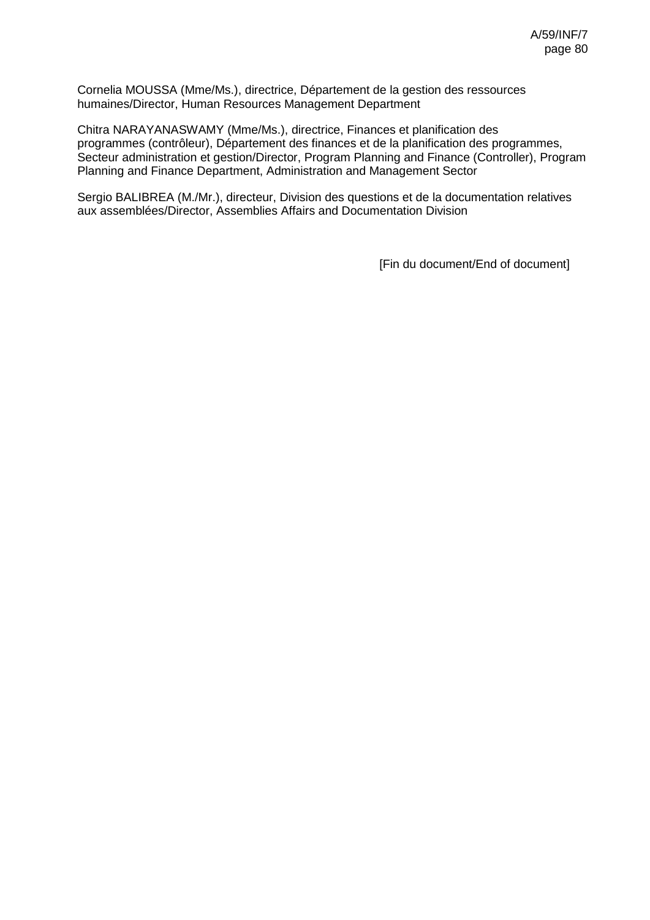Cornelia MOUSSA (Mme/Ms.), directrice, Département de la gestion des ressources humaines/Director, Human Resources Management Department

Chitra NARAYANASWAMY (Mme/Ms.), directrice, Finances et planification des programmes (contrôleur), Département des finances et de la planification des programmes, Secteur administration et gestion/Director, Program Planning and Finance (Controller), Program Planning and Finance Department, Administration and Management Sector

Sergio BALIBREA (M./Mr.), directeur, Division des questions et de la documentation relatives aux assemblées/Director, Assemblies Affairs and Documentation Division

[Fin du document/End of document]